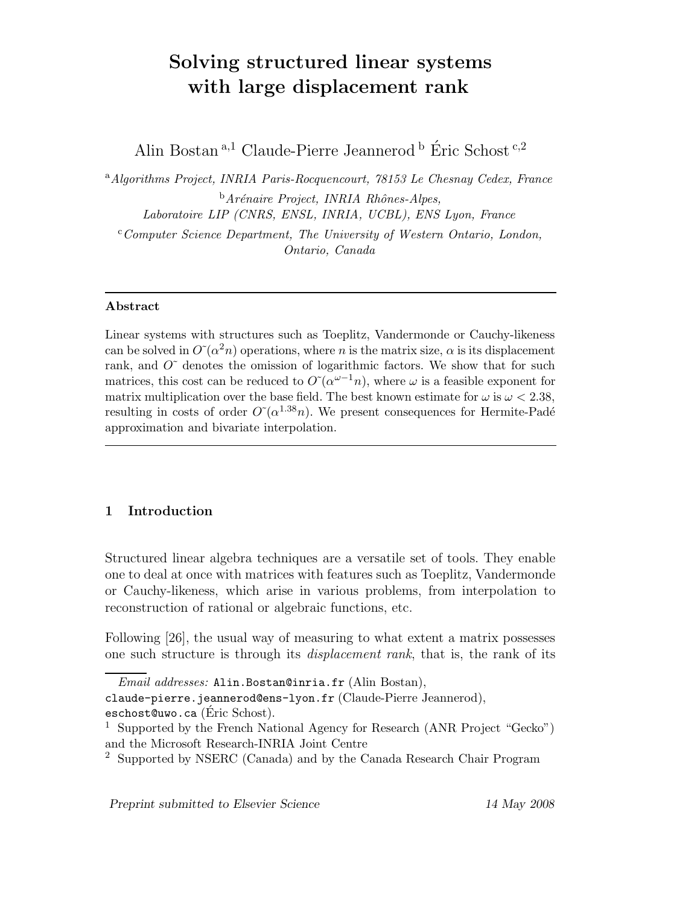# Solving structured linear systems with large displacement rank

Alin Bostan [a,1] Claude-Pierre Jeannerod [b] Éric Schost [c,2]

[a] *Algorithms Project, INRIA Paris-Rocquencourt, 78153 Le Chesnay Cedex, France*

[b] *Arénaire Project, INRIA Rhônes-Alpes, Laboratoire LIP (CNRS, ENSL, INRIA, UCBL), ENS Lyon, France*

[c] *Computer Science Department, The University of Western Ontario, London, Ontario, Canada*

---

**Abstract**

Linear systems with structures such as Toeplitz, Vandermonde or Cauchy-likeness can be solved in $O\tilde{~}(\alpha^2 n)$ operations, where $n$ is the matrix size, $\alpha$ is its displacement rank, and $O\tilde{~}$ denotes the omission of logarithmic factors. We show that for such matrices, this cost can be reduced to $O\tilde{~}(\alpha^{\omega-1} n)$, where $\omega$ is a feasible exponent for matrix multiplication over the base field. The best known estimate for $\omega$ is $\omega < 2.38$, resulting in costs of order $O\tilde{~}(\alpha^{1.38} n)$. We present consequences for Hermite-Padé approximation and bivariate interpolation.

---

## 1 Introduction

Structured linear algebra techniques are a versatile set of tools. They enable one to deal at once with matrices with features such as Toeplitz, Vandermonde or Cauchy-likeness, which arise in various problems, from interpolation to reconstruction of rational or algebraic functions, etc.

Following [26], the usual way of measuring to what extent a matrix possesses one such structure is through its *displacement rank*, that is, the rank of its

---

*Email addresses:* `Alin.Bostan@inria.fr` (Alin Bostan), `claude-pierre.jeannerod@ens-lyon.fr` (Claude-Pierre Jeannerod), `eschost@uwo.ca` (Éric Schost).

[1] Supported by the French National Agency for Research (ANR Project "Gecko") and the Microsoft Research-INRIA Joint Centre

[2] Supported by NSERC (Canada) and by the Canada Research Chair Program

*Preprint submitted to Elsevier Science* 14 May 2008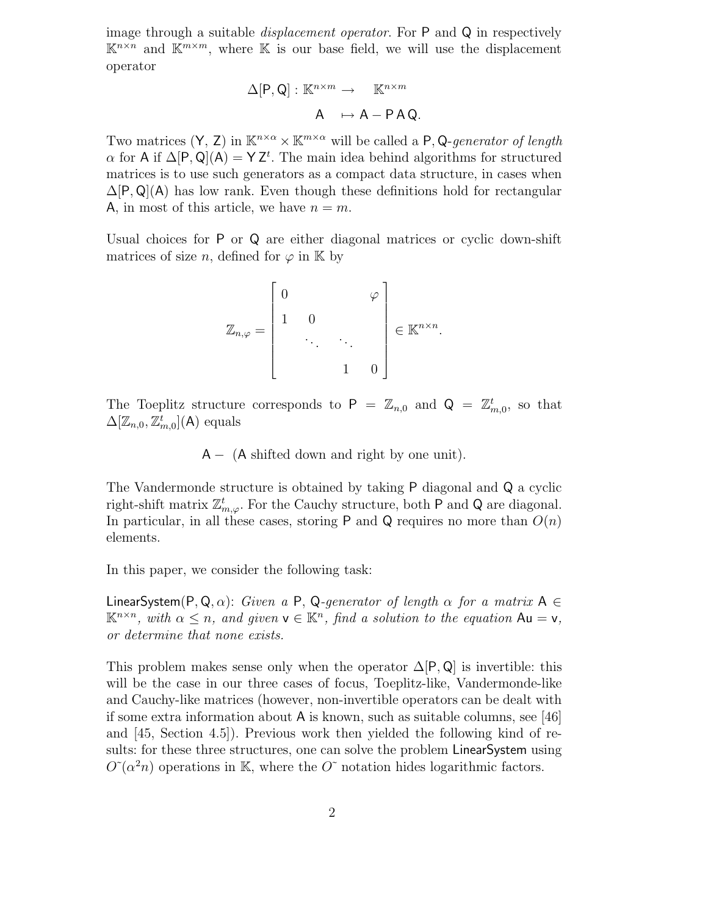image through a suitable *displacement operator*. For $\mathsf{P}$ and $\mathsf{Q}$ in respectively $\mathbb{K}^{n\times n}$ and $\mathbb{K}^{m\times m}$, where $\mathbb{K}$ is our base field, we will use the displacement operator

$$\Delta[\mathsf{P},\mathsf{Q}] : \mathbb{K}^{n\times m} \to \mathbb{K}^{n\times m}$$
$$\mathsf{A} \mapsto \mathsf{A} - \mathsf{P}\,\mathsf{A}\,\mathsf{Q}.$$

Two matrices $(\mathsf{Y},\ \mathsf{Z})$ in $\mathbb{K}^{n\times\alpha}\times\mathbb{K}^{m\times\alpha}$ will be called a $\mathsf{P},\mathsf{Q}$-*generator of length* $\alpha$ for $\mathsf{A}$ if $\Delta[\mathsf{P},\mathsf{Q}](\mathsf{A}) = \mathsf{Y}\,\mathsf{Z}^t$. The main idea behind algorithms for structured matrices is to use such generators as a compact data structure, in cases when $\Delta[\mathsf{P},\mathsf{Q}](\mathsf{A})$ has low rank. Even though these definitions hold for rectangular $\mathsf{A}$, in most of this article, we have $n = m$.

Usual choices for $\mathsf{P}$ or $\mathsf{Q}$ are either diagonal matrices or cyclic down-shift matrices of size $n$, defined for $\varphi$ in $\mathbb{K}$ by

$$\mathbb{Z}_{n,\varphi} = \begin{bmatrix} 0 & & & \varphi \\ 1 & 0 & & \\ & \ddots & \ddots & \\ & & 1 & 0 \end{bmatrix} \in \mathbb{K}^{n\times n}.$$

The Toeplitz structure corresponds to $\mathsf{P} = \mathbb{Z}_{n,0}$ and $\mathsf{Q} = \mathbb{Z}_{m,0}^t$, so that $\Delta[\mathbb{Z}_{n,0},\mathbb{Z}_{m,0}^t](\mathsf{A})$ equals

$$\mathsf{A} - \ (\mathsf{A}\text{ shifted down and right by one unit}).$$

The Vandermonde structure is obtained by taking $\mathsf{P}$ diagonal and $\mathsf{Q}$ a cyclic right-shift matrix $\mathbb{Z}_{m,\varphi}^t$. For the Cauchy structure, both $\mathsf{P}$ and $\mathsf{Q}$ are diagonal. In particular, in all these cases, storing $\mathsf{P}$ and $\mathsf{Q}$ requires no more than $O(n)$ elements.

In this paper, we consider the following task:

LinearSystem$(\mathsf{P},\mathsf{Q},\alpha)$: *Given a* $\mathsf{P},\mathsf{Q}$*-generator of length* $\alpha$ *for a matrix* $\mathsf{A}\in\mathbb{K}^{n\times n}$*, with* $\alpha \le n$*, and given* $\mathsf{v}\in\mathbb{K}^n$*, find a solution to the equation* $\mathsf{A}\mathsf{u} = \mathsf{v}$*, or determine that none exists.*

This problem makes sense only when the operator $\Delta[\mathsf{P},\mathsf{Q}]$ is invertible: this will be the case in our three cases of focus, Toeplitz-like, Vandermonde-like and Cauchy-like matrices (however, non-invertible operators can be dealt with if some extra information about $\mathsf{A}$ is known, such as suitable columns, see [46] and [45, Section 4.5]). Previous work then yielded the following kind of results: for these three structures, one can solve the problem LinearSystem using $O\tilde{~}(\alpha^2 n)$ operations in $\mathbb{K}$, where the $O\tilde{~}$ notation hides logarithmic factors.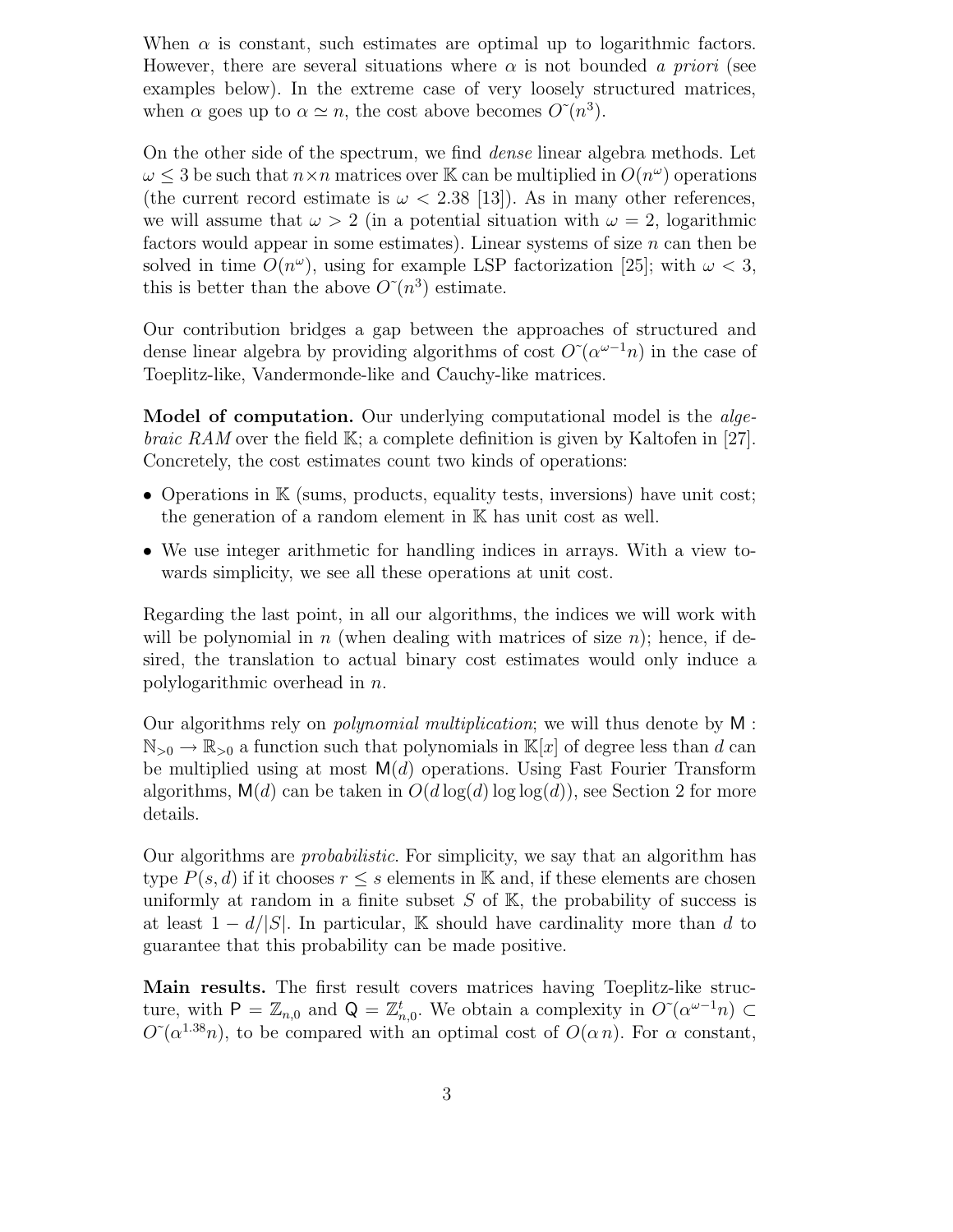When $\alpha$ is constant, such estimates are optimal up to logarithmic factors. However, there are several situations where $\alpha$ is not bounded *a priori* (see examples below). In the extreme case of very loosely structured matrices, when $\alpha$ goes up to $\alpha \simeq n$, the cost above becomes $\tilde{O}(n^3)$.

On the other side of the spectrum, we find *dense* linear algebra methods. Let $\omega \leq 3$ be such that $n \times n$ matrices over $\mathbb{K}$ can be multiplied in $O(n^\omega)$ operations (the current record estimate is $\omega < 2.38$ [13]). As in many other references, we will assume that $\omega > 2$ (in a potential situation with $\omega = 2$, logarithmic factors would appear in some estimates). Linear systems of size $n$ can then be solved in time $O(n^\omega)$, using for example LSP factorization [25]; with $\omega < 3$, this is better than the above $\tilde{O}(n^3)$ estimate.

Our contribution bridges a gap between the approaches of structured and dense linear algebra by providing algorithms of cost $\tilde{O}(\alpha^{\omega-1} n)$ in the case of Toeplitz-like, Vandermonde-like and Cauchy-like matrices.

**Model of computation.** Our underlying computational model is the *algebraic RAM* over the field $\mathbb{K}$; a complete definition is given by Kaltofen in [27]. Concretely, the cost estimates count two kinds of operations:

- Operations in $\mathbb{K}$ (sums, products, equality tests, inversions) have unit cost; the generation of a random element in $\mathbb{K}$ has unit cost as well.
- We use integer arithmetic for handling indices in arrays. With a view towards simplicity, we see all these operations at unit cost.

Regarding the last point, in all our algorithms, the indices we will work with will be polynomial in $n$ (when dealing with matrices of size $n$); hence, if desired, the translation to actual binary cost estimates would only induce a polylogarithmic overhead in $n$.

Our algorithms rely on *polynomial multiplication*; we will thus denote by $\mathsf{M} : \mathbb{N}_{>0} \rightarrow \mathbb{R}_{>0}$ a function such that polynomials in $\mathbb{K}[x]$ of degree less than $d$ can be multiplied using at most $\mathsf{M}(d)$ operations. Using Fast Fourier Transform algorithms, $\mathsf{M}(d)$ can be taken in $O(d \log(d) \log\log(d))$, see Section 2 for more details.

Our algorithms are *probabilistic*. For simplicity, we say that an algorithm has type $P(s, d)$ if it chooses $r \leq s$ elements in $\mathbb{K}$ and, if these elements are chosen uniformly at random in a finite subset $S$ of $\mathbb{K}$, the probability of success is at least $1 - d/|S|$. In particular, $\mathbb{K}$ should have cardinality more than $d$ to guarantee that this probability can be made positive.

**Main results.** The first result covers matrices having Toeplitz-like structure, with $\mathsf{P} = \mathbb{Z}_{n,0}$ and $\mathsf{Q} = \mathbb{Z}_{n,0}^t$. We obtain a complexity in $\tilde{O}(\alpha^{\omega-1} n) \subset \tilde{O}(\alpha^{1.38} n)$, to be compared with an optimal cost of $O(\alpha\, n)$. For $\alpha$ constant,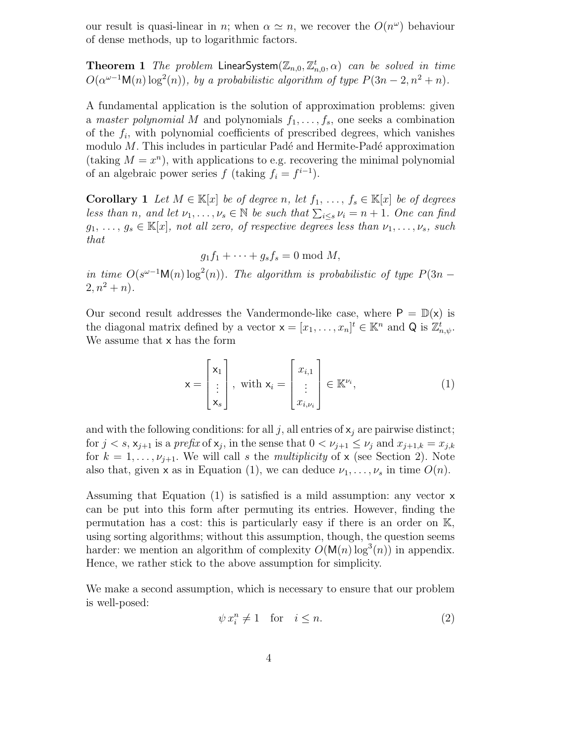our result is quasi-linear in $n$; when $\alpha \simeq n$, we recover the $O(n^\omega)$ behaviour of dense methods, up to logarithmic factors.

**Theorem 1** *The problem* $\mathsf{LinearSystem}(\mathbb{Z}_{n,0}, \mathbb{Z}_{n,0}^t, \alpha)$ *can be solved in time* $O(\alpha^{\omega-1}\mathsf{M}(n)\log^2(n))$*, by a probabilistic algorithm of type* $P(3n-2, n^2+n)$*.*

A fundamental application is the solution of approximation problems: given a *master polynomial* $M$ and polynomials $f_1, \ldots, f_s$, one seeks a combination of the $f_i$, with polynomial coefficients of prescribed degrees, which vanishes modulo $M$. This includes in particular Padé and Hermite-Padé approximation (taking $M = x^n$), with applications to e.g. recovering the minimal polynomial of an algebraic power series $f$ (taking $f_i = f^{i-1}$).

**Corollary 1** *Let* $M \in \mathbb{K}[x]$ *be of degree* $n$*, let* $f_1, \ldots, f_s \in \mathbb{K}[x]$ *be of degrees less than* $n$*, and let* $\nu_1, \ldots, \nu_s \in \mathbb{N}$ *be such that* $\sum_{i \le s} \nu_i = n+1$*. One can find* $g_1, \ldots, g_s \in \mathbb{K}[x]$*, not all zero, of respective degrees less than* $\nu_1, \ldots, \nu_s$*, such that*

$$g_1 f_1 + \cdots + g_s f_s = 0 \bmod M,$$

*in time* $O(s^{\omega-1}\mathsf{M}(n)\log^2(n))$*. The algorithm is probabilistic of type* $P(3n-2, n^2+n)$*.*

Our second result addresses the Vandermonde-like case, where $\mathsf{P} = \mathbb{D}(\mathsf{x})$ is the diagonal matrix defined by a vector $\mathsf{x} = [x_1, \ldots, x_n]^t \in \mathbb{K}^n$ and $\mathsf{Q}$ is $\mathbb{Z}_{n,\psi}^t$. We assume that $\mathsf{x}$ has the form

$$\mathsf{x} = \begin{bmatrix} \mathsf{x}_1 \\ \vdots \\ \mathsf{x}_s \end{bmatrix}, \text{ with } \mathsf{x}_i = \begin{bmatrix} x_{i,1} \\ \vdots \\ x_{i,\nu_i} \end{bmatrix} \in \mathbb{K}^{\nu_i}, \tag{1}$$

and with the following conditions: for all $j$, all entries of $\mathsf{x}_j$ are pairwise distinct; for $j < s$, $\mathsf{x}_{j+1}$ is a *prefix* of $\mathsf{x}_j$, in the sense that $0 < \nu_{j+1} \le \nu_j$ and $x_{j+1,k} = x_{j,k}$ for $k = 1, \ldots, \nu_{j+1}$. We will call $s$ the *multiplicity* of $\mathsf{x}$ (see Section 2). Note also that, given $\mathsf{x}$ as in Equation (1), we can deduce $\nu_1, \ldots, \nu_s$ in time $O(n)$.

Assuming that Equation (1) is satisfied is a mild assumption: any vector $\mathsf{x}$ can be put into this form after permuting its entries. However, finding the permutation has a cost: this is particularly easy if there is an order on $\mathbb{K}$, using sorting algorithms; without this assumption, though, the question seems harder: we mention an algorithm of complexity $O(\mathsf{M}(n)\log^3(n))$ in appendix. Hence, we rather stick to the above assumption for simplicity.

We make a second assumption, which is necessary to ensure that our problem is well-posed:

$$\psi\, x_i^n \neq 1 \quad \text{for} \quad i \le n. \tag{2}$$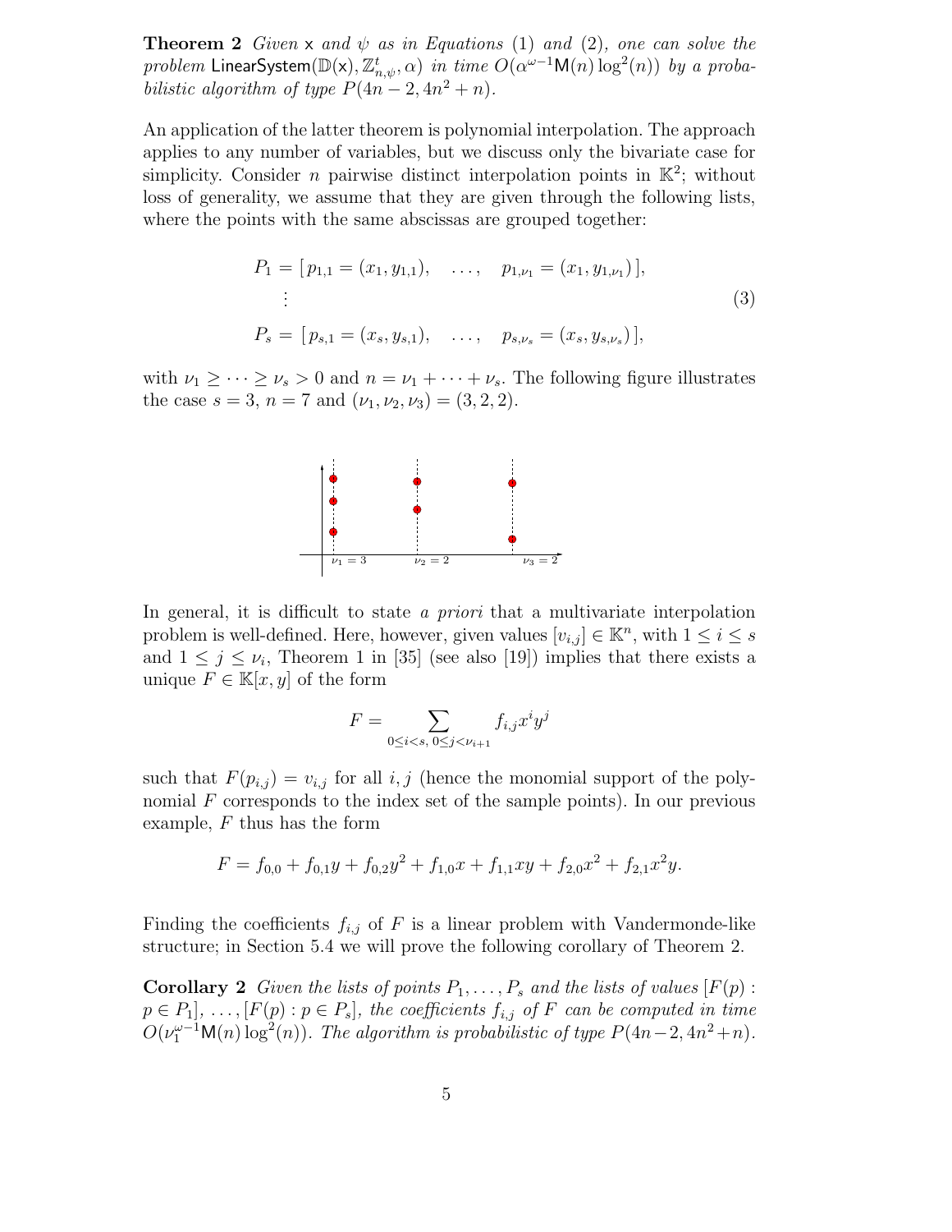**Theorem 2** *Given* $\mathsf{x}$ *and* $\psi$ *as in Equations* (1) *and* (2)*, one can solve the problem* $\mathsf{LinearSystem}(\mathbb{D}(\mathsf{x}), \mathbb{Z}^t_{n,\psi}, \alpha)$ *in time* $O(\alpha^{\omega-1}\mathsf{M}(n)\log^2(n))$ *by a probabilistic algorithm of type* $P(4n-2, 4n^2+n)$*.*

An application of the latter theorem is polynomial interpolation. The approach applies to any number of variables, but we discuss only the bivariate case for simplicity. Consider $n$ pairwise distinct interpolation points in $\mathbb{K}^2$; without loss of generality, we assume that they are given through the following lists, where the points with the same abscissas are grouped together:

$$
\begin{aligned}
P_1 &= [\, p_{1,1} = (x_1, y_{1,1}), \quad \ldots, \quad p_{1,\nu_1} = (x_1, y_{1,\nu_1})\,], \\
&\ \ \vdots \\
P_s &= [\, p_{s,1} = (x_s, y_{s,1}), \quad \ldots, \quad p_{s,\nu_s} = (x_s, y_{s,\nu_s})\,],
\end{aligned}
\tag{3}
$$

with $\nu_1 \geq \cdots \geq \nu_s > 0$ and $n = \nu_1 + \cdots + \nu_s$. The following figure illustrates the case $s = 3$, $n = 7$ and $(\nu_1, \nu_2, \nu_3) = (3, 2, 2)$.

In general, it is difficult to state *a priori* that a multivariate interpolation problem is well-defined. Here, however, given values $[v_{i,j}] \in \mathbb{K}^n$, with $1 \leq i \leq s$ and $1 \leq j \leq \nu_i$, Theorem 1 in [35] (see also [19]) implies that there exists a unique $F \in \mathbb{K}[x, y]$ of the form

$$
F = \sum_{0 \leq i < s,\ 0 \leq j < \nu_{i+1}} f_{i,j} x^i y^j
$$

such that $F(p_{i,j}) = v_{i,j}$ for all $i, j$ (hence the monomial support of the polynomial $F$ corresponds to the index set of the sample points). In our previous example, $F$ thus has the form

$$
F = f_{0,0} + f_{0,1}y + f_{0,2}y^2 + f_{1,0}x + f_{1,1}xy + f_{2,0}x^2 + f_{2,1}x^2y.
$$

Finding the coefficients $f_{i,j}$ of $F$ is a linear problem with Vandermonde-like structure; in Section 5.4 we will prove the following corollary of Theorem 2.

**Corollary 2** *Given the lists of points* $P_1, \ldots, P_s$ *and the lists of values* $[F(p) : p \in P_1], \ldots, [F(p) : p \in P_s]$*, the coefficients* $f_{i,j}$ *of* $F$ *can be computed in time* $O(\nu_1^{\omega-1}\mathsf{M}(n)\log^2(n))$*. The algorithm is probabilistic of type* $P(4n-2, 4n^2+n)$*.*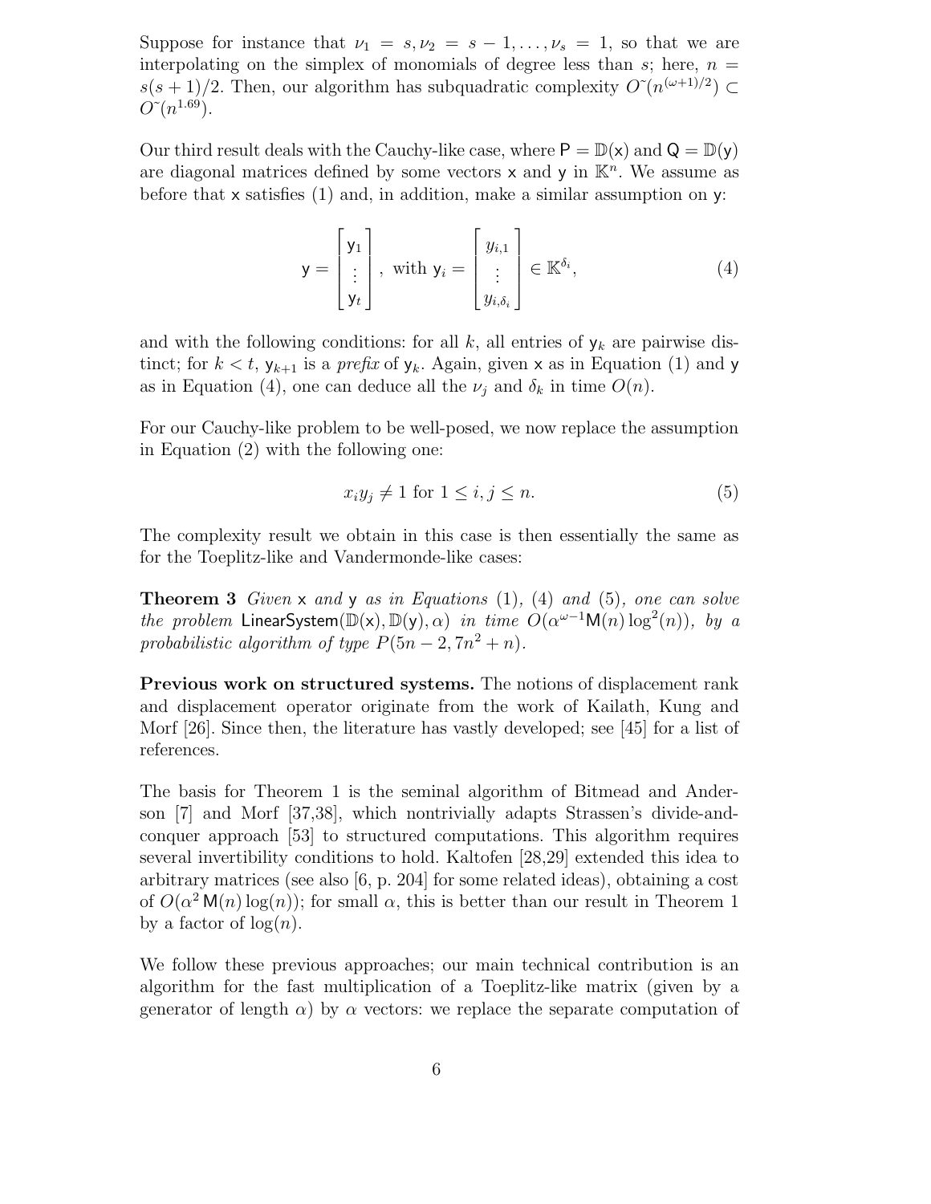Suppose for instance that $\nu_1 = s, \nu_2 = s-1, \ldots, \nu_s = 1$, so that we are interpolating on the simplex of monomials of degree less than $s$; here, $n = s(s+1)/2$. Then, our algorithm has subquadratic complexity $O\tilde{}(n^{(\omega+1)/2}) \subset O\tilde{}(n^{1.69})$.

Our third result deals with the Cauchy-like case, where $\mathsf{P} = \mathbb{D}(\mathsf{x})$ and $\mathsf{Q} = \mathbb{D}(\mathsf{y})$ are diagonal matrices defined by some vectors $\mathsf{x}$ and $\mathsf{y}$ in $\mathbb{K}^n$. We assume as before that $\mathsf{x}$ satisfies (1) and, in addition, make a similar assumption on $\mathsf{y}$:

$$\mathsf{y} = \begin{bmatrix} \mathsf{y}_1 \\ \vdots \\ \mathsf{y}_t \end{bmatrix}, \text{ with } \mathsf{y}_i = \begin{bmatrix} y_{i,1} \\ \vdots \\ y_{i,\delta_i} \end{bmatrix} \in \mathbb{K}^{\delta_i}, \tag{4}$$

and with the following conditions: for all $k$, all entries of $\mathsf{y}_k$ are pairwise distinct; for $k < t$, $\mathsf{y}_{k+1}$ is a *prefix* of $\mathsf{y}_k$. Again, given $\mathsf{x}$ as in Equation (1) and $\mathsf{y}$ as in Equation (4), one can deduce all the $\nu_j$ and $\delta_k$ in time $O(n)$.

For our Cauchy-like problem to be well-posed, we now replace the assumption in Equation (2) with the following one:

$$x_i y_j \neq 1 \text{ for } 1 \leq i, j \leq n. \tag{5}$$

The complexity result we obtain in this case is then essentially the same as for the Toeplitz-like and Vandermonde-like cases:

**Theorem 3** *Given $\mathsf{x}$ and $\mathsf{y}$ as in Equations (1), (4) and (5), one can solve the problem $\mathsf{LinearSystem}(\mathbb{D}(\mathsf{x}), \mathbb{D}(\mathsf{y}), \alpha)$ in time $O(\alpha^{\omega-1}\mathsf{M}(n)\log^2(n))$, by a probabilistic algorithm of type $P(5n-2, 7n^2+n)$.*

**Previous work on structured systems.** The notions of displacement rank and displacement operator originate from the work of Kailath, Kung and Morf [26]. Since then, the literature has vastly developed; see [45] for a list of references.

The basis for Theorem 1 is the seminal algorithm of Bitmead and Anderson [7] and Morf [37,38], which nontrivially adapts Strassen's divide-and-conquer approach [53] to structured computations. This algorithm requires several invertibility conditions to hold. Kaltofen [28,29] extended this idea to arbitrary matrices (see also [6, p. 204] for some related ideas), obtaining a cost of $O(\alpha^2\,\mathsf{M}(n)\log(n))$; for small $\alpha$, this is better than our result in Theorem 1 by a factor of $\log(n)$.

We follow these previous approaches; our main technical contribution is an algorithm for the fast multiplication of a Toeplitz-like matrix (given by a generator of length $\alpha$) by $\alpha$ vectors: we replace the separate computation of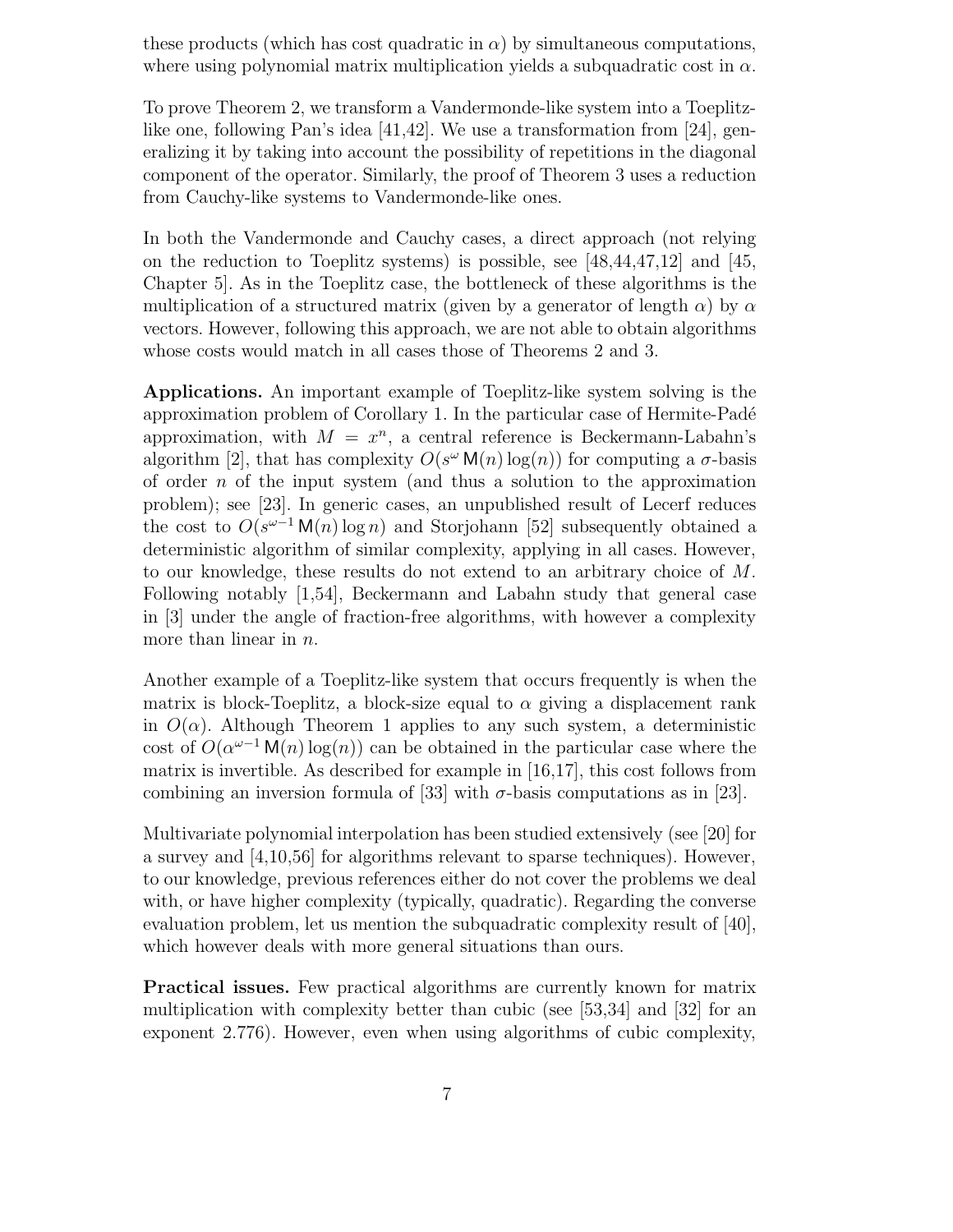these products (which has cost quadratic in $\alpha$) by simultaneous computations, where using polynomial matrix multiplication yields a subquadratic cost in $\alpha$.

To prove Theorem 2, we transform a Vandermonde-like system into a Toeplitz-like one, following Pan's idea [41,42]. We use a transformation from [24], generalizing it by taking into account the possibility of repetitions in the diagonal component of the operator. Similarly, the proof of Theorem 3 uses a reduction from Cauchy-like systems to Vandermonde-like ones.

In both the Vandermonde and Cauchy cases, a direct approach (not relying on the reduction to Toeplitz systems) is possible, see [48,44,47,12] and [45, Chapter 5]. As in the Toeplitz case, the bottleneck of these algorithms is the multiplication of a structured matrix (given by a generator of length $\alpha$) by $\alpha$ vectors. However, following this approach, we are not able to obtain algorithms whose costs would match in all cases those of Theorems 2 and 3.

**Applications.** An important example of Toeplitz-like system solving is the approximation problem of Corollary 1. In the particular case of Hermite-Padé approximation, with $M = x^n$, a central reference is Beckermann-Labahn's algorithm [2], that has complexity $O(s^{\omega}\,\mathsf{M}(n)\log(n))$ for computing a $\sigma$-basis of order $n$ of the input system (and thus a solution to the approximation problem); see [23]. In generic cases, an unpublished result of Lecerf reduces the cost to $O(s^{\omega-1}\,\mathsf{M}(n)\log n)$ and Storjohann [52] subsequently obtained a deterministic algorithm of similar complexity, applying in all cases. However, to our knowledge, these results do not extend to an arbitrary choice of $M$. Following notably [1,54], Beckermann and Labahn study that general case in [3] under the angle of fraction-free algorithms, with however a complexity more than linear in $n$.

Another example of a Toeplitz-like system that occurs frequently is when the matrix is block-Toeplitz, a block-size equal to $\alpha$ giving a displacement rank in $O(\alpha)$. Although Theorem 1 applies to any such system, a deterministic cost of $O(\alpha^{\omega-1}\,\mathsf{M}(n)\log(n))$ can be obtained in the particular case where the matrix is invertible. As described for example in [16,17], this cost follows from combining an inversion formula of [33] with $\sigma$-basis computations as in [23].

Multivariate polynomial interpolation has been studied extensively (see [20] for a survey and [4,10,56] for algorithms relevant to sparse techniques). However, to our knowledge, previous references either do not cover the problems we deal with, or have higher complexity (typically, quadratic). Regarding the converse evaluation problem, let us mention the subquadratic complexity result of [40], which however deals with more general situations than ours.

**Practical issues.** Few practical algorithms are currently known for matrix multiplication with complexity better than cubic (see [53,34] and [32] for an exponent 2.776). However, even when using algorithms of cubic complexity,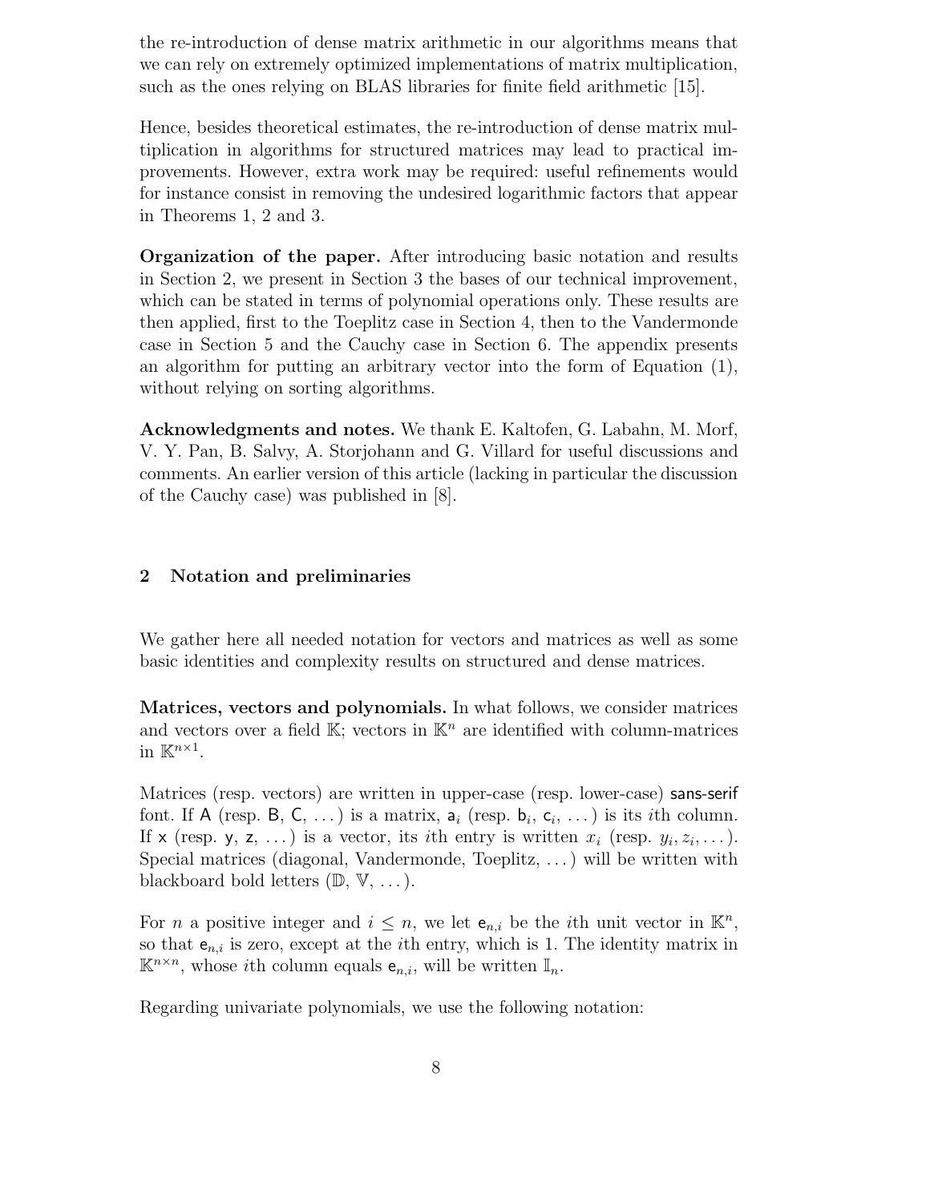the re-introduction of dense matrix arithmetic in our algorithms means that we can rely on extremely optimized implementations of matrix multiplication, such as the ones relying on BLAS libraries for finite field arithmetic [15].

Hence, besides theoretical estimates, the re-introduction of dense matrix multiplication in algorithms for structured matrices may lead to practical improvements. However, extra work may be required: useful refinements would for instance consist in removing the undesired logarithmic factors that appear in Theorems 1, 2 and 3.

**Organization of the paper.** After introducing basic notation and results in Section 2, we present in Section 3 the bases of our technical improvement, which can be stated in terms of polynomial operations only. These results are then applied, first to the Toeplitz case in Section 4, then to the Vandermonde case in Section 5 and the Cauchy case in Section 6. The appendix presents an algorithm for putting an arbitrary vector into the form of Equation (1), without relying on sorting algorithms.

**Acknowledgments and notes.** We thank E. Kaltofen, G. Labahn, M. Morf, V. Y. Pan, B. Salvy, A. Storjohann and G. Villard for useful discussions and comments. An earlier version of this article (lacking in particular the discussion of the Cauchy case) was published in [8].

## 2 Notation and preliminaries

We gather here all needed notation for vectors and matrices as well as some basic identities and complexity results on structured and dense matrices.

**Matrices, vectors and polynomials.** In what follows, we consider matrices and vectors over a field $\mathbb{K}$; vectors in $\mathbb{K}^n$ are identified with column-matrices in $\mathbb{K}^{n\times 1}$.

Matrices (resp. vectors) are written in upper-case (resp. lower-case) sans-serif font. If $\mathsf{A}$ (resp. $\mathsf{B}$, $\mathsf{C}$, ...) is a matrix, $\mathsf{a}_i$ (resp. $\mathsf{b}_i$, $\mathsf{c}_i$, ...) is its $i$th column. If $\mathsf{x}$ (resp. $\mathsf{y}$, $\mathsf{z}$, ...) is a vector, its $i$th entry is written $x_i$ (resp. $y_i, z_i, \ldots$). Special matrices (diagonal, Vandermonde, Toeplitz, ...) will be written with blackboard bold letters ($\mathbb{D}$, $\mathbb{V}$, ...).

For $n$ a positive integer and $i \le n$, we let $\mathsf{e}_{n,i}$ be the $i$th unit vector in $\mathbb{K}^n$, so that $\mathsf{e}_{n,i}$ is zero, except at the $i$th entry, which is 1. The identity matrix in $\mathbb{K}^{n\times n}$, whose $i$th column equals $\mathsf{e}_{n,i}$, will be written $\mathbb{I}_n$.

Regarding univariate polynomials, we use the following notation: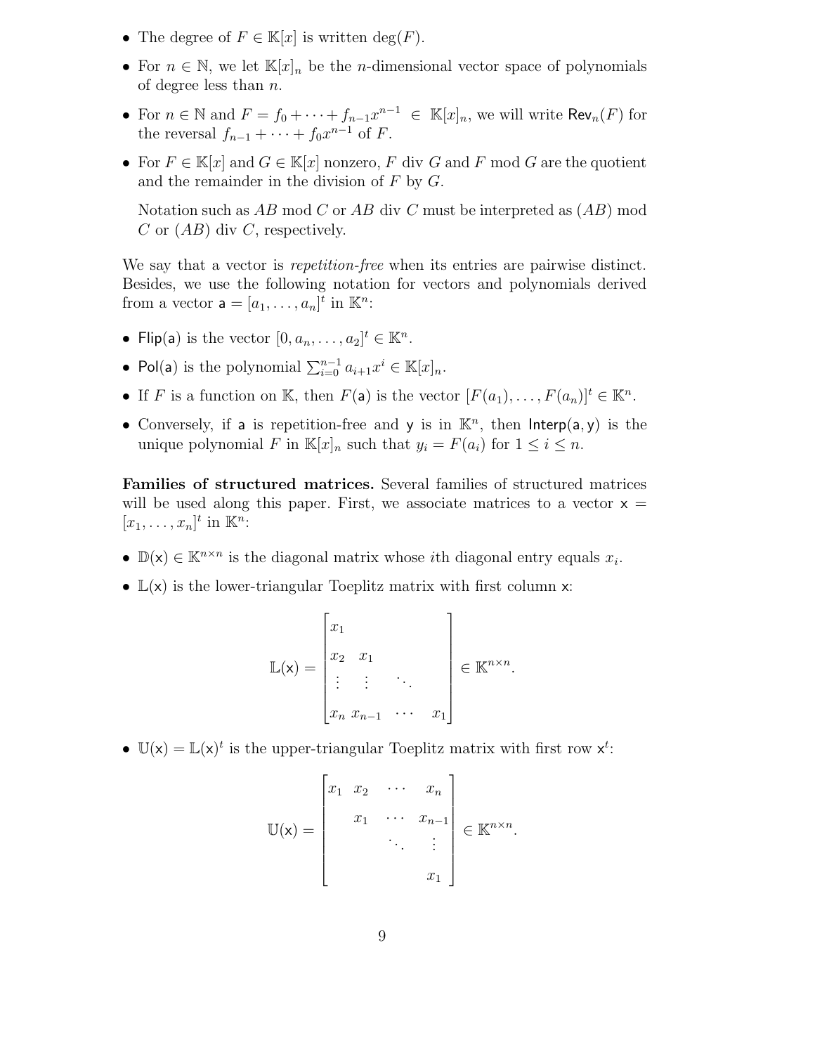- The degree of $F \in \mathbb{K}[x]$ is written $\deg(F)$.
- For $n \in \mathbb{N}$, we let $\mathbb{K}[x]_n$ be the $n$-dimensional vector space of polynomials of degree less than $n$.
- For $n \in \mathbb{N}$ and $F = f_0 + \cdots + f_{n-1}x^{n-1} \in \mathbb{K}[x]_n$, we will write $\mathsf{Rev}_n(F)$ for the reversal $f_{n-1} + \cdots + f_0 x^{n-1}$ of $F$.
- For $F \in \mathbb{K}[x]$ and $G \in \mathbb{K}[x]$ nonzero, $F$ div $G$ and $F$ mod $G$ are the quotient and the remainder in the division of $F$ by $G$.

  Notation such as $AB$ mod $C$ or $AB$ div $C$ must be interpreted as $(AB)$ mod $C$ or $(AB)$ div $C$, respectively.

We say that a vector is *repetition-free* when its entries are pairwise distinct. Besides, we use the following notation for vectors and polynomials derived from a vector $\mathsf{a} = [a_1, \ldots, a_n]^t$ in $\mathbb{K}^n$:

- $\mathsf{Flip}(\mathsf{a})$ is the vector $[0, a_n, \ldots, a_2]^t \in \mathbb{K}^n$.
- $\mathsf{Pol}(\mathsf{a})$ is the polynomial $\sum_{i=0}^{n-1} a_{i+1}x^i \in \mathbb{K}[x]_n$.
- If $F$ is a function on $\mathbb{K}$, then $F(\mathsf{a})$ is the vector $[F(a_1), \ldots, F(a_n)]^t \in \mathbb{K}^n$.
- Conversely, if $\mathsf{a}$ is repetition-free and $\mathsf{y}$ is in $\mathbb{K}^n$, then $\mathsf{Interp}(\mathsf{a}, \mathsf{y})$ is the unique polynomial $F$ in $\mathbb{K}[x]_n$ such that $y_i = F(a_i)$ for $1 \le i \le n$.

**Families of structured matrices.** Several families of structured matrices will be used along this paper. First, we associate matrices to a vector $\mathsf{x} = [x_1, \ldots, x_n]^t$ in $\mathbb{K}^n$:

- $\mathbb{D}(\mathsf{x}) \in \mathbb{K}^{n \times n}$ is the diagonal matrix whose $i$th diagonal entry equals $x_i$.
- $\mathbb{L}(\mathsf{x})$ is the lower-triangular Toeplitz matrix with first column $\mathsf{x}$:

$$\mathbb{L}(\mathsf{x}) = \begin{bmatrix} x_1 & & & \\ x_2 & x_1 & & \\ \vdots & \vdots & \ddots & \\ x_n & x_{n-1} & \cdots & x_1 \end{bmatrix} \in \mathbb{K}^{n \times n}.$$

- $\mathbb{U}(\mathsf{x}) = \mathbb{L}(\mathsf{x})^t$ is the upper-triangular Toeplitz matrix with first row $\mathsf{x}^t$:

$$\mathbb{U}(\mathsf{x}) = \begin{bmatrix} x_1 & x_2 & \cdots & x_n \\ & x_1 & \cdots & x_{n-1} \\ & & \ddots & \vdots \\ & & & x_1 \end{bmatrix} \in \mathbb{K}^{n \times n}.$$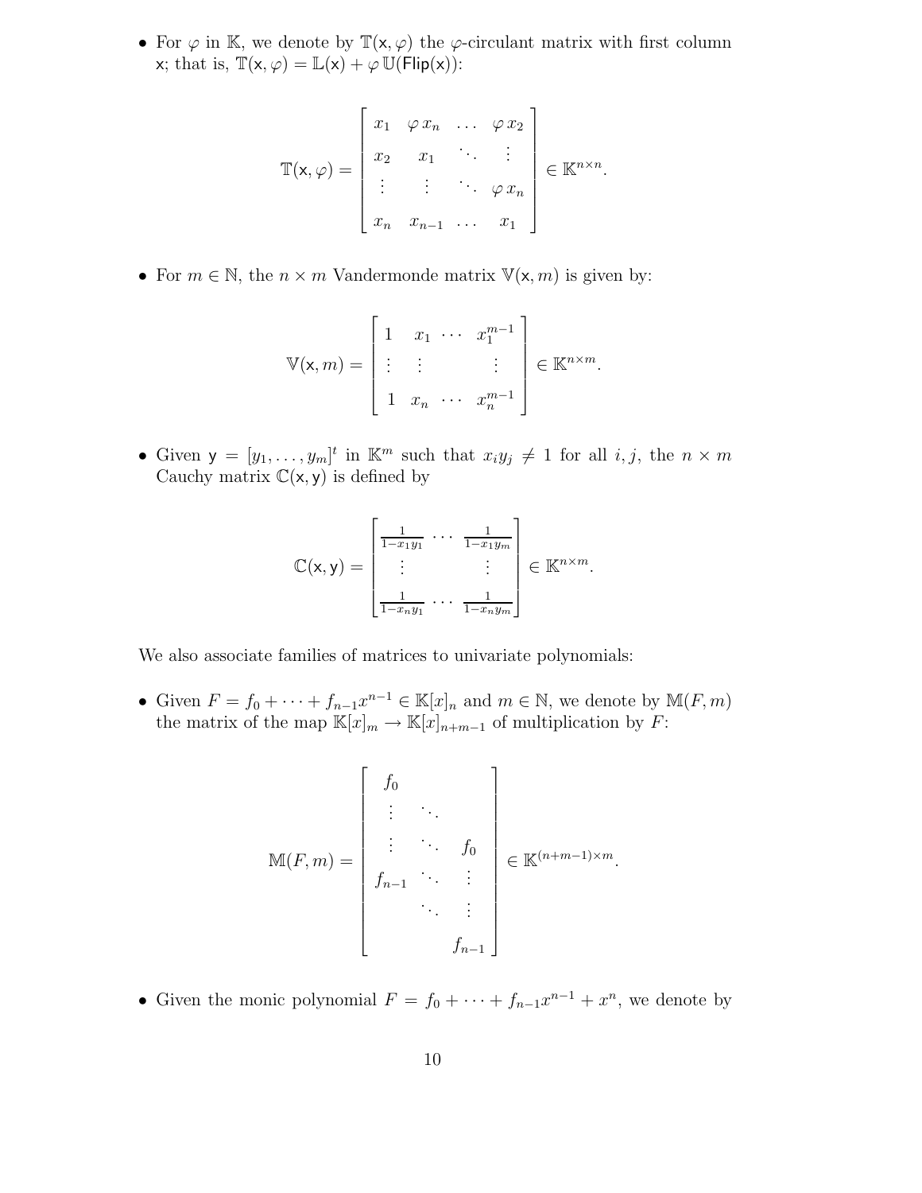- For $\varphi$ in $\mathbb{K}$, we denote by $\mathbb{T}(\mathsf{x}, \varphi)$ the $\varphi$-circulant matrix with first column $\mathsf{x}$; that is, $\mathbb{T}(\mathsf{x}, \varphi) = \mathbb{L}(\mathsf{x}) + \varphi\, \mathbb{U}(\mathsf{Flip}(\mathsf{x}))$:

$$\mathbb{T}(\mathsf{x}, \varphi) = \begin{bmatrix} x_1 & \varphi\, x_n & \dots & \varphi\, x_2 \\ x_2 & x_1 & \ddots & \vdots \\ \vdots & \vdots & \ddots & \varphi\, x_n \\ x_n & x_{n-1} & \dots & x_1 \end{bmatrix} \in \mathbb{K}^{n \times n}.$$

- For $m \in \mathbb{N}$, the $n \times m$ Vandermonde matrix $\mathbb{V}(\mathsf{x}, m)$ is given by:

$$\mathbb{V}(\mathsf{x}, m) = \begin{bmatrix} 1 & x_1 & \cdots & x_1^{m-1} \\ \vdots & \vdots & & \vdots \\ 1 & x_n & \cdots & x_n^{m-1} \end{bmatrix} \in \mathbb{K}^{n \times m}.$$

- Given $\mathsf{y} = [y_1, \dots, y_m]^t$ in $\mathbb{K}^m$ such that $x_i y_j \neq 1$ for all $i, j$, the $n \times m$ Cauchy matrix $\mathbb{C}(\mathsf{x}, \mathsf{y})$ is defined by

$$\mathbb{C}(\mathsf{x}, \mathsf{y}) = \begin{bmatrix} \frac{1}{1 - x_1 y_1} & \cdots & \frac{1}{1 - x_1 y_m} \\ \vdots & & \vdots \\ \frac{1}{1 - x_n y_1} & \cdots & \frac{1}{1 - x_n y_m} \end{bmatrix} \in \mathbb{K}^{n \times m}.$$

We also associate families of matrices to univariate polynomials:

- Given $F = f_0 + \cdots + f_{n-1} x^{n-1} \in \mathbb{K}[x]_n$ and $m \in \mathbb{N}$, we denote by $\mathbb{M}(F, m)$ the matrix of the map $\mathbb{K}[x]_m \to \mathbb{K}[x]_{n+m-1}$ of multiplication by $F$:

$$\mathbb{M}(F, m) = \begin{bmatrix} f_0 & & \\ \vdots & \ddots & \\ \vdots & \ddots & f_0 \\ f_{n-1} & \ddots & \vdots \\ & \ddots & \vdots \\ & & f_{n-1} \end{bmatrix} \in \mathbb{K}^{(n+m-1) \times m}.$$

- Given the monic polynomial $F = f_0 + \cdots + f_{n-1} x^{n-1} + x^n$, we denote by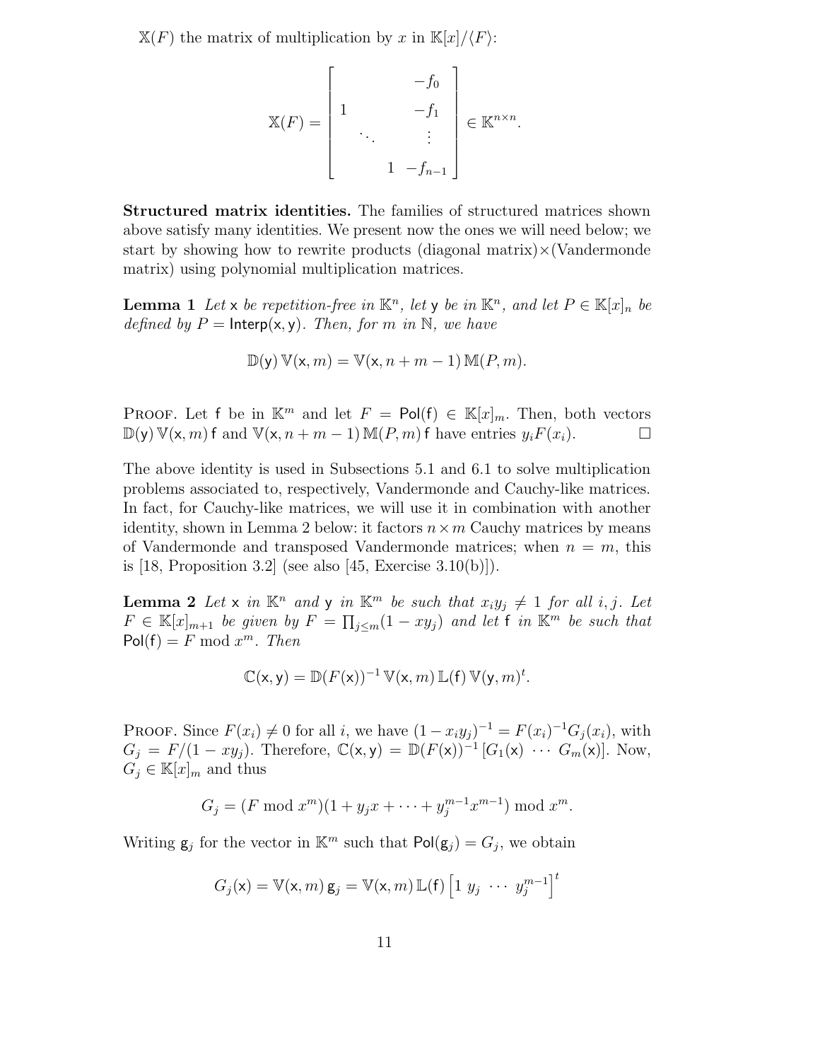$\mathbb{X}(F)$ the matrix of multiplication by $x$ in $\mathbb{K}[x]/\langle F\rangle$:

$$\mathbb{X}(F) = \begin{bmatrix} & & & -f_0 \\ 1 & & & -f_1 \\ & \ddots & & \vdots \\ & & 1 & -f_{n-1} \end{bmatrix} \in \mathbb{K}^{n\times n}.$$

**Structured matrix identities.** The families of structured matrices shown above satisfy many identities. We present now the ones we will need below; we start by showing how to rewrite products (diagonal matrix)×(Vandermonde matrix) using polynomial multiplication matrices.

**Lemma 1** *Let* $\mathsf{x}$ *be repetition-free in* $\mathbb{K}^n$*, let* $\mathsf{y}$ *be in* $\mathbb{K}^n$*, and let* $P \in \mathbb{K}[x]_n$ *be defined by* $P = \mathsf{Interp}(\mathsf{x}, \mathsf{y})$*. Then, for* $m$ *in* $\mathbb{N}$*, we have*

$$\mathbb{D}(\mathsf{y})\,\mathbb{V}(\mathsf{x}, m) = \mathbb{V}(\mathsf{x}, n+m-1)\,\mathbb{M}(P, m).$$

Proof. Let $\mathsf{f}$ be in $\mathbb{K}^m$ and let $F = \mathsf{Pol}(\mathsf{f}) \in \mathbb{K}[x]_m$. Then, both vectors $\mathbb{D}(\mathsf{y})\,\mathbb{V}(\mathsf{x}, m)\,\mathsf{f}$ and $\mathbb{V}(\mathsf{x}, n+m-1)\,\mathbb{M}(P, m)\,\mathsf{f}$ have entries $y_i F(x_i)$. □

The above identity is used in Subsections 5.1 and 6.1 to solve multiplication problems associated to, respectively, Vandermonde and Cauchy-like matrices. In fact, for Cauchy-like matrices, we will use it in combination with another identity, shown in Lemma 2 below: it factors $n \times m$ Cauchy matrices by means of Vandermonde and transposed Vandermonde matrices; when $n = m$, this is [18, Proposition 3.2] (see also [45, Exercise 3.10(b)]).

**Lemma 2** *Let* $\mathsf{x}$ *in* $\mathbb{K}^n$ *and* $\mathsf{y}$ *in* $\mathbb{K}^m$ *be such that* $x_i y_j \neq 1$ *for all* $i, j$*. Let* $F \in \mathbb{K}[x]_{m+1}$ *be given by* $F = \prod_{j\le m}(1 - x y_j)$ *and let* $\mathsf{f}$ *in* $\mathbb{K}^m$ *be such that* $\mathsf{Pol}(\mathsf{f}) = F \bmod x^m$*. Then*

$$\mathbb{C}(\mathsf{x}, \mathsf{y}) = \mathbb{D}(F(\mathsf{x}))^{-1}\,\mathbb{V}(\mathsf{x}, m)\,\mathbb{L}(\mathsf{f})\,\mathbb{V}(\mathsf{y}, m)^t.$$

Proof. Since $F(x_i) \neq 0$ for all $i$, we have $(1 - x_i y_j)^{-1} = F(x_i)^{-1} G_j(x_i)$, with $G_j = F/(1 - x y_j)$. Therefore, $\mathbb{C}(\mathsf{x}, \mathsf{y}) = \mathbb{D}(F(\mathsf{x}))^{-1}\,[G_1(\mathsf{x}) \;\cdots\; G_m(\mathsf{x})]$. Now, $G_j \in \mathbb{K}[x]_m$ and thus

$$G_j = (F \bmod x^m)(1 + y_j x + \cdots + y_j^{m-1} x^{m-1}) \bmod x^m.$$

Writing $\mathsf{g}_j$ for the vector in $\mathbb{K}^m$ such that $\mathsf{Pol}(\mathsf{g}_j) = G_j$, we obtain

$$G_j(\mathsf{x}) = \mathbb{V}(\mathsf{x}, m)\,\mathsf{g}_j = \mathbb{V}(\mathsf{x}, m)\,\mathbb{L}(\mathsf{f}) \begin{bmatrix} 1 & y_j & \cdots & y_j^{m-1} \end{bmatrix}^t$$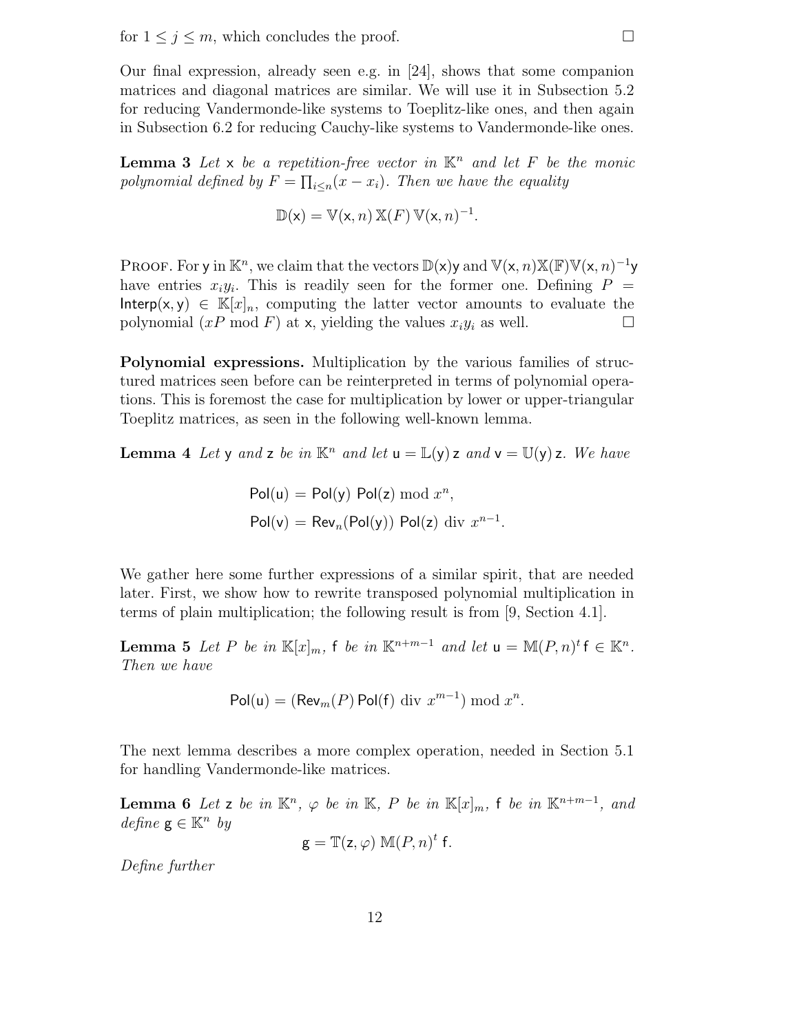for $1 \leq j \leq m$, which concludes the proof. $\square$

Our final expression, already seen e.g. in [24], shows that some companion matrices and diagonal matrices are similar. We will use it in Subsection 5.2 for reducing Vandermonde-like systems to Toeplitz-like ones, and then again in Subsection 6.2 for reducing Cauchy-like systems to Vandermonde-like ones.

**Lemma 3** *Let* $\mathsf{x}$ *be a repetition-free vector in* $\mathbb{K}^n$ *and let* $F$ *be the monic polynomial defined by* $F = \prod_{i \leq n}(x - x_i)$. *Then we have the equality*

$$\mathbb{D}(\mathsf{x}) = \mathbb{V}(\mathsf{x}, n)\, \mathbb{X}(F)\, \mathbb{V}(\mathsf{x}, n)^{-1}.$$

PROOF. For $\mathsf{y}$ in $\mathbb{K}^n$, we claim that the vectors $\mathbb{D}(\mathsf{x})\mathsf{y}$ and $\mathbb{V}(\mathsf{x}, n)\mathbb{X}(\mathbb{F})\mathbb{V}(\mathsf{x}, n)^{-1}\mathsf{y}$ have entries $x_i y_i$. This is readily seen for the former one. Defining $P = \mathsf{Interp}(\mathsf{x}, \mathsf{y}) \in \mathbb{K}[x]_n$, computing the latter vector amounts to evaluate the polynomial $(xP \bmod F)$ at $\mathsf{x}$, yielding the values $x_i y_i$ as well. $\square$

**Polynomial expressions.** Multiplication by the various families of structured matrices seen before can be reinterpreted in terms of polynomial operations. This is foremost the case for multiplication by lower or upper-triangular Toeplitz matrices, as seen in the following well-known lemma.

**Lemma 4** *Let* $\mathsf{y}$ *and* $\mathsf{z}$ *be in* $\mathbb{K}^n$ *and let* $\mathsf{u} = \mathbb{L}(\mathsf{y})\,\mathsf{z}$ *and* $\mathsf{v} = \mathbb{U}(\mathsf{y})\,\mathsf{z}$. *We have*

$$\begin{aligned}
\mathsf{Pol}(\mathsf{u}) &= \mathsf{Pol}(\mathsf{y})\ \mathsf{Pol}(\mathsf{z}) \bmod x^n, \\
\mathsf{Pol}(\mathsf{v}) &= \mathsf{Rev}_n(\mathsf{Pol}(\mathsf{y}))\ \mathsf{Pol}(\mathsf{z}) \ \mathrm{div}\ x^{n-1}.
\end{aligned}$$

We gather here some further expressions of a similar spirit, that are needed later. First, we show how to rewrite transposed polynomial multiplication in terms of plain multiplication; the following result is from [9, Section 4.1].

**Lemma 5** *Let* $P$ *be in* $\mathbb{K}[x]_m$, $\mathsf{f}$ *be in* $\mathbb{K}^{n+m-1}$ *and let* $\mathsf{u} = \mathbb{M}(P, n)^t\, \mathsf{f} \in \mathbb{K}^n$. *Then we have*

$$\mathsf{Pol}(\mathsf{u}) = (\mathsf{Rev}_m(P)\,\mathsf{Pol}(\mathsf{f}) \ \mathrm{div}\ x^{m-1}) \bmod x^n.$$

The next lemma describes a more complex operation, needed in Section 5.1 for handling Vandermonde-like matrices.

**Lemma 6** *Let* $\mathsf{z}$ *be in* $\mathbb{K}^n$, $\varphi$ *be in* $\mathbb{K}$, $P$ *be in* $\mathbb{K}[x]_m$, $\mathsf{f}$ *be in* $\mathbb{K}^{n+m-1}$, *and define* $\mathsf{g} \in \mathbb{K}^n$ *by*

$$\mathsf{g} = \mathbb{T}(\mathsf{z}, \varphi)\ \mathbb{M}(P, n)^t\ \mathsf{f}.$$

*Define further*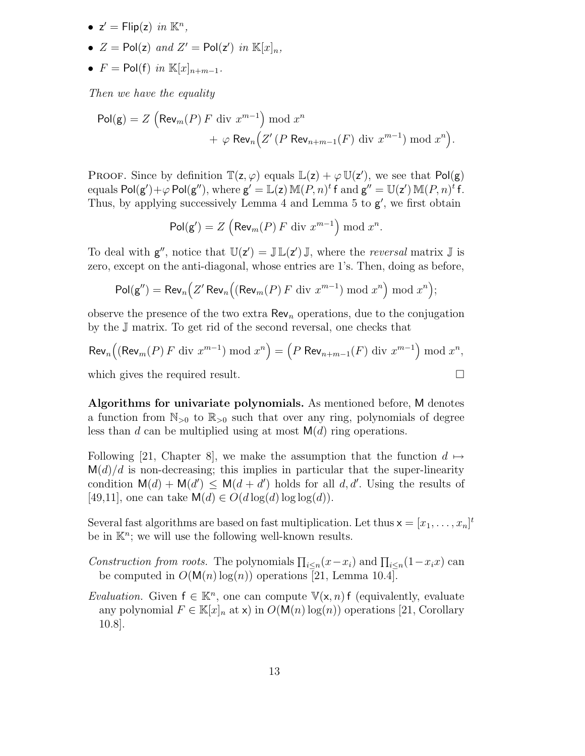- $\mathsf{z}' = \mathsf{Flip}(\mathsf{z})$ *in* $\mathbb{K}^n$,
- $Z = \mathsf{Pol}(\mathsf{z})$ *and* $Z' = \mathsf{Pol}(\mathsf{z}')$ *in* $\mathbb{K}[x]_n$,
- $F = \mathsf{Pol}(\mathsf{f})$ *in* $\mathbb{K}[x]_{n+m-1}$.

*Then we have the equality*

$$\mathsf{Pol}(\mathsf{g}) = Z\left(\mathsf{Rev}_m(P)\,F \text{ div } x^{m-1}\right) \bmod x^n \\ + \varphi\ \mathsf{Rev}_n\Big(Z'\left(P\ \mathsf{Rev}_{n+m-1}(F) \text{ div } x^{m-1}\right) \bmod x^n\Big).$$

Proof. Since by definition $\mathbb{T}(\mathsf{z},\varphi)$ equals $\mathbb{L}(\mathsf{z}) + \varphi\,\mathbb{U}(\mathsf{z}')$, we see that $\mathsf{Pol}(\mathsf{g})$ equals $\mathsf{Pol}(\mathsf{g}')+\varphi\,\mathsf{Pol}(\mathsf{g}'')$, where $\mathsf{g}' = \mathbb{L}(\mathsf{z})\,\mathbb{M}(P,n)^t\,\mathsf{f}$ and $\mathsf{g}'' = \mathbb{U}(\mathsf{z}')\,\mathbb{M}(P,n)^t\,\mathsf{f}$. Thus, by applying successively Lemma 4 and Lemma 5 to $\mathsf{g}'$, we first obtain

$$\mathsf{Pol}(\mathsf{g}') = Z\left(\mathsf{Rev}_m(P)\,F \text{ div } x^{m-1}\right) \bmod x^n.$$

To deal with $\mathsf{g}''$, notice that $\mathbb{U}(\mathsf{z}') = \mathbb{J}\,\mathbb{L}(\mathsf{z}')\,\mathbb{J}$, where the *reversal* matrix $\mathbb{J}$ is zero, except on the anti-diagonal, whose entries are 1's. Then, doing as before,

$$\mathsf{Pol}(\mathsf{g}'') = \mathsf{Rev}_n\Big(Z'\,\mathsf{Rev}_n\Big(\left(\mathsf{Rev}_m(P)\,F \text{ div } x^{m-1}\right) \bmod x^n\Big) \bmod x^n\Big);$$

observe the presence of the two extra $\mathsf{Rev}_n$ operations, due to the conjugation by the $\mathbb{J}$ matrix. To get rid of the second reversal, one checks that

$$\mathsf{Rev}_n\Big(\left(\mathsf{Rev}_m(P)\,F \text{ div } x^{m-1}\right) \bmod x^n\Big) = \left(P\ \mathsf{Rev}_{n+m-1}(F) \text{ div } x^{m-1}\right) \bmod x^n,$$

which gives the required result. $\square$

**Algorithms for univariate polynomials.** As mentioned before, $\mathsf{M}$ denotes a function from $\mathbb{N}_{>0}$ to $\mathbb{R}_{>0}$ such that over any ring, polynomials of degree less than $d$ can be multiplied using at most $\mathsf{M}(d)$ ring operations.

Following [21, Chapter 8], we make the assumption that the function $d \mapsto \mathsf{M}(d)/d$ is non-decreasing; this implies in particular that the super-linearity condition $\mathsf{M}(d) + \mathsf{M}(d') \leq \mathsf{M}(d + d')$ holds for all $d, d'$. Using the results of [49,11], one can take $\mathsf{M}(d) \in O(d \log(d) \log\log(d))$.

Several fast algorithms are based on fast multiplication. Let thus $\mathsf{x} = [x_1, \ldots, x_n]^t$ be in $\mathbb{K}^n$; we will use the following well-known results.

*Construction from roots.* The polynomials $\prod_{i\leq n}(x-x_i)$ and $\prod_{i\leq n}(1-x_i x)$ can be computed in $O(\mathsf{M}(n)\log(n))$ operations [21, Lemma 10.4].

*Evaluation.* Given $\mathsf{f} \in \mathbb{K}^n$, one can compute $\mathbb{V}(\mathsf{x}, n)\,\mathsf{f}$ (equivalently, evaluate any polynomial $F \in \mathbb{K}[x]_n$ at $\mathsf{x}$) in $O(\mathsf{M}(n)\log(n))$ operations [21, Corollary 10.8].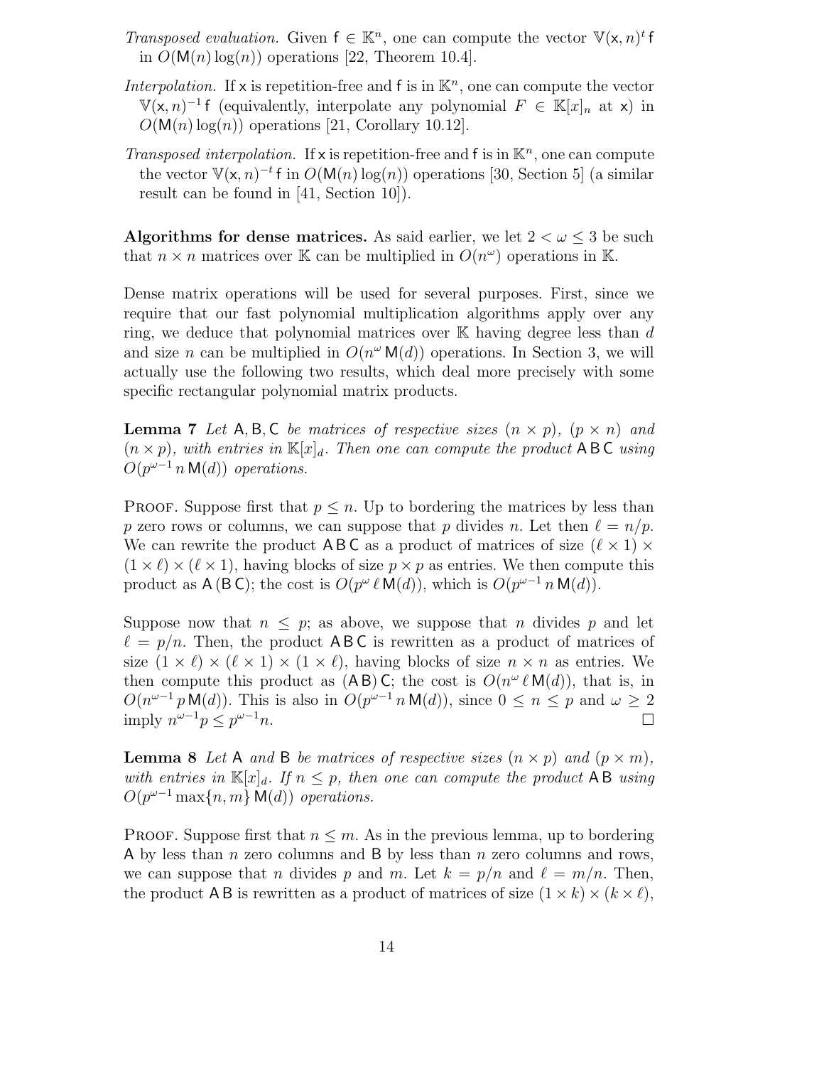*Transposed evaluation.* Given $\mathsf{f} \in \mathbb{K}^n$, one can compute the vector $\mathbb{V}(\mathsf{x}, n)^t \mathsf{f}$ in $O(\mathsf{M}(n) \log(n))$ operations [22, Theorem 10.4].

*Interpolation.* If $\mathsf{x}$ is repetition-free and $\mathsf{f}$ is in $\mathbb{K}^n$, one can compute the vector $\mathbb{V}(\mathsf{x}, n)^{-1} \mathsf{f}$ (equivalently, interpolate any polynomial $F \in \mathbb{K}[x]_n$ at $\mathsf{x}$) in $O(\mathsf{M}(n) \log(n))$ operations [21, Corollary 10.12].

*Transposed interpolation.* If $\mathsf{x}$ is repetition-free and $\mathsf{f}$ is in $\mathbb{K}^n$, one can compute the vector $\mathbb{V}(\mathsf{x}, n)^{-t} \mathsf{f}$ in $O(\mathsf{M}(n) \log(n))$ operations [30, Section 5] (a similar result can be found in [41, Section 10]).

**Algorithms for dense matrices.** As said earlier, we let $2 < \omega \leq 3$ be such that $n \times n$ matrices over $\mathbb{K}$ can be multiplied in $O(n^\omega)$ operations in $\mathbb{K}$.

Dense matrix operations will be used for several purposes. First, since we require that our fast polynomial multiplication algorithms apply over any ring, we deduce that polynomial matrices over $\mathbb{K}$ having degree less than $d$ and size $n$ can be multiplied in $O(n^\omega \mathsf{M}(d))$ operations. In Section 3, we will actually use the following two results, which deal more precisely with some specific rectangular polynomial matrix products.

**Lemma 7** *Let $\mathsf{A}, \mathsf{B}, \mathsf{C}$ be matrices of respective sizes $(n \times p)$, $(p \times n)$ and $(n \times p)$, with entries in $\mathbb{K}[x]_d$. Then one can compute the product $\mathsf{A}\,\mathsf{B}\,\mathsf{C}$ using $O(p^{\omega-1}\, n\, \mathsf{M}(d))$ operations.*

Proof. Suppose first that $p \leq n$. Up to bordering the matrices by less than $p$ zero rows or columns, we can suppose that $p$ divides $n$. Let then $\ell = n/p$. We can rewrite the product $\mathsf{A}\,\mathsf{B}\,\mathsf{C}$ as a product of matrices of size $(\ell \times 1) \times (1 \times \ell) \times (\ell \times 1)$, having blocks of size $p \times p$ as entries. We then compute this product as $\mathsf{A}\,(\mathsf{B}\,\mathsf{C})$; the cost is $O(p^\omega\, \ell\, \mathsf{M}(d))$, which is $O(p^{\omega-1}\, n\, \mathsf{M}(d))$.

Suppose now that $n \leq p$; as above, we suppose that $n$ divides $p$ and let $\ell = p/n$. Then, the product $\mathsf{A}\,\mathsf{B}\,\mathsf{C}$ is rewritten as a product of matrices of size $(1 \times \ell) \times (\ell \times 1) \times (1 \times \ell)$, having blocks of size $n \times n$ as entries. We then compute this product as $(\mathsf{A}\,\mathsf{B})\,\mathsf{C}$; the cost is $O(n^\omega\, \ell\, \mathsf{M}(d))$, that is, in $O(n^{\omega-1}\, p\, \mathsf{M}(d))$. This is also in $O(p^{\omega-1}\, n\, \mathsf{M}(d))$, since $0 \leq n \leq p$ and $\omega \geq 2$ imply $n^{\omega-1} p \leq p^{\omega-1} n$. $\square$

**Lemma 8** *Let $\mathsf{A}$ and $\mathsf{B}$ be matrices of respective sizes $(n \times p)$ and $(p \times m)$, with entries in $\mathbb{K}[x]_d$. If $n \leq p$, then one can compute the product $\mathsf{A}\,\mathsf{B}$ using $O(p^{\omega-1} \max\{n, m\}\, \mathsf{M}(d))$ operations.*

Proof. Suppose first that $n \leq m$. As in the previous lemma, up to bordering $\mathsf{A}$ by less than $n$ zero columns and $\mathsf{B}$ by less than $n$ zero columns and rows, we can suppose that $n$ divides $p$ and $m$. Let $k = p/n$ and $\ell = m/n$. Then, the product $\mathsf{A}\,\mathsf{B}$ is rewritten as a product of matrices of size $(1 \times k) \times (k \times \ell)$,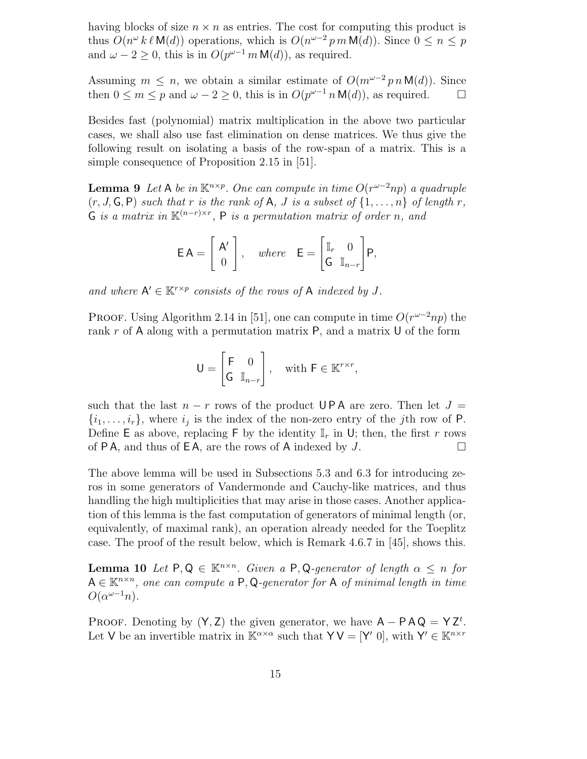having blocks of size $n \times n$ as entries. The cost for computing this product is thus $O(n^\omega\, k\, \ell\, \mathsf{M}(d))$ operations, which is $O(n^{\omega-2}\, p\, m\, \mathsf{M}(d))$. Since $0 \le n \le p$ and $\omega - 2 \ge 0$, this is in $O(p^{\omega-1}\, m\, \mathsf{M}(d))$, as required.

Assuming $m \le n$, we obtain a similar estimate of $O(m^{\omega-2}\, p\, n\, \mathsf{M}(d))$. Since then $0 \le m \le p$ and $\omega - 2 \ge 0$, this is in $O(p^{\omega-1}\, n\, \mathsf{M}(d))$, as required. $\square$

Besides fast (polynomial) matrix multiplication in the above two particular cases, we shall also use fast elimination on dense matrices. We thus give the following result on isolating a basis of the row-span of a matrix. This is a simple consequence of Proposition 2.15 in [51].

**Lemma 9** *Let $\mathsf{A}$ be in $\mathbb{K}^{n\times p}$. One can compute in time $O(r^{\omega-2}np)$ a quadruple $(r, J, \mathsf{G}, \mathsf{P})$ such that $r$ is the rank of $\mathsf{A}$, $J$ is a subset of $\{1, \ldots, n\}$ of length $r$, $\mathsf{G}$ is a matrix in $\mathbb{K}^{(n-r)\times r}$, $\mathsf{P}$ is a permutation matrix of order $n$, and*

$$\mathsf{E}\,\mathsf{A} = \begin{bmatrix} \mathsf{A}' \\ 0 \end{bmatrix}, \quad \textit{where} \quad \mathsf{E} = \begin{bmatrix} \mathbb{I}_r & 0 \\ \mathsf{G} & \mathbb{I}_{n-r} \end{bmatrix} \mathsf{P},$$

*and where $\mathsf{A}' \in \mathbb{K}^{r\times p}$ consists of the rows of $\mathsf{A}$ indexed by $J$.*

Proof. Using Algorithm 2.14 in [51], one can compute in time $O(r^{\omega-2}np)$ the rank $r$ of $\mathsf{A}$ along with a permutation matrix $\mathsf{P}$, and a matrix $\mathsf{U}$ of the form

$$\mathsf{U} = \begin{bmatrix} \mathsf{F} & 0 \\ \mathsf{G} & \mathbb{I}_{n-r} \end{bmatrix}, \quad \text{with } \mathsf{F} \in \mathbb{K}^{r\times r},$$

such that the last $n - r$ rows of the product $\mathsf{U}\,\mathsf{P}\,\mathsf{A}$ are zero. Then let $J = \{i_1, \ldots, i_r\}$, where $i_j$ is the index of the non-zero entry of the $j$th row of $\mathsf{P}$. Define $\mathsf{E}$ as above, replacing $\mathsf{F}$ by the identity $\mathbb{I}_r$ in $\mathsf{U}$; then, the first $r$ rows of $\mathsf{P}\,\mathsf{A}$, and thus of $\mathsf{E}\,\mathsf{A}$, are the rows of $\mathsf{A}$ indexed by $J$. $\square$

The above lemma will be used in Subsections 5.3 and 6.3 for introducing zeros in some generators of Vandermonde and Cauchy-like matrices, and thus handling the high multiplicities that may arise in those cases. Another application of this lemma is the fast computation of generators of minimal length (or, equivalently, of maximal rank), an operation already needed for the Toeplitz case. The proof of the result below, which is Remark 4.6.7 in [45], shows this.

**Lemma 10** *Let $\mathsf{P}, \mathsf{Q} \in \mathbb{K}^{n\times n}$. Given a $\mathsf{P},\mathsf{Q}$-generator of length $\alpha \le n$ for $\mathsf{A} \in \mathbb{K}^{n\times n}$, one can compute a $\mathsf{P},\mathsf{Q}$-generator for $\mathsf{A}$ of minimal length in time $O(\alpha^{\omega-1}n)$.*

Proof. Denoting by $(\mathsf{Y}, \mathsf{Z})$ the given generator, we have $\mathsf{A} - \mathsf{P}\,\mathsf{A}\,\mathsf{Q} = \mathsf{Y}\,\mathsf{Z}^t$. Let $\mathsf{V}$ be an invertible matrix in $\mathbb{K}^{\alpha\times\alpha}$ such that $\mathsf{Y}\,\mathsf{V} = [\mathsf{Y}'\ 0]$, with $\mathsf{Y}' \in \mathbb{K}^{n\times r}$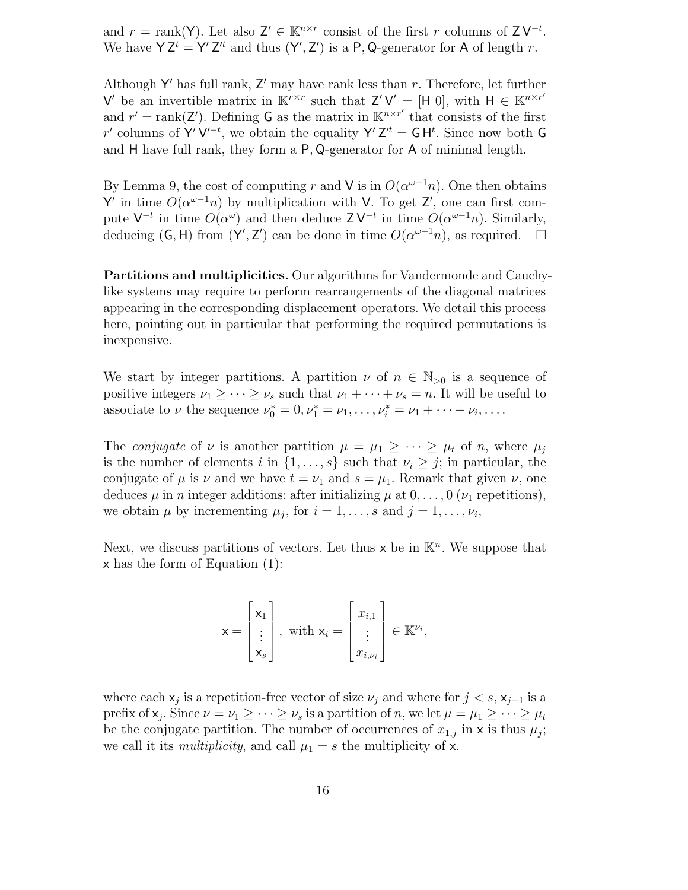and $r = \mathrm{rank}(\mathsf{Y})$. Let also $\mathsf{Z}' \in \mathbb{K}^{n\times r}$ consist of the first $r$ columns of $\mathsf{Z}\,\mathsf{V}^{-t}$. We have $\mathsf{Y}\,\mathsf{Z}^t = \mathsf{Y}'\,\mathsf{Z}'^t$ and thus $(\mathsf{Y}', \mathsf{Z}')$ is a $\mathsf{P}, \mathsf{Q}$-generator for $\mathsf{A}$ of length $r$.

Although $\mathsf{Y}'$ has full rank, $\mathsf{Z}'$ may have rank less than $r$. Therefore, let further $\mathsf{V}'$ be an invertible matrix in $\mathbb{K}^{r\times r}$ such that $\mathsf{Z}'\,\mathsf{V}' = [\mathsf{H}\ 0]$, with $\mathsf{H} \in \mathbb{K}^{n\times r'}$ and $r' = \mathrm{rank}(\mathsf{Z}')$. Defining $\mathsf{G}$ as the matrix in $\mathbb{K}^{n\times r'}$ that consists of the first $r'$ columns of $\mathsf{Y}'\,\mathsf{V}'^{-t}$, we obtain the equality $\mathsf{Y}'\,\mathsf{Z}'^t = \mathsf{G}\,\mathsf{H}^t$. Since now both $\mathsf{G}$ and $\mathsf{H}$ have full rank, they form a $\mathsf{P}, \mathsf{Q}$-generator for $\mathsf{A}$ of minimal length.

By Lemma 9, the cost of computing $r$ and $\mathsf{V}$ is in $O(\alpha^{\omega-1}n)$. One then obtains $\mathsf{Y}'$ in time $O(\alpha^{\omega-1}n)$ by multiplication with $\mathsf{V}$. To get $\mathsf{Z}'$, one can first compute $\mathsf{V}^{-t}$ in time $O(\alpha^{\omega})$ and then deduce $\mathsf{Z}\,\mathsf{V}^{-t}$ in time $O(\alpha^{\omega-1}n)$. Similarly, deducing $(\mathsf{G}, \mathsf{H})$ from $(\mathsf{Y}', \mathsf{Z}')$ can be done in time $O(\alpha^{\omega-1}n)$, as required. $\square$

**Partitions and multiplicities.** Our algorithms for Vandermonde and Cauchy-like systems may require to perform rearrangements of the diagonal matrices appearing in the corresponding displacement operators. We detail this process here, pointing out in particular that performing the required permutations is inexpensive.

We start by integer partitions. A partition $\nu$ of $n \in \mathbb{N}_{>0}$ is a sequence of positive integers $\nu_1 \geq \cdots \geq \nu_s$ such that $\nu_1 + \cdots + \nu_s = n$. It will be useful to associate to $\nu$ the sequence $\nu_0^* = 0, \nu_1^* = \nu_1, \ldots, \nu_i^* = \nu_1 + \cdots + \nu_i, \ldots$.

The *conjugate* of $\nu$ is another partition $\mu = \mu_1 \geq \cdots \geq \mu_t$ of $n$, where $\mu_j$ is the number of elements $i$ in $\{1, \ldots, s\}$ such that $\nu_i \geq j$; in particular, the conjugate of $\mu$ is $\nu$ and we have $t = \nu_1$ and $s = \mu_1$. Remark that given $\nu$, one deduces $\mu$ in $n$ integer additions: after initializing $\mu$ at $0, \ldots, 0$ ($\nu_1$ repetitions), we obtain $\mu$ by incrementing $\mu_j$, for $i = 1, \ldots, s$ and $j = 1, \ldots, \nu_i$,

Next, we discuss partitions of vectors. Let thus $\mathsf{x}$ be in $\mathbb{K}^n$. We suppose that $\mathsf{x}$ has the form of Equation (1):

$$\mathsf{x} = \begin{bmatrix} \mathsf{x}_1 \\ \vdots \\ \mathsf{x}_s \end{bmatrix}, \text{ with } \mathsf{x}_i = \begin{bmatrix} x_{i,1} \\ \vdots \\ x_{i,\nu_i} \end{bmatrix} \in \mathbb{K}^{\nu_i},$$

where each $\mathsf{x}_j$ is a repetition-free vector of size $\nu_j$ and where for $j < s$, $\mathsf{x}_{j+1}$ is a prefix of $\mathsf{x}_j$. Since $\nu = \nu_1 \geq \cdots \geq \nu_s$ is a partition of $n$, we let $\mu = \mu_1 \geq \cdots \geq \mu_t$ be the conjugate partition. The number of occurrences of $x_{1,j}$ in $\mathsf{x}$ is thus $\mu_j$; we call it its *multiplicity*, and call $\mu_1 = s$ the multiplicity of $\mathsf{x}$.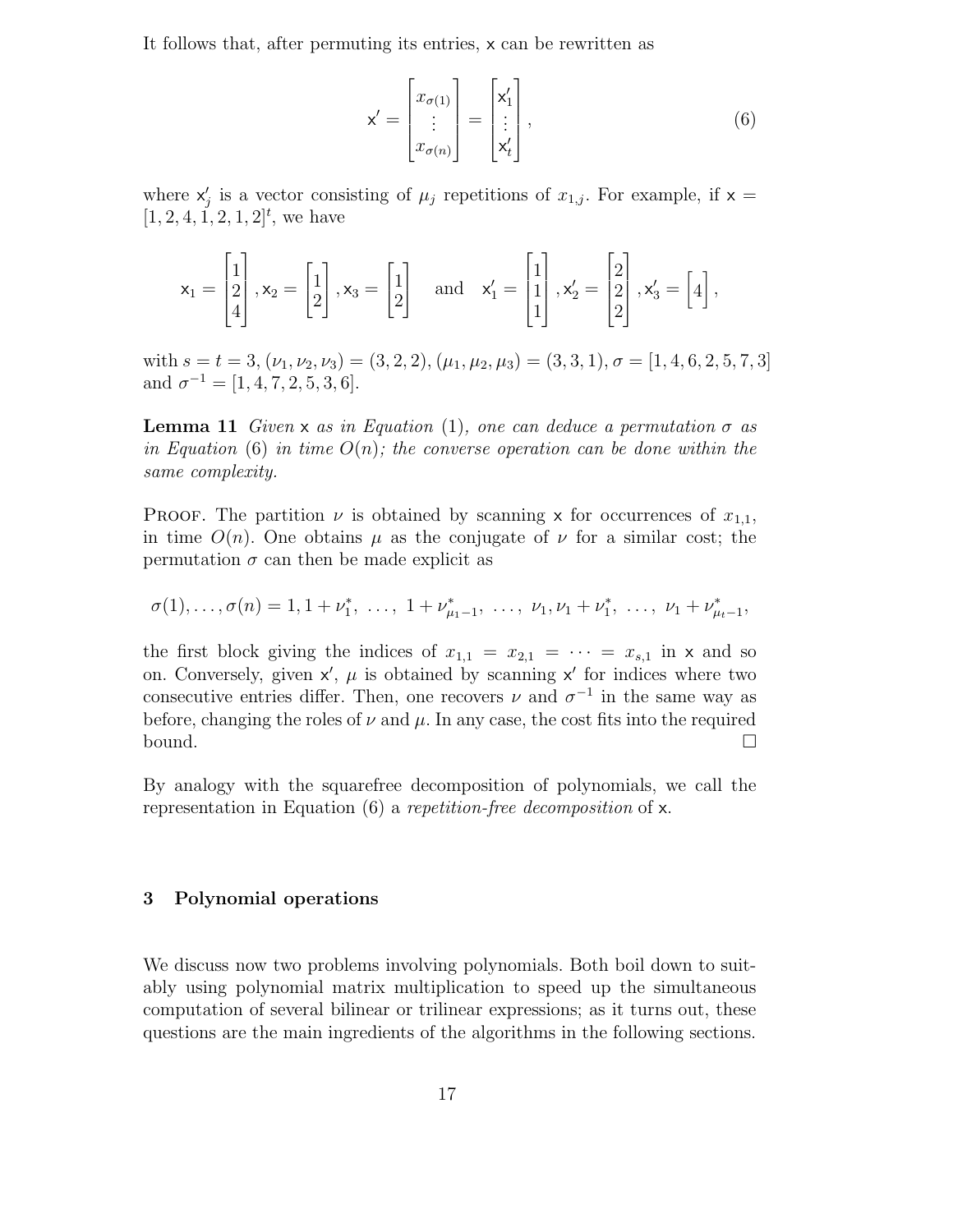It follows that, after permuting its entries, $\mathsf{x}$ can be rewritten as

$$\mathsf{x}' = \begin{bmatrix} x_{\sigma(1)} \\ \vdots \\ x_{\sigma(n)} \end{bmatrix} = \begin{bmatrix} \mathsf{x}'_1 \\ \vdots \\ \mathsf{x}'_t \end{bmatrix}, \tag{6}$$

where $\mathsf{x}'_j$ is a vector consisting of $\mu_j$ repetitions of $x_{1,j}$. For example, if $\mathsf{x} = [1, 2, 4, 1, 2, 1, 2]^t$, we have

$$\mathsf{x}_1 = \begin{bmatrix} 1 \\ 2 \\ 4 \end{bmatrix}, \mathsf{x}_2 = \begin{bmatrix} 1 \\ 2 \end{bmatrix}, \mathsf{x}_3 = \begin{bmatrix} 1 \\ 2 \end{bmatrix} \quad \text{and} \quad \mathsf{x}'_1 = \begin{bmatrix} 1 \\ 1 \\ 1 \end{bmatrix}, \mathsf{x}'_2 = \begin{bmatrix} 2 \\ 2 \\ 2 \end{bmatrix}, \mathsf{x}'_3 = \begin{bmatrix} 4 \end{bmatrix},$$

with $s = t = 3$, $(\nu_1, \nu_2, \nu_3) = (3, 2, 2)$, $(\mu_1, \mu_2, \mu_3) = (3, 3, 1)$, $\sigma = [1, 4, 6, 2, 5, 7, 3]$ and $\sigma^{-1} = [1, 4, 7, 2, 5, 3, 6]$.

**Lemma 11** *Given $\mathsf{x}$ as in Equation (1), one can deduce a permutation $\sigma$ as in Equation (6) in time $O(n)$; the converse operation can be done within the same complexity.*

Proof. The partition $\nu$ is obtained by scanning $\mathsf{x}$ for occurrences of $x_{1,1}$, in time $O(n)$. One obtains $\mu$ as the conjugate of $\nu$ for a similar cost; the permutation $\sigma$ can then be made explicit as

$$\sigma(1), \ldots, \sigma(n) = 1, 1 + \nu_1^*, \ \ldots, \ 1 + \nu_{\mu_1 - 1}^*, \ \ldots, \ \nu_1, \nu_1 + \nu_1^*, \ \ldots, \ \nu_1 + \nu_{\mu_t - 1}^*,$$

the first block giving the indices of $x_{1,1} = x_{2,1} = \cdots = x_{s,1}$ in $\mathsf{x}$ and so on. Conversely, given $\mathsf{x}'$, $\mu$ is obtained by scanning $\mathsf{x}'$ for indices where two consecutive entries differ. Then, one recovers $\nu$ and $\sigma^{-1}$ in the same way as before, changing the roles of $\nu$ and $\mu$. In any case, the cost fits into the required bound. $\square$

By analogy with the squarefree decomposition of polynomials, we call the representation in Equation (6) a *repetition-free decomposition* of $\mathsf{x}$.

## 3 Polynomial operations

We discuss now two problems involving polynomials. Both boil down to suitably using polynomial matrix multiplication to speed up the simultaneous computation of several bilinear or trilinear expressions; as it turns out, these questions are the main ingredients of the algorithms in the following sections.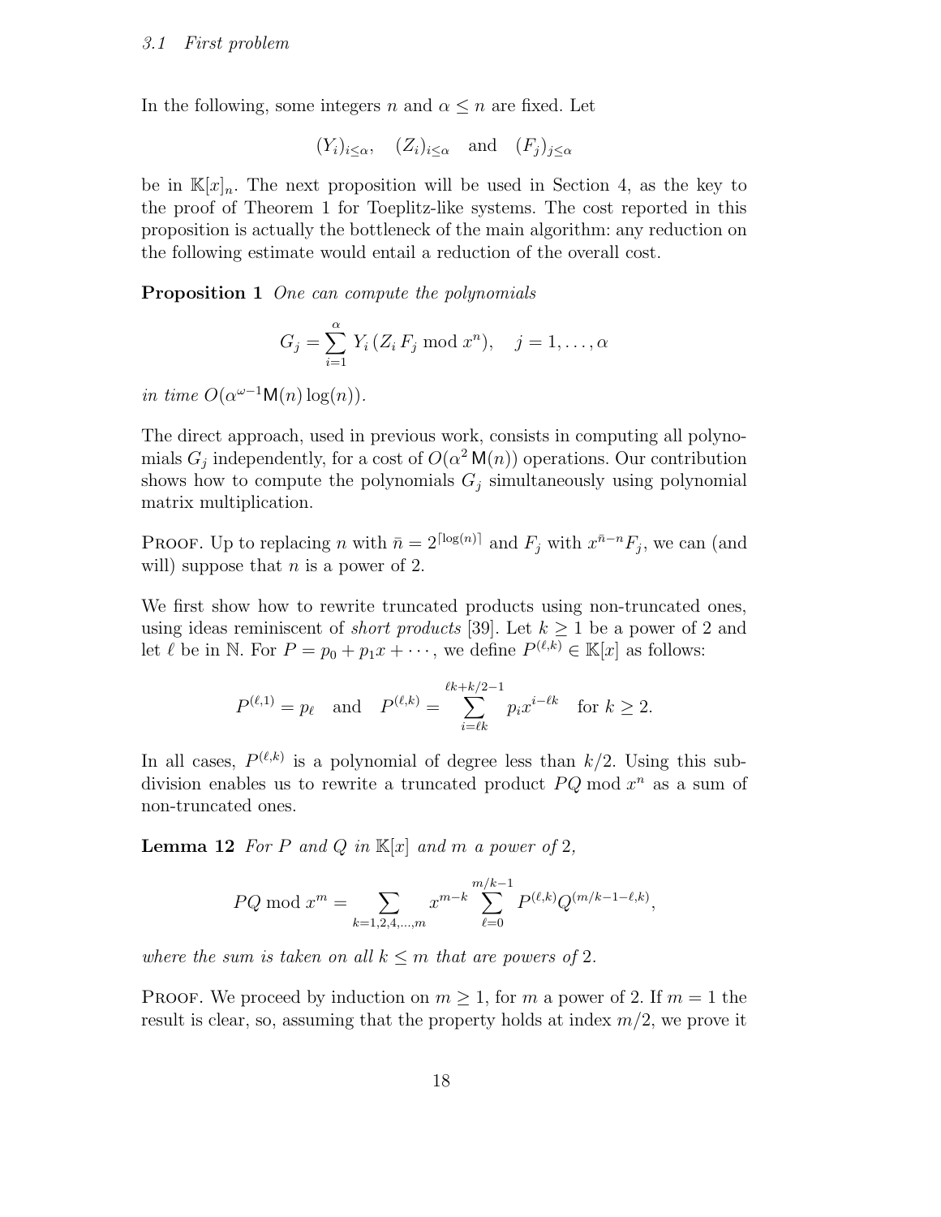### 3.1 First problem

In the following, some integers $n$ and $\alpha \le n$ are fixed. Let

$$(Y_i)_{i \le \alpha}, \quad (Z_i)_{i \le \alpha} \quad \text{and} \quad (F_j)_{j \le \alpha}$$

be in $\mathbb{K}[x]_n$. The next proposition will be used in Section 4, as the key to the proof of Theorem 1 for Toeplitz-like systems. The cost reported in this proposition is actually the bottleneck of the main algorithm: any reduction on the following estimate would entail a reduction of the overall cost.

**Proposition 1** *One can compute the polynomials*

$$G_j = \sum_{i=1}^{\alpha} Y_i \,(Z_i \, F_j \bmod x^n), \quad j = 1, \ldots, \alpha$$

*in time* $O(\alpha^{\omega-1}\mathsf{M}(n)\log(n))$.

The direct approach, used in previous work, consists in computing all polynomials $G_j$ independently, for a cost of $O(\alpha^2\,\mathsf{M}(n))$ operations. Our contribution shows how to compute the polynomials $G_j$ simultaneously using polynomial matrix multiplication.

Proof. Up to replacing $n$ with $\bar{n} = 2^{\lceil \log(n) \rceil}$ and $F_j$ with $x^{\bar{n}-n}F_j$, we can (and will) suppose that $n$ is a power of 2.

We first show how to rewrite truncated products using non-truncated ones, using ideas reminiscent of *short products* [39]. Let $k \ge 1$ be a power of 2 and let $\ell$ be in $\mathbb{N}$. For $P = p_0 + p_1 x + \cdots$, we define $P^{(\ell,k)} \in \mathbb{K}[x]$ as follows:

$$P^{(\ell,1)} = p_\ell \quad \text{and} \quad P^{(\ell,k)} = \sum_{i=\ell k}^{\ell k + k/2 - 1} p_i x^{i-\ell k} \quad \text{for } k \ge 2.$$

In all cases, $P^{(\ell,k)}$ is a polynomial of degree less than $k/2$. Using this subdivision enables us to rewrite a truncated product $PQ \bmod x^n$ as a sum of non-truncated ones.

**Lemma 12** *For $P$ and $Q$ in $\mathbb{K}[x]$ and $m$ a power of* 2*,*

$$PQ \bmod x^m = \sum_{k=1,2,4,\ldots,m} x^{m-k} \sum_{\ell=0}^{m/k-1} P^{(\ell,k)} Q^{(m/k-1-\ell,k)},$$

*where the sum is taken on all $k \le m$ that are powers of* 2*.*

Proof. We proceed by induction on $m \ge 1$, for $m$ a power of 2. If $m = 1$ the result is clear, so, assuming that the property holds at index $m/2$, we prove it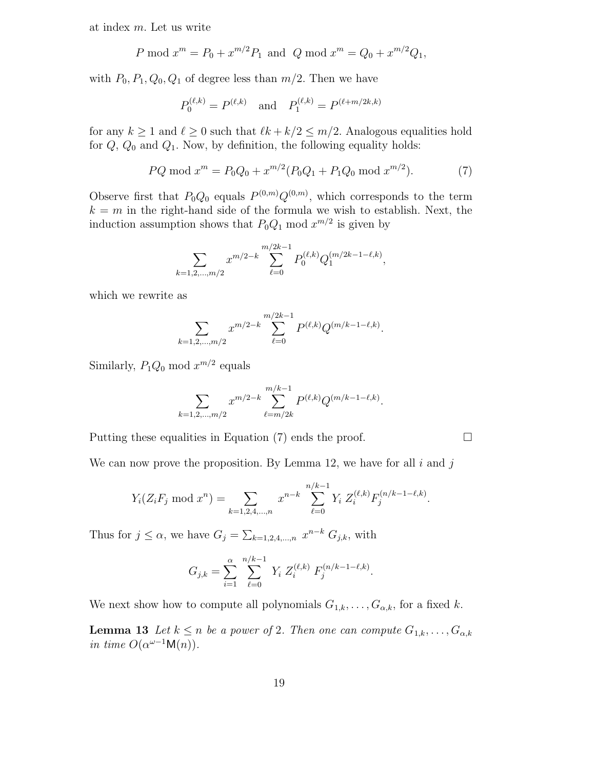at index $m$. Let us write

$$P \bmod x^m = P_0 + x^{m/2} P_1 \text{ and } Q \bmod x^m = Q_0 + x^{m/2} Q_1,$$

with $P_0, P_1, Q_0, Q_1$ of degree less than $m/2$. Then we have

$$P_0^{(\ell,k)} = P^{(\ell,k)} \quad \text{and} \quad P_1^{(\ell,k)} = P^{(\ell+m/2k,k)}$$

for any $k \geq 1$ and $\ell \geq 0$ such that $\ell k + k/2 \leq m/2$. Analogous equalities hold for $Q$, $Q_0$ and $Q_1$. Now, by definition, the following equality holds:

$$PQ \bmod x^m = P_0 Q_0 + x^{m/2}(P_0 Q_1 + P_1 Q_0 \bmod x^{m/2}). \tag{7}$$

Observe first that $P_0 Q_0$ equals $P^{(0,m)} Q^{(0,m)}$, which corresponds to the term $k = m$ in the right-hand side of the formula we wish to establish. Next, the induction assumption shows that $P_0 Q_1 \bmod x^{m/2}$ is given by

$$\sum_{k=1,2,\ldots,m/2} x^{m/2-k} \sum_{\ell=0}^{m/2k-1} P_0^{(\ell,k)} Q_1^{(m/2k-1-\ell,k)},$$

which we rewrite as

$$\sum_{k=1,2,\ldots,m/2} x^{m/2-k} \sum_{\ell=0}^{m/2k-1} P^{(\ell,k)} Q^{(m/k-1-\ell,k)}.$$

Similarly, $P_1 Q_0 \bmod x^{m/2}$ equals

$$\sum_{k=1,2,\ldots,m/2} x^{m/2-k} \sum_{\ell=m/2k}^{m/k-1} P^{(\ell,k)} Q^{(m/k-1-\ell,k)}.$$

Putting these equalities in Equation (7) ends the proof. □

We can now prove the proposition. By Lemma 12, we have for all $i$ and $j$

$$Y_i (Z_i F_j \bmod x^n) = \sum_{k=1,2,4,\ldots,n} x^{n-k} \sum_{\ell=0}^{n/k-1} Y_i \, Z_i^{(\ell,k)} F_j^{(n/k-1-\ell,k)}.$$

Thus for $j \leq \alpha$, we have $G_j = \sum_{k=1,2,4,\ldots,n} x^{n-k} \, G_{j,k}$, with

$$G_{j,k} = \sum_{i=1}^{\alpha} \sum_{\ell=0}^{n/k-1} Y_i \, Z_i^{(\ell,k)} \, F_j^{(n/k-1-\ell,k)}.$$

We next show how to compute all polynomials $G_{1,k}, \ldots, G_{\alpha,k}$, for a fixed $k$.

**Lemma 13** *Let $k \leq n$ be a power of 2. Then one can compute $G_{1,k}, \ldots, G_{\alpha,k}$ in time $O(\alpha^{\omega-1} \mathsf{M}(n))$.*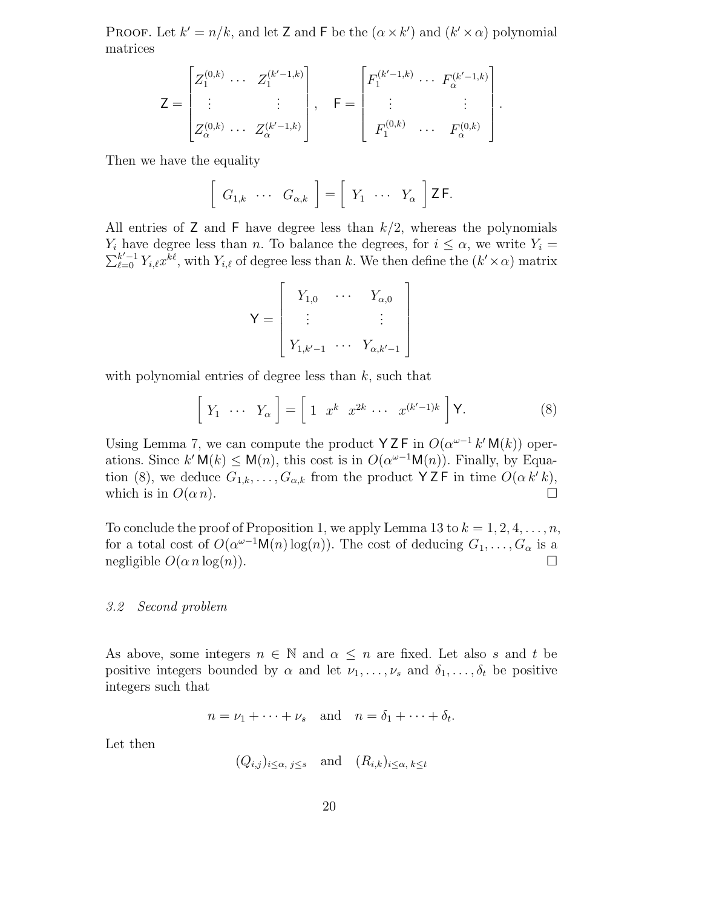Proof. Let $k' = n/k$, and let $\mathsf{Z}$ and $\mathsf{F}$ be the $(\alpha \times k')$ and $(k' \times \alpha)$ polynomial matrices

$$\mathsf{Z} = \begin{bmatrix} Z_1^{(0,k)} & \cdots & Z_1^{(k'-1,k)} \\ \vdots & & \vdots \\ Z_\alpha^{(0,k)} & \cdots & Z_\alpha^{(k'-1,k)} \end{bmatrix}, \quad \mathsf{F} = \begin{bmatrix} F_1^{(k'-1,k)} & \cdots & F_\alpha^{(k'-1,k)} \\ \vdots & & \vdots \\ F_1^{(0,k)} & \cdots & F_\alpha^{(0,k)} \end{bmatrix}.$$

Then we have the equality

$$\begin{bmatrix} G_{1,k} & \cdots & G_{\alpha,k} \end{bmatrix} = \begin{bmatrix} Y_1 & \cdots & Y_\alpha \end{bmatrix} \mathsf{Z}\,\mathsf{F}.$$

All entries of $\mathsf{Z}$ and $\mathsf{F}$ have degree less than $k/2$, whereas the polynomials $Y_i$ have degree less than $n$. To balance the degrees, for $i \le \alpha$, we write $Y_i = \sum_{\ell=0}^{k'-1} Y_{i,\ell} x^{k\ell}$, with $Y_{i,\ell}$ of degree less than $k$. We then define the $(k' \times \alpha)$ matrix

$$\mathsf{Y} = \begin{bmatrix} Y_{1,0} & \cdots & Y_{\alpha,0} \\ \vdots & & \vdots \\ Y_{1,k'-1} & \cdots & Y_{\alpha,k'-1} \end{bmatrix}$$

with polynomial entries of degree less than $k$, such that

$$\begin{bmatrix} Y_1 & \cdots & Y_\alpha \end{bmatrix} = \begin{bmatrix} 1 & x^k & x^{2k} & \cdots & x^{(k'-1)k} \end{bmatrix} \mathsf{Y}. \tag{8}$$

Using Lemma 7, we can compute the product $\mathsf{Y}\,\mathsf{Z}\,\mathsf{F}$ in $O(\alpha^{\omega-1}\, k'\, \mathsf{M}(k))$ operations. Since $k'\, \mathsf{M}(k) \le \mathsf{M}(n)$, this cost is in $O(\alpha^{\omega-1}\mathsf{M}(n))$. Finally, by Equation (8), we deduce $G_{1,k}, \ldots, G_{\alpha,k}$ from the product $\mathsf{Y}\,\mathsf{Z}\,\mathsf{F}$ in time $O(\alpha\, k'\, k)$, which is in $O(\alpha\, n)$. □

To conclude the proof of Proposition 1, we apply Lemma 13 to $k = 1, 2, 4, \ldots, n$, for a total cost of $O(\alpha^{\omega-1}\mathsf{M}(n)\log(n))$. The cost of deducing $G_1, \ldots, G_\alpha$ is a negligible $O(\alpha\, n \log(n))$. □

### *3.2 Second problem*

As above, some integers $n \in \mathbb{N}$ and $\alpha \le n$ are fixed. Let also $s$ and $t$ be positive integers bounded by $\alpha$ and let $\nu_1, \ldots, \nu_s$ and $\delta_1, \ldots, \delta_t$ be positive integers such that

$$n = \nu_1 + \cdots + \nu_s \quad \text{and} \quad n = \delta_1 + \cdots + \delta_t.$$

Let then

$$(Q_{i,j})_{i \le \alpha,\, j \le s} \quad \text{and} \quad (R_{i,k})_{i \le \alpha,\, k \le t}$$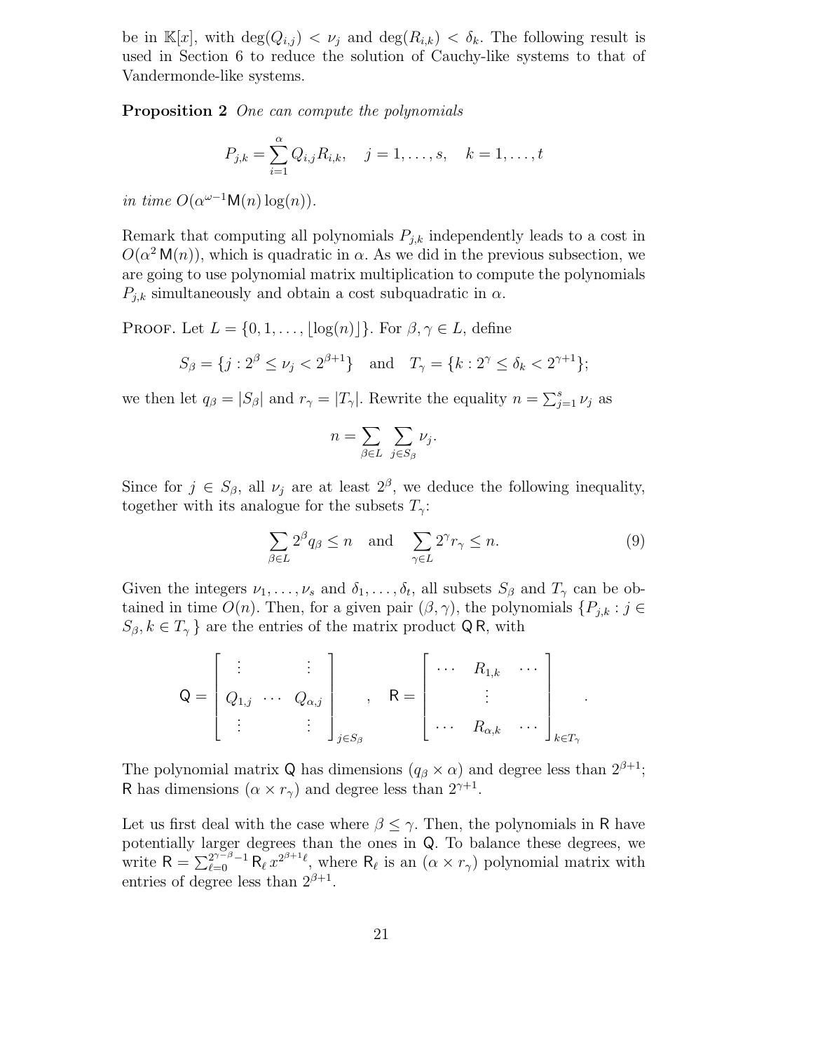be in $\mathbb{K}[x]$, with $\deg(Q_{i,j}) < \nu_j$ and $\deg(R_{i,k}) < \delta_k$. The following result is used in Section 6 to reduce the solution of Cauchy-like systems to that of Vandermonde-like systems.

**Proposition 2** *One can compute the polynomials*

$$P_{j,k} = \sum_{i=1}^{\alpha} Q_{i,j} R_{i,k}, \quad j = 1, \ldots, s, \quad k = 1, \ldots, t$$

*in time* $O(\alpha^{\omega-1} \mathsf{M}(n) \log(n))$.

Remark that computing all polynomials $P_{j,k}$ independently leads to a cost in $O(\alpha^2 \mathsf{M}(n))$, which is quadratic in $\alpha$. As we did in the previous subsection, we are going to use polynomial matrix multiplication to compute the polynomials $P_{j,k}$ simultaneously and obtain a cost subquadratic in $\alpha$.

Proof. Let $L = \{0, 1, \ldots, \lfloor \log(n) \rfloor\}$. For $\beta, \gamma \in L$, define

$$S_\beta = \{j : 2^\beta \leq \nu_j < 2^{\beta+1}\} \quad \text{and} \quad T_\gamma = \{k : 2^\gamma \leq \delta_k < 2^{\gamma+1}\};$$

we then let $q_\beta = |S_\beta|$ and $r_\gamma = |T_\gamma|$. Rewrite the equality $n = \sum_{j=1}^{s} \nu_j$ as

$$n = \sum_{\beta \in L} \sum_{j \in S_\beta} \nu_j.$$

Since for $j \in S_\beta$, all $\nu_j$ are at least $2^\beta$, we deduce the following inequality, together with its analogue for the subsets $T_\gamma$:

$$\sum_{\beta \in L} 2^\beta q_\beta \leq n \quad \text{and} \quad \sum_{\gamma \in L} 2^\gamma r_\gamma \leq n. \tag{9}$$

Given the integers $\nu_1, \ldots, \nu_s$ and $\delta_1, \ldots, \delta_t$, all subsets $S_\beta$ and $T_\gamma$ can be obtained in time $O(n)$. Then, for a given pair $(\beta, \gamma)$, the polynomials $\{P_{j,k} : j \in S_\beta, k \in T_\gamma\}$ are the entries of the matrix product $\mathsf{Q}\,\mathsf{R}$, with

$$\mathsf{Q} = \begin{bmatrix} \vdots & & \vdots \\ Q_{1,j} & \cdots & Q_{\alpha,j} \\ \vdots & & \vdots \end{bmatrix}_{j \in S_\beta}, \quad \mathsf{R} = \begin{bmatrix} \cdots & R_{1,k} & \cdots \\ & \vdots & \\ \cdots & R_{\alpha,k} & \cdots \end{bmatrix}_{k \in T_\gamma}.$$

The polynomial matrix $\mathsf{Q}$ has dimensions $(q_\beta \times \alpha)$ and degree less than $2^{\beta+1}$; $\mathsf{R}$ has dimensions $(\alpha \times r_\gamma)$ and degree less than $2^{\gamma+1}$.

Let us first deal with the case where $\beta \leq \gamma$. Then, the polynomials in $\mathsf{R}$ have potentially larger degrees than the ones in $\mathsf{Q}$. To balance these degrees, we write $\mathsf{R} = \sum_{\ell=0}^{2^{\gamma-\beta}-1} \mathsf{R}_\ell \, x^{2^{\beta+1}\ell}$, where $\mathsf{R}_\ell$ is an $(\alpha \times r_\gamma)$ polynomial matrix with entries of degree less than $2^{\beta+1}$.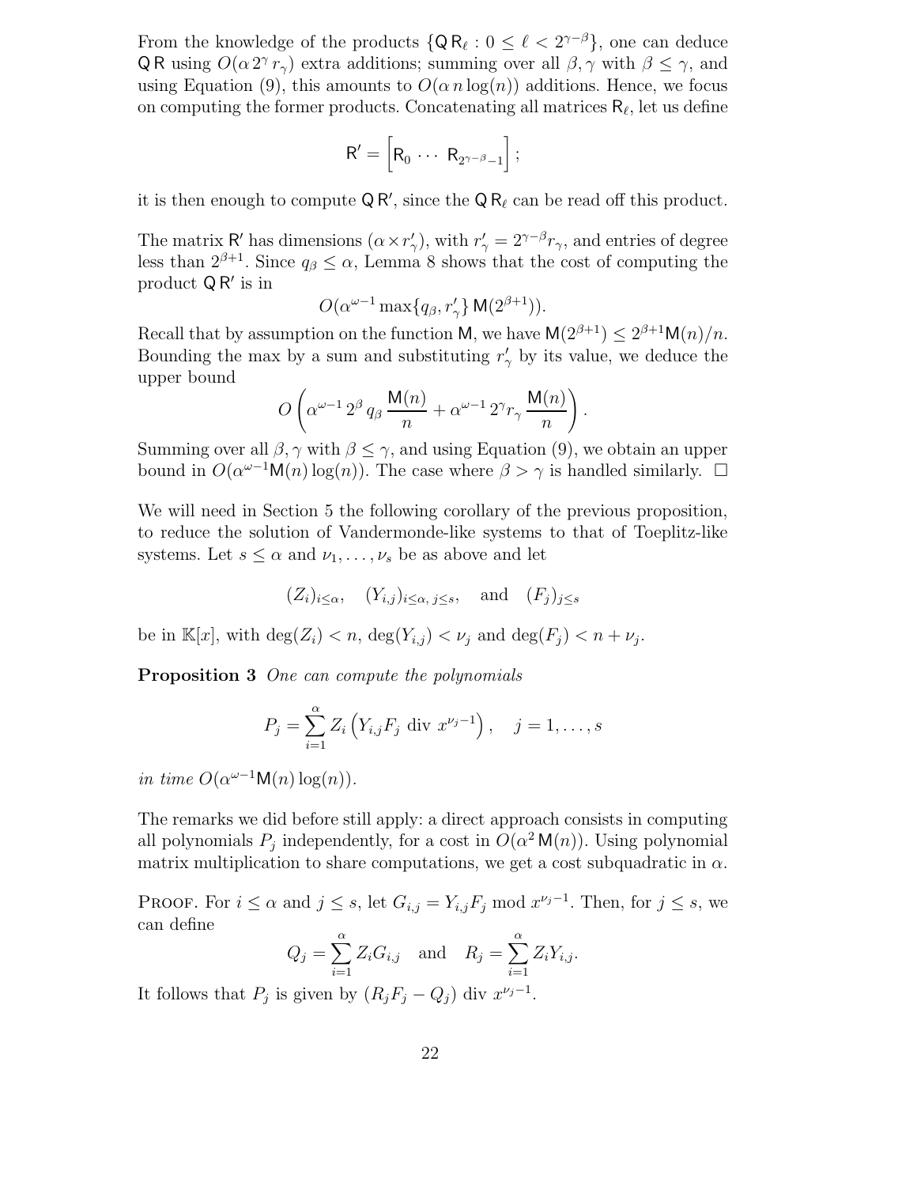From the knowledge of the products $\{\mathsf{Q}\,\mathsf{R}_\ell : 0 \le \ell < 2^{\gamma-\beta}\}$, one can deduce $\mathsf{Q}\,\mathsf{R}$ using $O(\alpha\, 2^\gamma\, r_\gamma)$ extra additions; summing over all $\beta, \gamma$ with $\beta \le \gamma$, and using Equation (9), this amounts to $O(\alpha\, n \log(n))$ additions. Hence, we focus on computing the former products. Concatenating all matrices $\mathsf{R}_\ell$, let us define

$$\mathsf{R}' = \left[\mathsf{R}_0 \,\cdots\, \mathsf{R}_{2^{\gamma-\beta}-1}\right];$$

it is then enough to compute $\mathsf{Q}\,\mathsf{R}'$, since the $\mathsf{Q}\,\mathsf{R}_\ell$ can be read off this product.

The matrix $\mathsf{R}'$ has dimensions $(\alpha \times r'_\gamma)$, with $r'_\gamma = 2^{\gamma-\beta} r_\gamma$, and entries of degree less than $2^{\beta+1}$. Since $q_\beta \le \alpha$, Lemma 8 shows that the cost of computing the product $\mathsf{Q}\,\mathsf{R}'$ is in

$$O(\alpha^{\omega-1} \max\{q_\beta, r'_\gamma\}\, \mathsf{M}(2^{\beta+1})).$$

Recall that by assumption on the function $\mathsf{M}$, we have $\mathsf{M}(2^{\beta+1}) \le 2^{\beta+1}\mathsf{M}(n)/n$. Bounding the max by a sum and substituting $r'_\gamma$ by its value, we deduce the upper bound

$$O\left(\alpha^{\omega-1}\, 2^\beta\, q_\beta\, \frac{\mathsf{M}(n)}{n} + \alpha^{\omega-1}\, 2^\gamma r_\gamma\, \frac{\mathsf{M}(n)}{n}\right).$$

Summing over all $\beta, \gamma$ with $\beta \le \gamma$, and using Equation (9), we obtain an upper bound in $O(\alpha^{\omega-1}\mathsf{M}(n)\log(n))$. The case where $\beta > \gamma$ is handled similarly. $\square$

We will need in Section 5 the following corollary of the previous proposition, to reduce the solution of Vandermonde-like systems to that of Toeplitz-like systems. Let $s \le \alpha$ and $\nu_1, \ldots, \nu_s$ be as above and let

$$(Z_i)_{i\le\alpha}, \quad (Y_{i,j})_{i\le\alpha,\, j\le s}, \quad \text{and} \quad (F_j)_{j\le s}$$

be in $\mathbb{K}[x]$, with $\deg(Z_i) < n$, $\deg(Y_{i,j}) < \nu_j$ and $\deg(F_j) < n + \nu_j$.

**Proposition 3** *One can compute the polynomials*

$$P_j = \sum_{i=1}^{\alpha} Z_i \left(Y_{i,j} F_j \text{ div } x^{\nu_j - 1}\right), \quad j = 1, \ldots, s$$

*in time* $O(\alpha^{\omega-1}\mathsf{M}(n)\log(n))$.

The remarks we did before still apply: a direct approach consists in computing all polynomials $P_j$ independently, for a cost in $O(\alpha^2\, \mathsf{M}(n))$. Using polynomial matrix multiplication to share computations, we get a cost subquadratic in $\alpha$.

Proof. For $i \le \alpha$ and $j \le s$, let $G_{i,j} = Y_{i,j} F_j \bmod x^{\nu_j - 1}$. Then, for $j \le s$, we can define

$$Q_j = \sum_{i=1}^{\alpha} Z_i G_{i,j} \quad \text{and} \quad R_j = \sum_{i=1}^{\alpha} Z_i Y_{i,j}.$$

It follows that $P_j$ is given by $(R_j F_j - Q_j)$ div $x^{\nu_j - 1}$.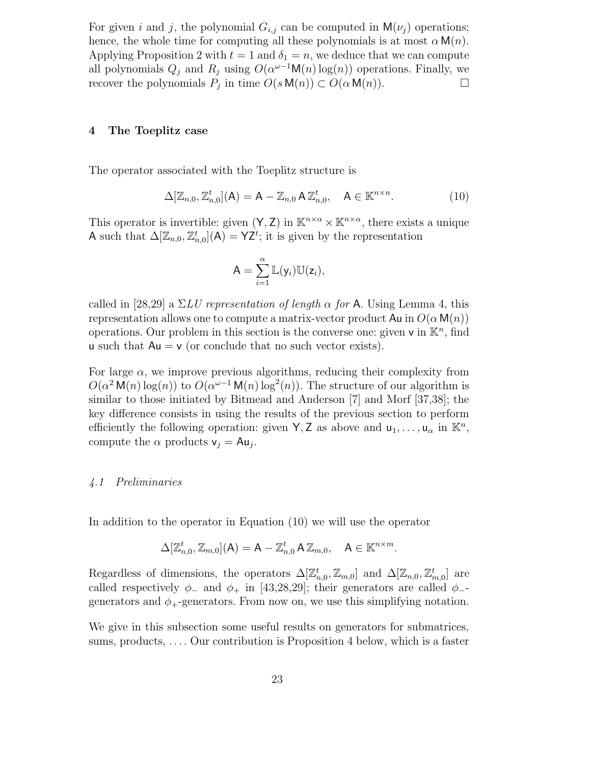For given $i$ and $j$, the polynomial $G_{i,j}$ can be computed in $\mathsf{M}(\nu_j)$ operations; hence, the whole time for computing all these polynomials is at most $\alpha\,\mathsf{M}(n)$. Applying Proposition 2 with $t = 1$ and $\delta_1 = n$, we deduce that we can compute all polynomials $Q_j$ and $R_j$ using $O(\alpha^{\omega-1}\mathsf{M}(n)\log(n))$ operations. Finally, we recover the polynomials $P_j$ in time $O(s\,\mathsf{M}(n)) \subset O(\alpha\,\mathsf{M}(n))$. □

## 4 The Toeplitz case

The operator associated with the Toeplitz structure is

$$\Delta[\mathbb{Z}_{n,0}, \mathbb{Z}_{n,0}^t](\mathsf{A}) = \mathsf{A} - \mathbb{Z}_{n,0}\,\mathsf{A}\,\mathbb{Z}_{n,0}^t, \quad \mathsf{A} \in \mathbb{K}^{n\times n}. \tag{10}$$

This operator is invertible: given $(\mathsf{Y}, \mathsf{Z})$ in $\mathbb{K}^{n\times\alpha} \times \mathbb{K}^{n\times\alpha}$, there exists a unique $\mathsf{A}$ such that $\Delta[\mathbb{Z}_{n,0}, \mathbb{Z}_{n,0}^t](\mathsf{A}) = \mathsf{Y}\mathsf{Z}^t$; it is given by the representation

$$\mathsf{A} = \sum_{i=1}^{\alpha} \mathbb{L}(\mathsf{y}_i)\mathbb{U}(\mathsf{z}_i),$$

called in [28,29] a *$\Sigma LU$ representation of length $\alpha$ for* $\mathsf{A}$. Using Lemma 4, this representation allows one to compute a matrix-vector product $\mathsf{A}\mathsf{u}$ in $O(\alpha\,\mathsf{M}(n))$ operations. Our problem in this section is the converse one: given $\mathsf{v}$ in $\mathbb{K}^n$, find $\mathsf{u}$ such that $\mathsf{A}\mathsf{u} = \mathsf{v}$ (or conclude that no such vector exists).

For large $\alpha$, we improve previous algorithms, reducing their complexity from $O(\alpha^2\,\mathsf{M}(n)\log(n))$ to $O(\alpha^{\omega-1}\,\mathsf{M}(n)\log^2(n))$. The structure of our algorithm is similar to those initiated by Bitmead and Anderson [7] and Morf [37,38]; the key difference consists in using the results of the previous section to perform efficiently the following operation: given $\mathsf{Y}, \mathsf{Z}$ as above and $\mathsf{u}_1, \ldots, \mathsf{u}_\alpha$ in $\mathbb{K}^n$, compute the $\alpha$ products $\mathsf{v}_j = \mathsf{A}\mathsf{u}_j$.

### *4.1 Preliminaries*

In addition to the operator in Equation (10) we will use the operator

$$\Delta[\mathbb{Z}_{n,0}^t, \mathbb{Z}_{m,0}](\mathsf{A}) = \mathsf{A} - \mathbb{Z}_{n,0}^t\,\mathsf{A}\,\mathbb{Z}_{m,0}, \quad \mathsf{A} \in \mathbb{K}^{n\times m}.$$

Regardless of dimensions, the operators $\Delta[\mathbb{Z}_{n,0}^t, \mathbb{Z}_{m,0}]$ and $\Delta[\mathbb{Z}_{n,0}, \mathbb{Z}_{m,0}^t]$ are called respectively $\phi_-$ and $\phi_+$ in [43,28,29]; their generators are called $\phi_-$-generators and $\phi_+$-generators. From now on, we use this simplifying notation.

We give in this subsection some useful results on generators for submatrices, sums, products, .... Our contribution is Proposition 4 below, which is a faster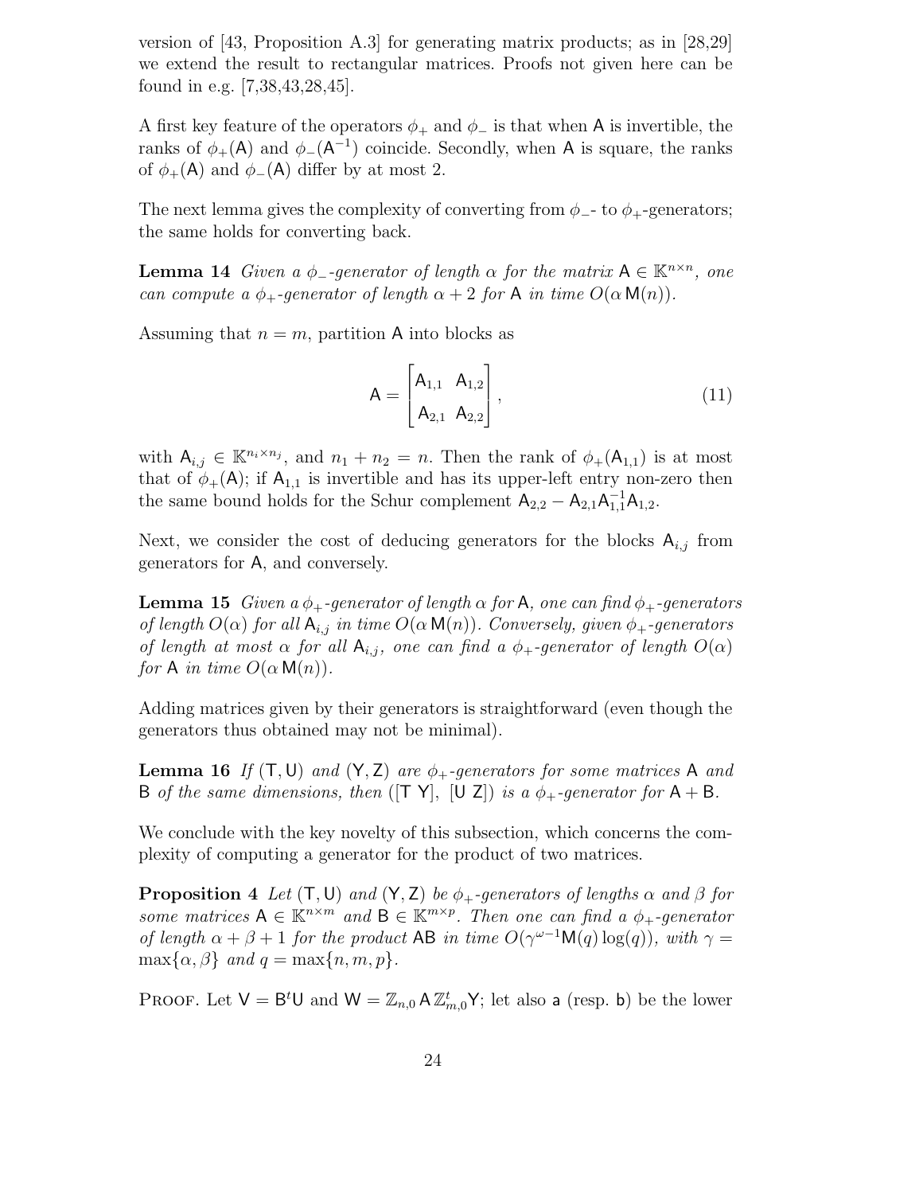version of [43, Proposition A.3] for generating matrix products; as in [28,29] we extend the result to rectangular matrices. Proofs not given here can be found in e.g. [7,38,43,28,45].

A first key feature of the operators $\phi_+$ and $\phi_-$ is that when $\mathsf{A}$ is invertible, the ranks of $\phi_+(\mathsf{A})$ and $\phi_-(\mathsf{A}^{-1})$ coincide. Secondly, when $\mathsf{A}$ is square, the ranks of $\phi_+(\mathsf{A})$ and $\phi_-(\mathsf{A})$ differ by at most 2.

The next lemma gives the complexity of converting from $\phi_-$- to $\phi_+$-generators; the same holds for converting back.

**Lemma 14** *Given a $\phi_-$-generator of length $\alpha$ for the matrix $\mathsf{A} \in \mathbb{K}^{n\times n}$, one can compute a $\phi_+$-generator of length $\alpha + 2$ for $\mathsf{A}$ in time $O(\alpha\, \mathsf{M}(n))$.*

Assuming that $n = m$, partition $\mathsf{A}$ into blocks as

$$\mathsf{A} = \begin{bmatrix} \mathsf{A}_{1,1} & \mathsf{A}_{1,2} \\ \mathsf{A}_{2,1} & \mathsf{A}_{2,2} \end{bmatrix}, \tag{11}$$

with $\mathsf{A}_{i,j} \in \mathbb{K}^{n_i \times n_j}$, and $n_1 + n_2 = n$. Then the rank of $\phi_+(\mathsf{A}_{1,1})$ is at most that of $\phi_+(\mathsf{A})$; if $\mathsf{A}_{1,1}$ is invertible and has its upper-left entry non-zero then the same bound holds for the Schur complement $\mathsf{A}_{2,2} - \mathsf{A}_{2,1}\mathsf{A}_{1,1}^{-1}\mathsf{A}_{1,2}$.

Next, we consider the cost of deducing generators for the blocks $\mathsf{A}_{i,j}$ from generators for $\mathsf{A}$, and conversely.

**Lemma 15** *Given a $\phi_+$-generator of length $\alpha$ for $\mathsf{A}$, one can find $\phi_+$-generators of length $O(\alpha)$ for all $\mathsf{A}_{i,j}$ in time $O(\alpha\, \mathsf{M}(n))$. Conversely, given $\phi_+$-generators of length at most $\alpha$ for all $\mathsf{A}_{i,j}$, one can find a $\phi_+$-generator of length $O(\alpha)$ for $\mathsf{A}$ in time $O(\alpha\, \mathsf{M}(n))$.*

Adding matrices given by their generators is straightforward (even though the generators thus obtained may not be minimal).

**Lemma 16** *If $(\mathsf{T},\mathsf{U})$ and $(\mathsf{Y},\mathsf{Z})$ are $\phi_+$-generators for some matrices $\mathsf{A}$ and $\mathsf{B}$ of the same dimensions, then $([\mathsf{T}\ \mathsf{Y}],\ [\mathsf{U}\ \mathsf{Z}])$ is a $\phi_+$-generator for $\mathsf{A}+\mathsf{B}$.*

We conclude with the key novelty of this subsection, which concerns the complexity of computing a generator for the product of two matrices.

**Proposition 4** *Let $(\mathsf{T},\mathsf{U})$ and $(\mathsf{Y},\mathsf{Z})$ be $\phi_+$-generators of lengths $\alpha$ and $\beta$ for some matrices $\mathsf{A} \in \mathbb{K}^{n\times m}$ and $\mathsf{B} \in \mathbb{K}^{m\times p}$. Then one can find a $\phi_+$-generator of length $\alpha+\beta+1$ for the product $\mathsf{AB}$ in time $O(\gamma^{\omega-1}\mathsf{M}(q)\log(q))$, with $\gamma = \max\{\alpha,\beta\}$ and $q = \max\{n,m,p\}$.*

Proof. Let $\mathsf{V} = \mathsf{B}^t\mathsf{U}$ and $\mathsf{W} = \mathbb{Z}_{n,0}\,\mathsf{A}\,\mathbb{Z}_{m,0}^t\mathsf{Y}$; let also $\mathsf{a}$ (resp. $\mathsf{b}$) be the lower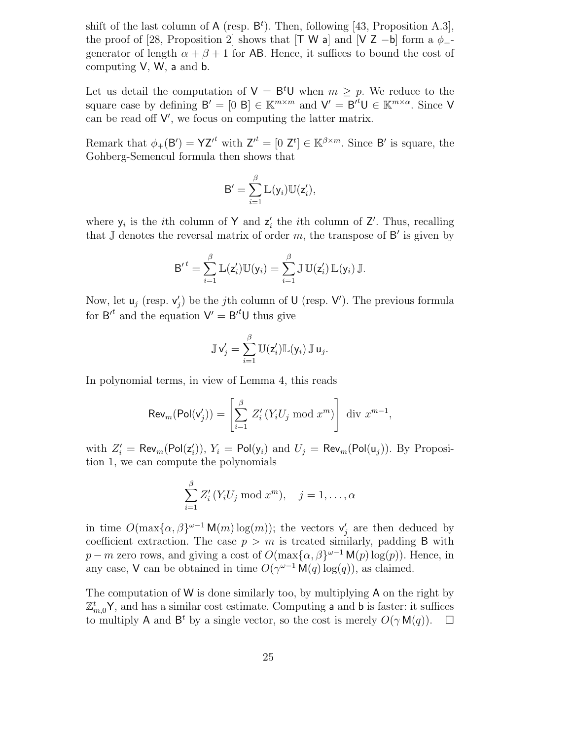shift of the last column of $\mathsf{A}$ (resp. $\mathsf{B}^t$). Then, following [43, Proposition A.3], the proof of [28, Proposition 2] shows that $[\mathsf{T}\ \mathsf{W}\ \mathsf{a}]$ and $[\mathsf{V}\ \mathsf{Z}\ -\mathsf{b}]$ form a $\phi_+$-generator of length $\alpha+\beta+1$ for $\mathsf{AB}$. Hence, it suffices to bound the cost of computing $\mathsf{V}$, $\mathsf{W}$, $\mathsf{a}$ and $\mathsf{b}$.

Let us detail the computation of $\mathsf{V} = \mathsf{B}^t\mathsf{U}$ when $m \geq p$. We reduce to the square case by defining $\mathsf{B}' = [0\ \mathsf{B}] \in \mathbb{K}^{m\times m}$ and $\mathsf{V}' = \mathsf{B}'^t\mathsf{U} \in \mathbb{K}^{m\times\alpha}$. Since $\mathsf{V}$ can be read off $\mathsf{V}'$, we focus on computing the latter matrix.

Remark that $\phi_+(\mathsf{B}') = \mathsf{Y}\mathsf{Z}'^t$ with $\mathsf{Z}'^t = [0\ \mathsf{Z}^t] \in \mathbb{K}^{\beta\times m}$. Since $\mathsf{B}'$ is square, the Gohberg-Semencul formula then shows that

$$\mathsf{B}' = \sum_{i=1}^{\beta} \mathbb{L}(\mathsf{y}_i)\mathbb{U}(\mathsf{z}'_i),$$

where $\mathsf{y}_i$ is the $i$th column of $\mathsf{Y}$ and $\mathsf{z}'_i$ the $i$th column of $\mathsf{Z}'$. Thus, recalling that $\mathbb{J}$ denotes the reversal matrix of order $m$, the transpose of $\mathsf{B}'$ is given by

$$\mathsf{B}'^t = \sum_{i=1}^{\beta} \mathbb{L}(\mathsf{z}'_i)\mathbb{U}(\mathsf{y}_i) = \sum_{i=1}^{\beta} \mathbb{J}\,\mathbb{U}(\mathsf{z}'_i)\,\mathbb{L}(\mathsf{y}_i)\,\mathbb{J}.$$

Now, let $\mathsf{u}_j$ (resp. $\mathsf{v}'_j$) be the $j$th column of $\mathsf{U}$ (resp. $\mathsf{V}'$). The previous formula for $\mathsf{B}'^t$ and the equation $\mathsf{V}' = \mathsf{B}'^t\mathsf{U}$ thus give

$$\mathbb{J}\,\mathsf{v}'_j = \sum_{i=1}^{\beta} \mathbb{U}(\mathsf{z}'_i)\mathbb{L}(\mathsf{y}_i)\,\mathbb{J}\,\mathsf{u}_j.$$

In polynomial terms, in view of Lemma 4, this reads

$$\mathsf{Rev}_m(\mathsf{Pol}(\mathsf{v}'_j)) = \left[\sum_{i=1}^{\beta} Z'_i\,(Y_iU_j \bmod x^m)\right]\ \mathrm{div}\ x^{m-1},$$

with $Z'_i = \mathsf{Rev}_m(\mathsf{Pol}(\mathsf{z}'_i))$, $Y_i = \mathsf{Pol}(\mathsf{y}_i)$ and $U_j = \mathsf{Rev}_m(\mathsf{Pol}(\mathsf{u}_j))$. By Proposition 1, we can compute the polynomials

$$\sum_{i=1}^{\beta} Z'_i\,(Y_iU_j \bmod x^m), \quad j = 1,\ldots,\alpha$$

in time $O(\max\{\alpha,\beta\}^{\omega-1}\,\mathsf{M}(m)\log(m))$; the vectors $\mathsf{v}'_j$ are then deduced by coefficient extraction. The case $p > m$ is treated similarly, padding $\mathsf{B}$ with $p-m$ zero rows, and giving a cost of $O(\max\{\alpha,\beta\}^{\omega-1}\,\mathsf{M}(p)\log(p))$. Hence, in any case, $\mathsf{V}$ can be obtained in time $O(\gamma^{\omega-1}\,\mathsf{M}(q)\log(q))$, as claimed.

The computation of $\mathsf{W}$ is done similarly too, by multiplying $\mathsf{A}$ on the right by $\mathbb{Z}_{m,0}^t\mathsf{Y}$, and has a similar cost estimate. Computing $\mathsf{a}$ and $\mathsf{b}$ is faster: it suffices to multiply $\mathsf{A}$ and $\mathsf{B}^t$ by a single vector, so the cost is merely $O(\gamma\,\mathsf{M}(q))$. $\square$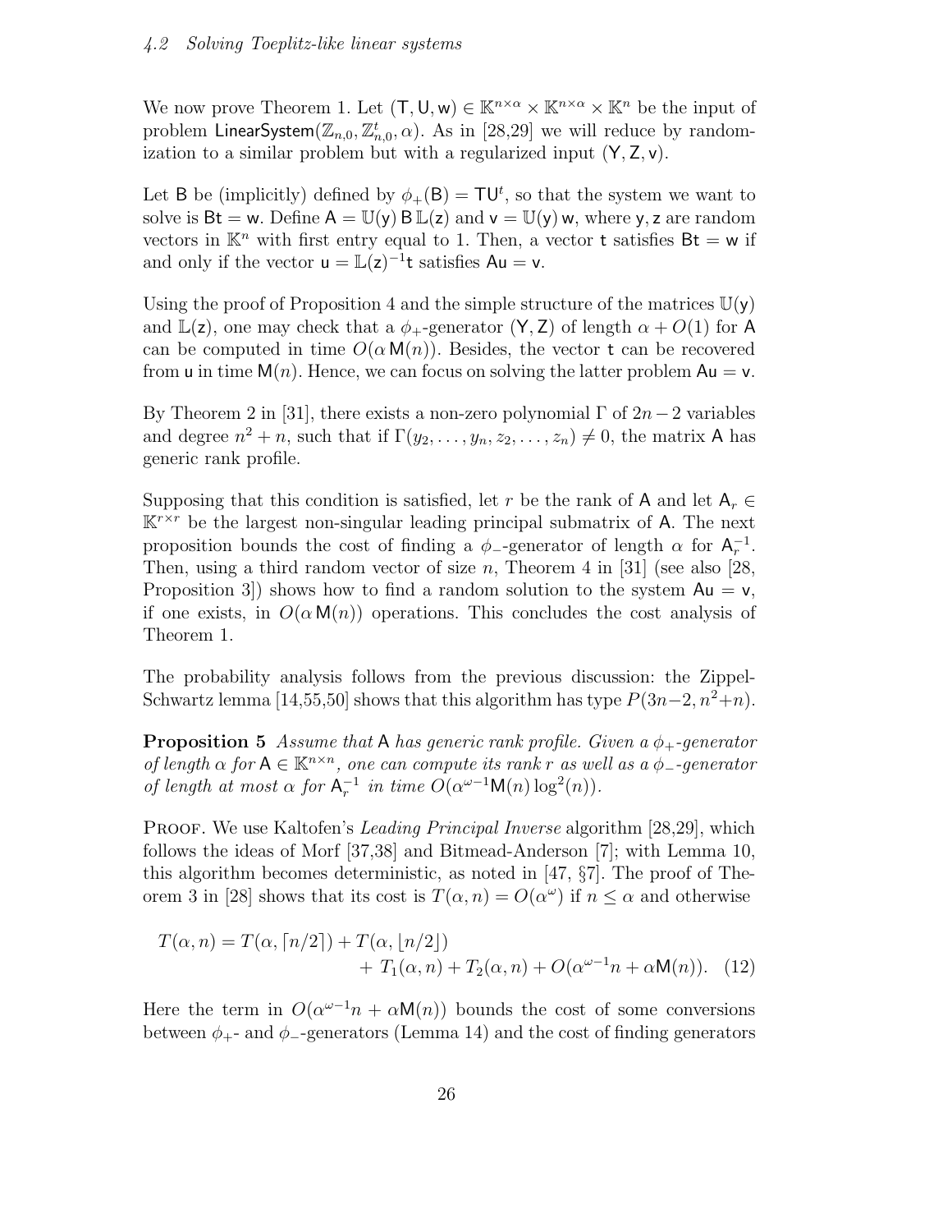### 4.2 Solving Toeplitz-like linear systems

We now prove Theorem 1. Let $(\mathsf{T}, \mathsf{U}, \mathsf{w}) \in \mathbb{K}^{n\times\alpha} \times \mathbb{K}^{n\times\alpha} \times \mathbb{K}^n$ be the input of problem $\mathsf{LinearSystem}(\mathbb{Z}_{n,0}, \mathbb{Z}_{n,0}^t, \alpha)$. As in [28,29] we will reduce by randomization to a similar problem but with a regularized input $(\mathsf{Y}, \mathsf{Z}, \mathsf{v})$.

Let $\mathsf{B}$ be (implicitly) defined by $\phi_+(\mathsf{B}) = \mathsf{T}\mathsf{U}^t$, so that the system we want to solve is $\mathsf{B}\mathsf{t} = \mathsf{w}$. Define $\mathsf{A} = \mathbb{U}(\mathsf{y})\, \mathsf{B}\, \mathbb{L}(\mathsf{z})$ and $\mathsf{v} = \mathbb{U}(\mathsf{y})\, \mathsf{w}$, where $\mathsf{y}, \mathsf{z}$ are random vectors in $\mathbb{K}^n$ with first entry equal to 1. Then, a vector $\mathsf{t}$ satisfies $\mathsf{B}\mathsf{t} = \mathsf{w}$ if and only if the vector $\mathsf{u} = \mathbb{L}(\mathsf{z})^{-1}\mathsf{t}$ satisfies $\mathsf{A}\mathsf{u} = \mathsf{v}$.

Using the proof of Proposition 4 and the simple structure of the matrices $\mathbb{U}(\mathsf{y})$ and $\mathbb{L}(\mathsf{z})$, one may check that a $\phi_+$-generator $(\mathsf{Y}, \mathsf{Z})$ of length $\alpha + O(1)$ for $\mathsf{A}$ can be computed in time $O(\alpha\, \mathsf{M}(n))$. Besides, the vector $\mathsf{t}$ can be recovered from $\mathsf{u}$ in time $\mathsf{M}(n)$. Hence, we can focus on solving the latter problem $\mathsf{A}\mathsf{u} = \mathsf{v}$.

By Theorem 2 in [31], there exists a non-zero polynomial $\Gamma$ of $2n-2$ variables and degree $n^2+n$, such that if $\Gamma(y_2, \dots, y_n, z_2, \dots, z_n) \neq 0$, the matrix $\mathsf{A}$ has generic rank profile.

Supposing that this condition is satisfied, let $r$ be the rank of $\mathsf{A}$ and let $\mathsf{A}_r \in \mathbb{K}^{r\times r}$ be the largest non-singular leading principal submatrix of $\mathsf{A}$. The next proposition bounds the cost of finding a $\phi_-$-generator of length $\alpha$ for $\mathsf{A}_r^{-1}$. Then, using a third random vector of size $n$, Theorem 4 in [31] (see also [28, Proposition 3]) shows how to find a random solution to the system $\mathsf{A}\mathsf{u} = \mathsf{v}$, if one exists, in $O(\alpha\, \mathsf{M}(n))$ operations. This concludes the cost analysis of Theorem 1.

The probability analysis follows from the previous discussion: the Zippel-Schwartz lemma [14,55,50] shows that this algorithm has type $P(3n-2, n^2+n)$.

**Proposition 5** *Assume that* $\mathsf{A}$ *has generic rank profile. Given a* $\phi_+$*-generator of length* $\alpha$ *for* $\mathsf{A} \in \mathbb{K}^{n\times n}$*, one can compute its rank* $r$ *as well as a* $\phi_-$*-generator of length at most* $\alpha$ *for* $\mathsf{A}_r^{-1}$ *in time* $O(\alpha^{\omega-1}\mathsf{M}(n)\log^2(n))$.

PROOF. We use Kaltofen's *Leading Principal Inverse* algorithm [28,29], which follows the ideas of Morf [37,38] and Bitmead-Anderson [7]; with Lemma 10, this algorithm becomes deterministic, as noted in [47, §7]. The proof of Theorem 3 in [28] shows that its cost is $T(\alpha, n) = O(\alpha^\omega)$ if $n \le \alpha$ and otherwise

$$T(\alpha, n) = T(\alpha, \lceil n/2 \rceil) + T(\alpha, \lfloor n/2 \rfloor) + T_1(\alpha, n) + T_2(\alpha, n) + O(\alpha^{\omega-1}n + \alpha\mathsf{M}(n)). \quad (12)$$

Here the term in $O(\alpha^{\omega-1}n + \alpha\mathsf{M}(n))$ bounds the cost of some conversions between $\phi_+$- and $\phi_-$-generators (Lemma 14) and the cost of finding generators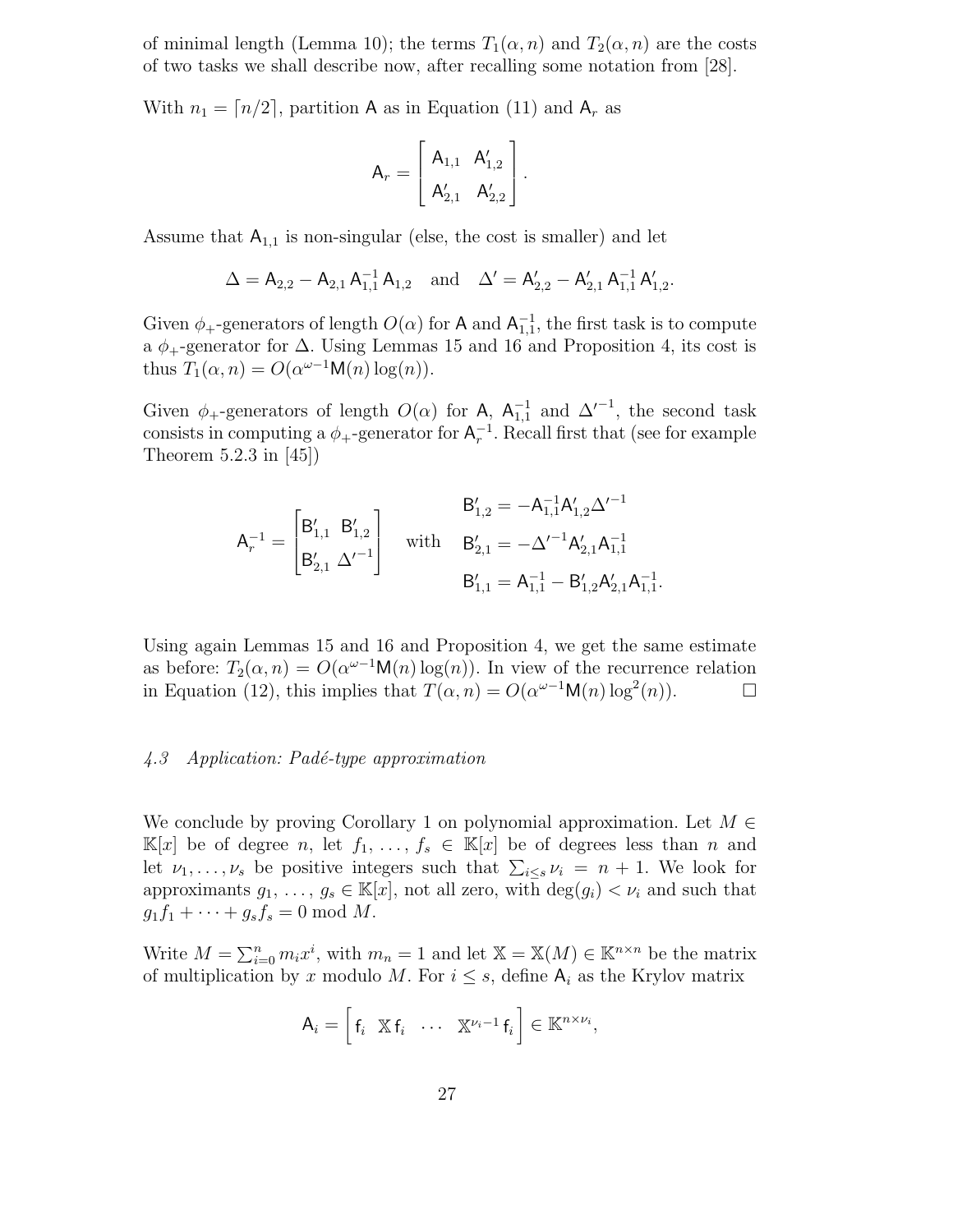of minimal length (Lemma 10); the terms $T_1(\alpha, n)$ and $T_2(\alpha, n)$ are the costs of two tasks we shall describe now, after recalling some notation from [28].

With $n_1 = \lceil n/2 \rceil$, partition $\mathsf{A}$ as in Equation (11) and $\mathsf{A}_r$ as

$$\mathsf{A}_r = \begin{bmatrix} \mathsf{A}_{1,1} & \mathsf{A}'_{1,2} \\ \mathsf{A}'_{2,1} & \mathsf{A}'_{2,2} \end{bmatrix}.$$

Assume that $\mathsf{A}_{1,1}$ is non-singular (else, the cost is smaller) and let

$$\Delta = \mathsf{A}_{2,2} - \mathsf{A}_{2,1}\,\mathsf{A}_{1,1}^{-1}\,\mathsf{A}_{1,2} \quad \text{and} \quad \Delta' = \mathsf{A}'_{2,2} - \mathsf{A}'_{2,1}\,\mathsf{A}_{1,1}^{-1}\,\mathsf{A}'_{1,2}.$$

Given $\phi_+$-generators of length $O(\alpha)$ for $\mathsf{A}$ and $\mathsf{A}_{1,1}^{-1}$, the first task is to compute a $\phi_+$-generator for $\Delta$. Using Lemmas 15 and 16 and Proposition 4, its cost is thus $T_1(\alpha, n) = O(\alpha^{\omega-1}\mathsf{M}(n)\log(n))$.

Given $\phi_+$-generators of length $O(\alpha)$ for $\mathsf{A}$, $\mathsf{A}_{1,1}^{-1}$ and $\Delta'^{-1}$, the second task consists in computing a $\phi_+$-generator for $\mathsf{A}_r^{-1}$. Recall first that (see for example Theorem 5.2.3 in [45])

$$\mathsf{A}_r^{-1} = \begin{bmatrix} \mathsf{B}'_{1,1} & \mathsf{B}'_{1,2} \\ \mathsf{B}'_{2,1} & \Delta'^{-1} \end{bmatrix} \quad \text{with} \quad \begin{aligned} \mathsf{B}'_{1,2} &= -\mathsf{A}_{1,1}^{-1}\mathsf{A}'_{1,2}\Delta'^{-1} \\ \mathsf{B}'_{2,1} &= -\Delta'^{-1}\mathsf{A}'_{2,1}\mathsf{A}_{1,1}^{-1} \\ \mathsf{B}'_{1,1} &= \mathsf{A}_{1,1}^{-1} - \mathsf{B}'_{1,2}\mathsf{A}'_{2,1}\mathsf{A}_{1,1}^{-1}. \end{aligned}$$

Using again Lemmas 15 and 16 and Proposition 4, we get the same estimate as before: $T_2(\alpha, n) = O(\alpha^{\omega-1}\mathsf{M}(n)\log(n))$. In view of the recurrence relation in Equation (12), this implies that $T(\alpha, n) = O(\alpha^{\omega-1}\mathsf{M}(n)\log^2(n))$. $\square$

### *4.3 Application: Padé-type approximation*

We conclude by proving Corollary 1 on polynomial approximation. Let $M \in \mathbb{K}[x]$ be of degree $n$, let $f_1, \ldots, f_s \in \mathbb{K}[x]$ be of degrees less than $n$ and let $\nu_1, \ldots, \nu_s$ be positive integers such that $\sum_{i \le s} \nu_i = n + 1$. We look for approximants $g_1, \ldots, g_s \in \mathbb{K}[x]$, not all zero, with $\deg(g_i) < \nu_i$ and such that $g_1 f_1 + \cdots + g_s f_s = 0 \bmod M$.

Write $M = \sum_{i=0}^{n} m_i x^i$, with $m_n = 1$ and let $\mathbb{X} = \mathbb{X}(M) \in \mathbb{K}^{n \times n}$ be the matrix of multiplication by $x$ modulo $M$. For $i \le s$, define $\mathsf{A}_i$ as the Krylov matrix

$$\mathsf{A}_i = \begin{bmatrix} \mathsf{f}_i & \mathbb{X}\,\mathsf{f}_i & \cdots & \mathbb{X}^{\nu_i - 1}\,\mathsf{f}_i \end{bmatrix} \in \mathbb{K}^{n \times \nu_i},$$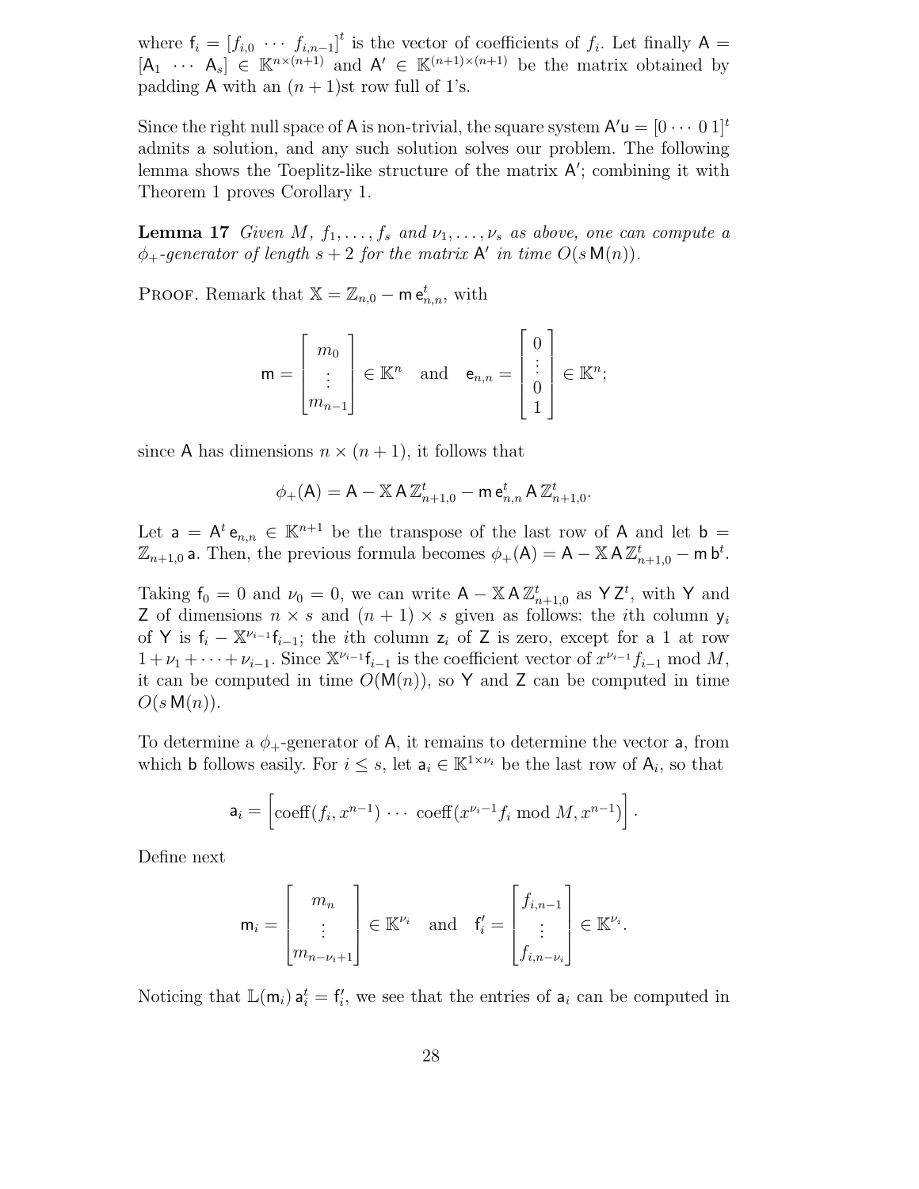where $\mathsf{f}_i = [f_{i,0} \ \cdots \ f_{i,n-1}]^t$ is the vector of coefficients of $f_i$. Let finally $\mathsf{A} = [\mathsf{A}_1 \ \cdots \ \mathsf{A}_s] \in \mathbb{K}^{n\times(n+1)}$ and $\mathsf{A}' \in \mathbb{K}^{(n+1)\times(n+1)}$ be the matrix obtained by padding $\mathsf{A}$ with an $(n+1)$st row full of 1's.

Since the right null space of $\mathsf{A}$ is non-trivial, the square system $\mathsf{A}'\mathsf{u} = [0 \cdots 0 \, 1]^t$ admits a solution, and any such solution solves our problem. The following lemma shows the Toeplitz-like structure of the matrix $\mathsf{A}'$; combining it with Theorem 1 proves Corollary 1.

**Lemma 17** *Given $M$, $f_1, \ldots, f_s$ and $\nu_1, \ldots, \nu_s$ as above, one can compute a $\phi_+$-generator of length $s+2$ for the matrix $\mathsf{A}'$ in time $O(s\,\mathsf{M}(n))$.*

Proof. Remark that $\mathbb{X} = \mathbb{Z}_{n,0} - \mathsf{m}\,\mathsf{e}_{n,n}^t$, with

$$\mathsf{m} = \begin{bmatrix} m_0 \\ \vdots \\ m_{n-1} \end{bmatrix} \in \mathbb{K}^n \quad \text{and} \quad \mathsf{e}_{n,n} = \begin{bmatrix} 0 \\ \vdots \\ 0 \\ 1 \end{bmatrix} \in \mathbb{K}^n;$$

since $\mathsf{A}$ has dimensions $n \times (n+1)$, it follows that

$$\phi_+(\mathsf{A}) = \mathsf{A} - \mathbb{X}\,\mathsf{A}\,\mathbb{Z}_{n+1,0}^t - \mathsf{m}\,\mathsf{e}_{n,n}^t\,\mathsf{A}\,\mathbb{Z}_{n+1,0}^t.$$

Let $\mathsf{a} = \mathsf{A}^t\,\mathsf{e}_{n,n} \in \mathbb{K}^{n+1}$ be the transpose of the last row of $\mathsf{A}$ and let $\mathsf{b} = \mathbb{Z}_{n+1,0}\,\mathsf{a}$. Then, the previous formula becomes $\phi_+(\mathsf{A}) = \mathsf{A} - \mathbb{X}\,\mathsf{A}\,\mathbb{Z}_{n+1,0}^t - \mathsf{m}\,\mathsf{b}^t$.

Taking $\mathsf{f}_0 = 0$ and $\nu_0 = 0$, we can write $\mathsf{A} - \mathbb{X}\,\mathsf{A}\,\mathbb{Z}_{n+1,0}^t$ as $\mathsf{Y}\,\mathsf{Z}^t$, with $\mathsf{Y}$ and $\mathsf{Z}$ of dimensions $n \times s$ and $(n+1) \times s$ given as follows: the $i$th column $\mathsf{y}_i$ of $\mathsf{Y}$ is $\mathsf{f}_i - \mathbb{X}^{\nu_{i-1}}\mathsf{f}_{i-1}$; the $i$th column $\mathsf{z}_i$ of $\mathsf{Z}$ is zero, except for a 1 at row $1 + \nu_1 + \cdots + \nu_{i-1}$. Since $\mathbb{X}^{\nu_{i-1}}\mathsf{f}_{i-1}$ is the coefficient vector of $x^{\nu_{i-1}} f_{i-1} \bmod M$, it can be computed in time $O(\mathsf{M}(n))$, so $\mathsf{Y}$ and $\mathsf{Z}$ can be computed in time $O(s\,\mathsf{M}(n))$.

To determine a $\phi_+$-generator of $\mathsf{A}$, it remains to determine the vector $\mathsf{a}$, from which $\mathsf{b}$ follows easily. For $i \le s$, let $\mathsf{a}_i \in \mathbb{K}^{1\times\nu_i}$ be the last row of $\mathsf{A}_i$, so that

$$\mathsf{a}_i = \left[\operatorname{coeff}(f_i, x^{n-1}) \ \cdots \ \operatorname{coeff}(x^{\nu_i - 1} f_i \bmod M, x^{n-1})\right].$$

Define next

$$\mathsf{m}_i = \begin{bmatrix} m_n \\ \vdots \\ m_{n-\nu_i+1} \end{bmatrix} \in \mathbb{K}^{\nu_i} \quad \text{and} \quad \mathsf{f}'_i = \begin{bmatrix} f_{i,n-1} \\ \vdots \\ f_{i,n-\nu_i} \end{bmatrix} \in \mathbb{K}^{\nu_i}.$$

Noticing that $\mathbb{L}(\mathsf{m}_i)\,\mathsf{a}_i^t = \mathsf{f}'_i$, we see that the entries of $\mathsf{a}_i$ can be computed in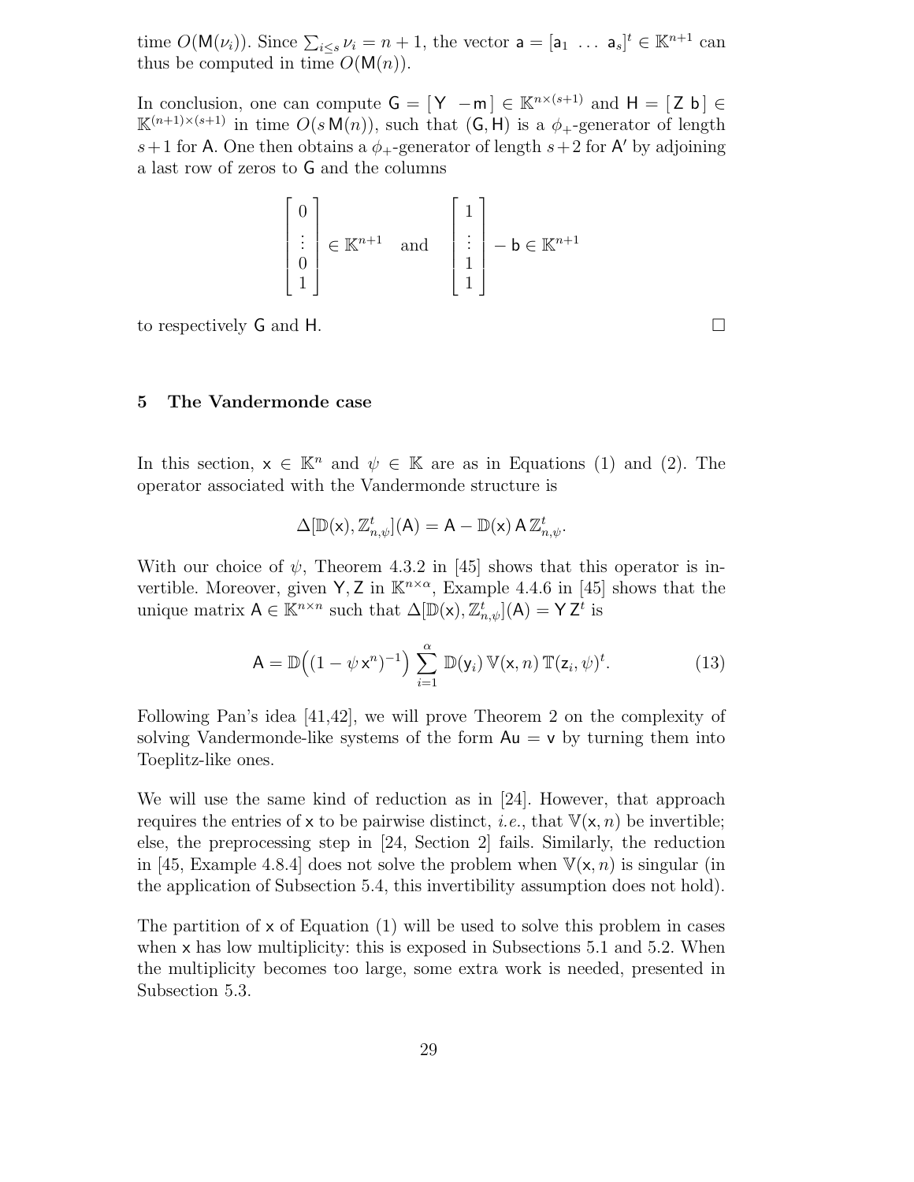time $O(\mathsf{M}(\nu_i))$. Since $\sum_{i\leq s} \nu_i = n+1$, the vector $\mathsf{a} = [\mathsf{a}_1 \ \ldots \ \mathsf{a}_s]^t \in \mathbb{K}^{n+1}$ can thus be computed in time $O(\mathsf{M}(n))$.

In conclusion, one can compute $\mathsf{G} = [\,\mathsf{Y} \ \ -\mathsf{m}\,] \in \mathbb{K}^{n\times(s+1)}$ and $\mathsf{H} = [\,\mathsf{Z} \ \mathsf{b}\,] \in \mathbb{K}^{(n+1)\times(s+1)}$ in time $O(s\,\mathsf{M}(n))$, such that $(\mathsf{G}, \mathsf{H})$ is a $\phi_+$-generator of length $s+1$ for $\mathsf{A}$. One then obtains a $\phi_+$-generator of length $s+2$ for $\mathsf{A}'$ by adjoining a last row of zeros to $\mathsf{G}$ and the columns

$$\begin{bmatrix} 0 \\ \vdots \\ 0 \\ 1 \end{bmatrix} \in \mathbb{K}^{n+1} \quad \text{and} \quad \begin{bmatrix} 1 \\ \vdots \\ 1 \\ 1 \end{bmatrix} - \mathsf{b} \in \mathbb{K}^{n+1}$$

to respectively $\mathsf{G}$ and $\mathsf{H}$. □

## 5 The Vandermonde case

In this section, $\mathsf{x} \in \mathbb{K}^n$ and $\psi \in \mathbb{K}$ are as in Equations (1) and (2). The operator associated with the Vandermonde structure is

$$\Delta[\mathbb{D}(\mathsf{x}), \mathbb{Z}_{n,\psi}^t](\mathsf{A}) = \mathsf{A} - \mathbb{D}(\mathsf{x})\,\mathsf{A}\,\mathbb{Z}_{n,\psi}^t.$$

With our choice of $\psi$, Theorem 4.3.2 in [45] shows that this operator is invertible. Moreover, given $\mathsf{Y}, \mathsf{Z}$ in $\mathbb{K}^{n\times\alpha}$, Example 4.4.6 in [45] shows that the unique matrix $\mathsf{A} \in \mathbb{K}^{n\times n}$ such that $\Delta[\mathbb{D}(\mathsf{x}), \mathbb{Z}_{n,\psi}^t](\mathsf{A}) = \mathsf{Y}\,\mathsf{Z}^t$ is

$$\mathsf{A} = \mathbb{D}\Big((1-\psi\,\mathsf{x}^n)^{-1}\Big) \sum_{i=1}^{\alpha} \mathbb{D}(\mathsf{y}_i)\,\mathbb{V}(\mathsf{x}, n)\,\mathbb{T}(\mathsf{z}_i, \psi)^t. \tag{13}$$

Following Pan's idea [41,42], we will prove Theorem 2 on the complexity of solving Vandermonde-like systems of the form $\mathsf{A}\mathsf{u} = \mathsf{v}$ by turning them into Toeplitz-like ones.

We will use the same kind of reduction as in [24]. However, that approach requires the entries of $\mathsf{x}$ to be pairwise distinct, *i.e.*, that $\mathbb{V}(\mathsf{x}, n)$ be invertible; else, the preprocessing step in [24, Section 2] fails. Similarly, the reduction in [45, Example 4.8.4] does not solve the problem when $\mathbb{V}(\mathsf{x}, n)$ is singular (in the application of Subsection 5.4, this invertibility assumption does not hold).

The partition of $\mathsf{x}$ of Equation (1) will be used to solve this problem in cases when $\mathsf{x}$ has low multiplicity: this is exposed in Subsections 5.1 and 5.2. When the multiplicity becomes too large, some extra work is needed, presented in Subsection 5.3.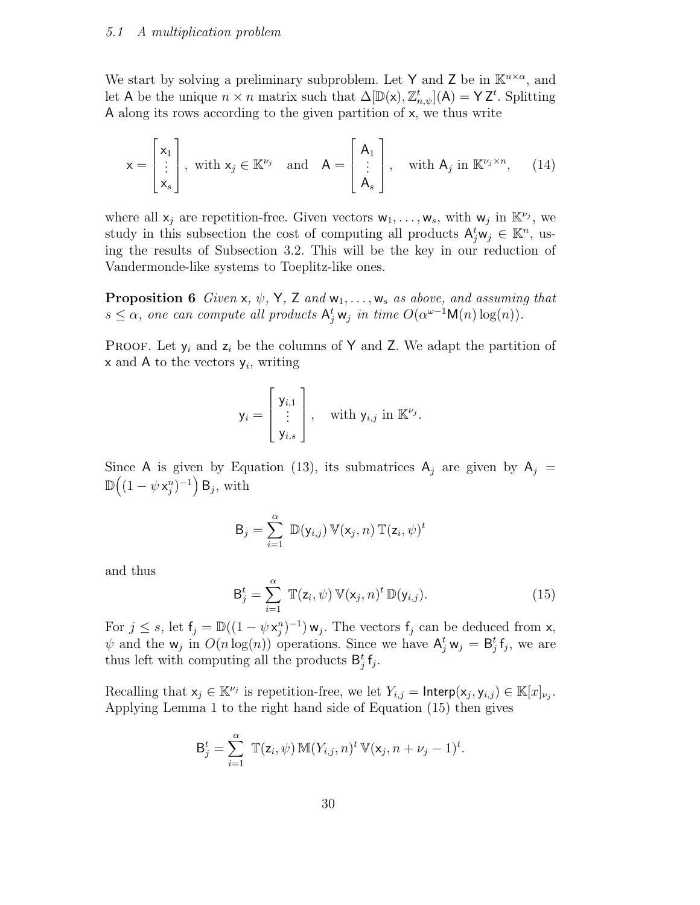### 5.1 A multiplication problem

We start by solving a preliminary subproblem. Let $\mathsf{Y}$ and $\mathsf{Z}$ be in $\mathbb{K}^{n\times\alpha}$, and let $\mathsf{A}$ be the unique $n \times n$ matrix such that $\Delta[\mathbb{D}(\mathsf{x}), \mathbb{Z}_{n,\psi}^t](\mathsf{A}) = \mathsf{Y}\,\mathsf{Z}^t$. Splitting $\mathsf{A}$ along its rows according to the given partition of $\mathsf{x}$, we thus write

$$\mathsf{x} = \begin{bmatrix} \mathsf{x}_1 \\ \vdots \\ \mathsf{x}_s \end{bmatrix}, \text{ with } \mathsf{x}_j \in \mathbb{K}^{\nu_j} \quad \text{and} \quad \mathsf{A} = \begin{bmatrix} \mathsf{A}_1 \\ \vdots \\ \mathsf{A}_s \end{bmatrix}, \quad \text{with } \mathsf{A}_j \text{ in } \mathbb{K}^{\nu_j \times n}, \qquad (14)$$

where all $\mathsf{x}_j$ are repetition-free. Given vectors $\mathsf{w}_1, \ldots, \mathsf{w}_s$, with $\mathsf{w}_j$ in $\mathbb{K}^{\nu_j}$, we study in this subsection the cost of computing all products $\mathsf{A}_j^t \mathsf{w}_j \in \mathbb{K}^n$, using the results of Subsection 3.2. This will be the key in our reduction of Vandermonde-like systems to Toeplitz-like ones.

**Proposition 6** *Given $\mathsf{x}$, $\psi$, $\mathsf{Y}$, $\mathsf{Z}$ and $\mathsf{w}_1, \ldots, \mathsf{w}_s$ as above, and assuming that $s \leq \alpha$, one can compute all products $\mathsf{A}_j^t\, \mathsf{w}_j$ in time $O(\alpha^{\omega-1}\mathsf{M}(n)\log(n))$.*

Proof. Let $\mathsf{y}_i$ and $\mathsf{z}_i$ be the columns of $\mathsf{Y}$ and $\mathsf{Z}$. We adapt the partition of $\mathsf{x}$ and $\mathsf{A}$ to the vectors $\mathsf{y}_i$, writing

$$\mathsf{y}_i = \begin{bmatrix} \mathsf{y}_{i,1} \\ \vdots \\ \mathsf{y}_{i,s} \end{bmatrix}, \quad \text{with } \mathsf{y}_{i,j} \text{ in } \mathbb{K}^{\nu_j}.$$

Since $\mathsf{A}$ is given by Equation (13), its submatrices $\mathsf{A}_j$ are given by $\mathsf{A}_j = \mathbb{D}\Big((1-\psi\, \mathsf{x}_j^n)^{-1}\Big)\, \mathsf{B}_j$, with

$$\mathsf{B}_j = \sum_{i=1}^{\alpha}\ \mathbb{D}(\mathsf{y}_{i,j})\, \mathbb{V}(\mathsf{x}_j, n)\, \mathbb{T}(\mathsf{z}_i, \psi)^t$$

and thus

$$\mathsf{B}_j^t = \sum_{i=1}^{\alpha}\ \mathbb{T}(\mathsf{z}_i, \psi)\, \mathbb{V}(\mathsf{x}_j, n)^t\, \mathbb{D}(\mathsf{y}_{i,j}). \qquad (15)$$

For $j \leq s$, let $\mathsf{f}_j = \mathbb{D}((1-\psi\, \mathsf{x}_j^n)^{-1})\, \mathsf{w}_j$. The vectors $\mathsf{f}_j$ can be deduced from $\mathsf{x}$, $\psi$ and the $\mathsf{w}_j$ in $O(n\log(n))$ operations. Since we have $\mathsf{A}_j^t\, \mathsf{w}_j = \mathsf{B}_j^t\, \mathsf{f}_j$, we are thus left with computing all the products $\mathsf{B}_j^t\, \mathsf{f}_j$.

Recalling that $\mathsf{x}_j \in \mathbb{K}^{\nu_j}$ is repetition-free, we let $Y_{i,j} = \mathsf{Interp}(\mathsf{x}_j, \mathsf{y}_{i,j}) \in \mathbb{K}[x]_{\nu_j}$. Applying Lemma 1 to the right hand side of Equation (15) then gives

$$\mathsf{B}_j^t = \sum_{i=1}^{\alpha}\ \mathbb{T}(\mathsf{z}_i, \psi)\, \mathbb{M}(Y_{i,j}, n)^t\, \mathbb{V}(\mathsf{x}_j, n+\nu_j-1)^t.$$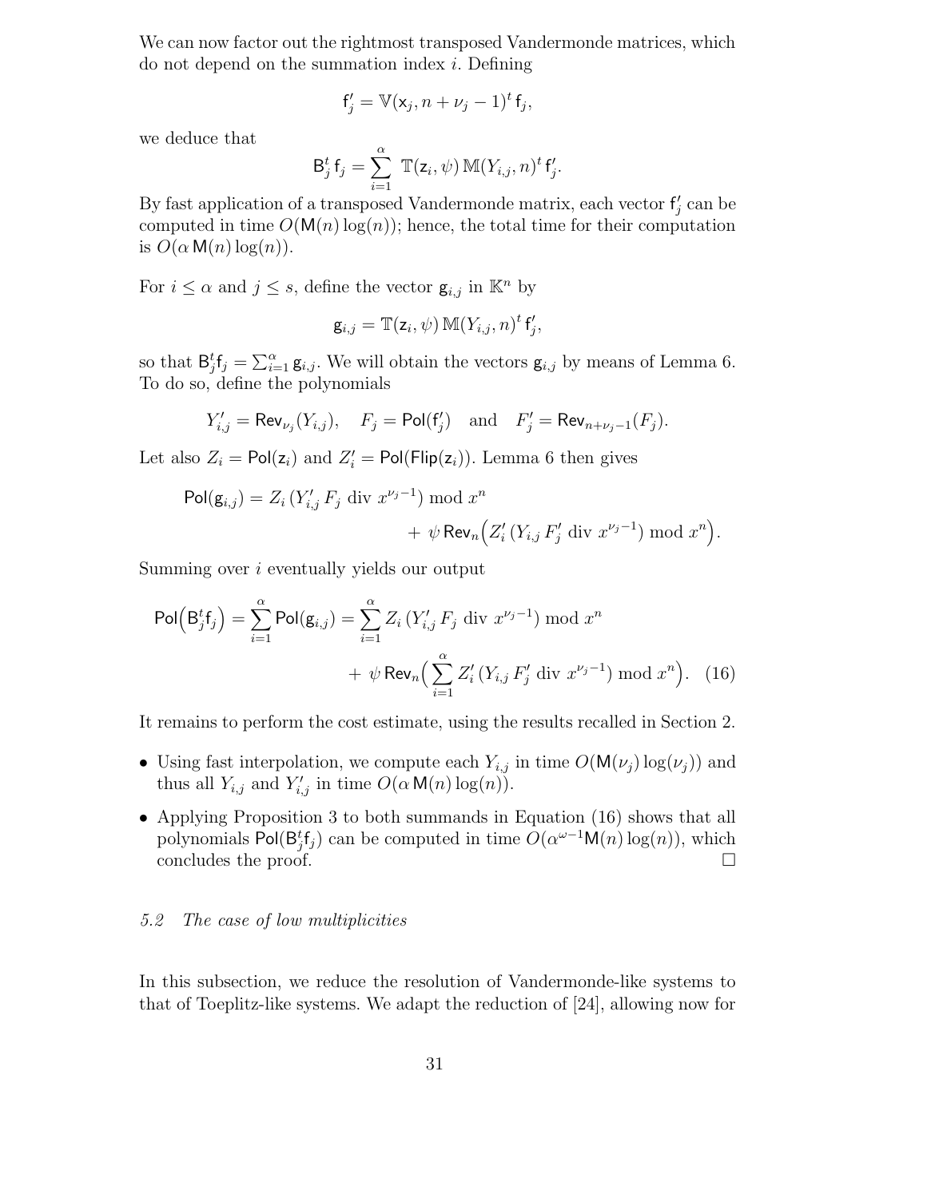We can now factor out the rightmost transposed Vandermonde matrices, which do not depend on the summation index $i$. Defining

$$\mathsf{f}'_j = \mathbb{V}(\mathsf{x}_j, n+\nu_j-1)^t\,\mathsf{f}_j,$$

we deduce that

$$\mathsf{B}_j^t\,\mathsf{f}_j = \sum_{i=1}^{\alpha}\ \mathbb{T}(\mathsf{z}_i,\psi)\,\mathbb{M}(Y_{i,j},n)^t\,\mathsf{f}'_j.$$

By fast application of a transposed Vandermonde matrix, each vector $\mathsf{f}'_j$ can be computed in time $O(\mathsf{M}(n)\log(n))$; hence, the total time for their computation is $O(\alpha\,\mathsf{M}(n)\log(n))$.

For $i \le \alpha$ and $j \le s$, define the vector $\mathsf{g}_{i,j}$ in $\mathbb{K}^n$ by

$$\mathsf{g}_{i,j} = \mathbb{T}(\mathsf{z}_i,\psi)\,\mathbb{M}(Y_{i,j},n)^t\,\mathsf{f}'_j,$$

so that $\mathsf{B}_j^t\mathsf{f}_j = \sum_{i=1}^{\alpha}\mathsf{g}_{i,j}$. We will obtain the vectors $\mathsf{g}_{i,j}$ by means of Lemma 6. To do so, define the polynomials

$$Y'_{i,j} = \mathsf{Rev}_{\nu_j}(Y_{i,j}),\quad F_j = \mathsf{Pol}(\mathsf{f}'_j)\quad\text{and}\quad F'_j = \mathsf{Rev}_{n+\nu_j-1}(F_j).$$

Let also $Z_i = \mathsf{Pol}(\mathsf{z}_i)$ and $Z'_i = \mathsf{Pol}(\mathsf{Flip}(\mathsf{z}_i))$. Lemma 6 then gives

$$\mathsf{Pol}(\mathsf{g}_{i,j}) = Z_i\,(Y'_{i,j}\,F_j \text{ div } x^{\nu_j-1}) \bmod x^n \\ +\ \psi\,\mathsf{Rev}_n\Big(Z'_i\,(Y_{i,j}\,F'_j \text{ div } x^{\nu_j-1}) \bmod x^n\Big).$$

Summing over $i$ eventually yields our output

$$\mathsf{Pol}\Big(\mathsf{B}_j^t\mathsf{f}_j\Big) = \sum_{i=1}^{\alpha}\mathsf{Pol}(\mathsf{g}_{i,j}) = \sum_{i=1}^{\alpha} Z_i\,(Y'_{i,j}\,F_j \text{ div } x^{\nu_j-1}) \bmod x^n \\ +\ \psi\,\mathsf{Rev}_n\Big(\sum_{i=1}^{\alpha} Z'_i\,(Y_{i,j}\,F'_j \text{ div } x^{\nu_j-1}) \bmod x^n\Big). \quad (16)$$

It remains to perform the cost estimate, using the results recalled in Section 2.

- Using fast interpolation, we compute each $Y_{i,j}$ in time $O(\mathsf{M}(\nu_j)\log(\nu_j))$ and thus all $Y_{i,j}$ and $Y'_{i,j}$ in time $O(\alpha\,\mathsf{M}(n)\log(n))$.
- Applying Proposition 3 to both summands in Equation (16) shows that all polynomials $\mathsf{Pol}(\mathsf{B}_j^t\mathsf{f}_j)$ can be computed in time $O(\alpha^{\omega-1}\mathsf{M}(n)\log(n))$, which concludes the proof. □

### 5.2 *The case of low multiplicities*

In this subsection, we reduce the resolution of Vandermonde-like systems to that of Toeplitz-like systems. We adapt the reduction of [24], allowing now for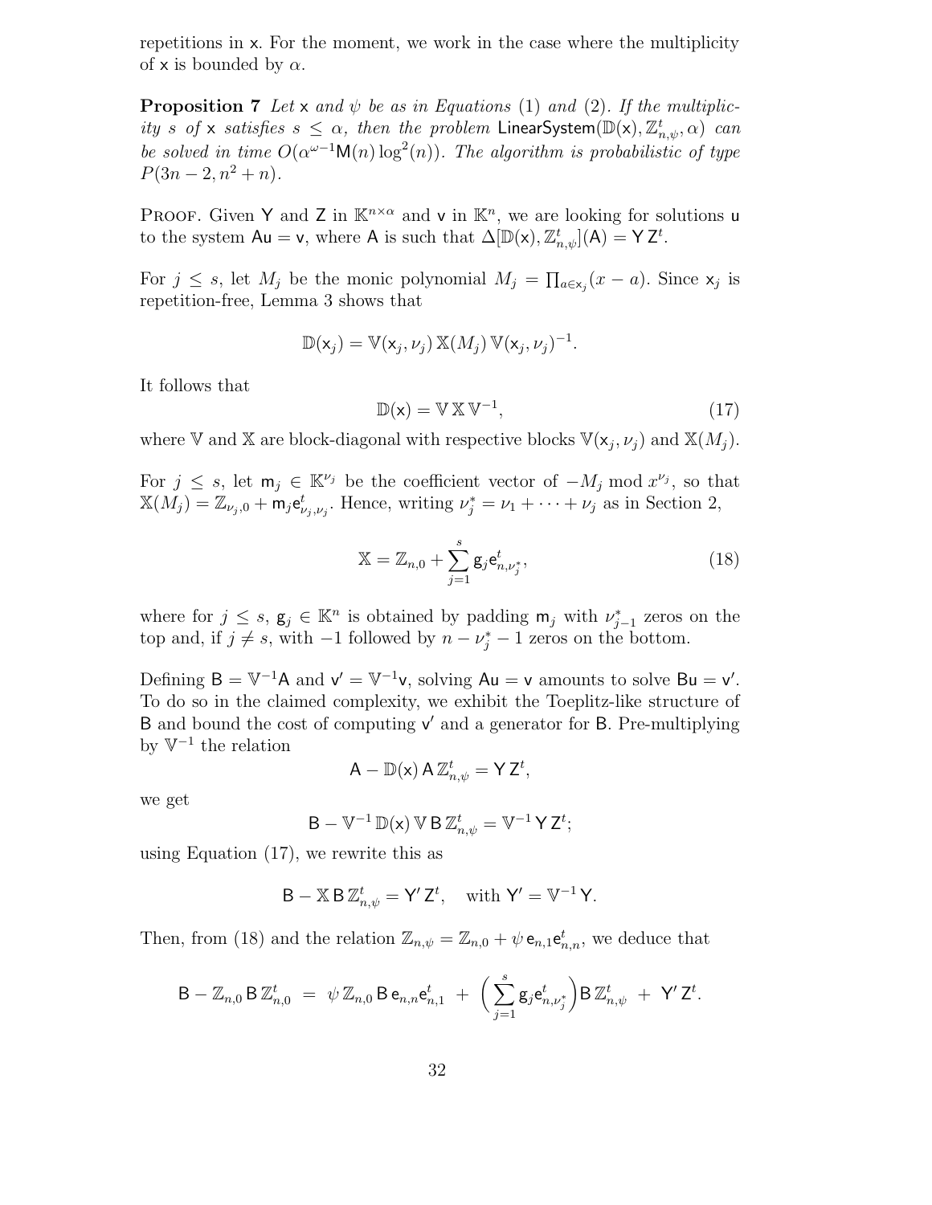repetitions in $\mathsf{x}$. For the moment, we work in the case where the multiplicity of $\mathsf{x}$ is bounded by $\alpha$.

**Proposition 7** *Let $\mathsf{x}$ and $\psi$ be as in Equations (1) and (2). If the multiplicity $s$ of $\mathsf{x}$ satisfies $s \leq \alpha$, then the problem $\mathsf{LinearSystem}(\mathbb{D}(\mathsf{x}), \mathbb{Z}_{n,\psi}^t, \alpha)$ can be solved in time $O(\alpha^{\omega-1}\mathsf{M}(n)\log^2(n))$. The algorithm is probabilistic of type $P(3n-2, n^2+n)$.*

PROOF. Given $\mathsf{Y}$ and $\mathsf{Z}$ in $\mathbb{K}^{n\times\alpha}$ and $\mathsf{v}$ in $\mathbb{K}^n$, we are looking for solutions $\mathsf{u}$ to the system $\mathsf{A}\mathsf{u} = \mathsf{v}$, where $\mathsf{A}$ is such that $\Delta[\mathbb{D}(\mathsf{x}), \mathbb{Z}_{n,\psi}^t](\mathsf{A}) = \mathsf{Y}\,\mathsf{Z}^t$.

For $j \leq s$, let $M_j$ be the monic polynomial $M_j = \prod_{a\in \mathsf{x}_j}(x-a)$. Since $\mathsf{x}_j$ is repetition-free, Lemma 3 shows that

$$\mathbb{D}(\mathsf{x}_j) = \mathbb{V}(\mathsf{x}_j, \nu_j)\,\mathbb{X}(M_j)\,\mathbb{V}(\mathsf{x}_j, \nu_j)^{-1}.$$

It follows that

$$\mathbb{D}(\mathsf{x}) = \mathbb{V}\,\mathbb{X}\,\mathbb{V}^{-1}, \tag{17}$$

where $\mathbb{V}$ and $\mathbb{X}$ are block-diagonal with respective blocks $\mathbb{V}(\mathsf{x}_j, \nu_j)$ and $\mathbb{X}(M_j)$.

For $j \leq s$, let $\mathsf{m}_j \in \mathbb{K}^{\nu_j}$ be the coefficient vector of $-M_j \bmod x^{\nu_j}$, so that $\mathbb{X}(M_j) = \mathbb{Z}_{\nu_j,0} + \mathsf{m}_j \mathsf{e}_{\nu_j,\nu_j}^t$. Hence, writing $\nu_j^* = \nu_1 + \cdots + \nu_j$ as in Section 2,

$$\mathbb{X} = \mathbb{Z}_{n,0} + \sum_{j=1}^{s} \mathsf{g}_j \mathsf{e}_{n,\nu_j^*}^t, \tag{18}$$

where for $j \leq s$, $\mathsf{g}_j \in \mathbb{K}^n$ is obtained by padding $\mathsf{m}_j$ with $\nu_{j-1}^*$ zeros on the top and, if $j \neq s$, with $-1$ followed by $n - \nu_j^* - 1$ zeros on the bottom.

Defining $\mathsf{B} = \mathbb{V}^{-1}\mathsf{A}$ and $\mathsf{v}' = \mathbb{V}^{-1}\mathsf{v}$, solving $\mathsf{A}\mathsf{u} = \mathsf{v}$ amounts to solve $\mathsf{B}\mathsf{u} = \mathsf{v}'$. To do so in the claimed complexity, we exhibit the Toeplitz-like structure of $\mathsf{B}$ and bound the cost of computing $\mathsf{v}'$ and a generator for $\mathsf{B}$. Pre-multiplying by $\mathbb{V}^{-1}$ the relation

$$\mathsf{A} - \mathbb{D}(\mathsf{x})\,\mathsf{A}\,\mathbb{Z}_{n,\psi}^t = \mathsf{Y}\,\mathsf{Z}^t,$$

we get

$$\mathsf{B} - \mathbb{V}^{-1}\,\mathbb{D}(\mathsf{x})\,\mathbb{V}\,\mathsf{B}\,\mathbb{Z}_{n,\psi}^t = \mathbb{V}^{-1}\,\mathsf{Y}\,\mathsf{Z}^t;$$

using Equation (17), we rewrite this as

$$\mathsf{B} - \mathbb{X}\,\mathsf{B}\,\mathbb{Z}_{n,\psi}^t = \mathsf{Y}'\,\mathsf{Z}^t, \quad \text{with } \mathsf{Y}' = \mathbb{V}^{-1}\mathsf{Y}.$$

Then, from (18) and the relation $\mathbb{Z}_{n,\psi} = \mathbb{Z}_{n,0} + \psi\,\mathsf{e}_{n,1}\mathsf{e}_{n,n}^t$, we deduce that

$$\mathsf{B} - \mathbb{Z}_{n,0}\,\mathsf{B}\,\mathbb{Z}_{n,0}^t \;=\; \psi\,\mathbb{Z}_{n,0}\,\mathsf{B}\,\mathsf{e}_{n,n}\mathsf{e}_{n,1}^t \;+\; \Big(\sum_{j=1}^{s} \mathsf{g}_j \mathsf{e}_{n,\nu_j^*}^t\Big)\mathsf{B}\,\mathbb{Z}_{n,\psi}^t \;+\; \mathsf{Y}'\,\mathsf{Z}^t.$$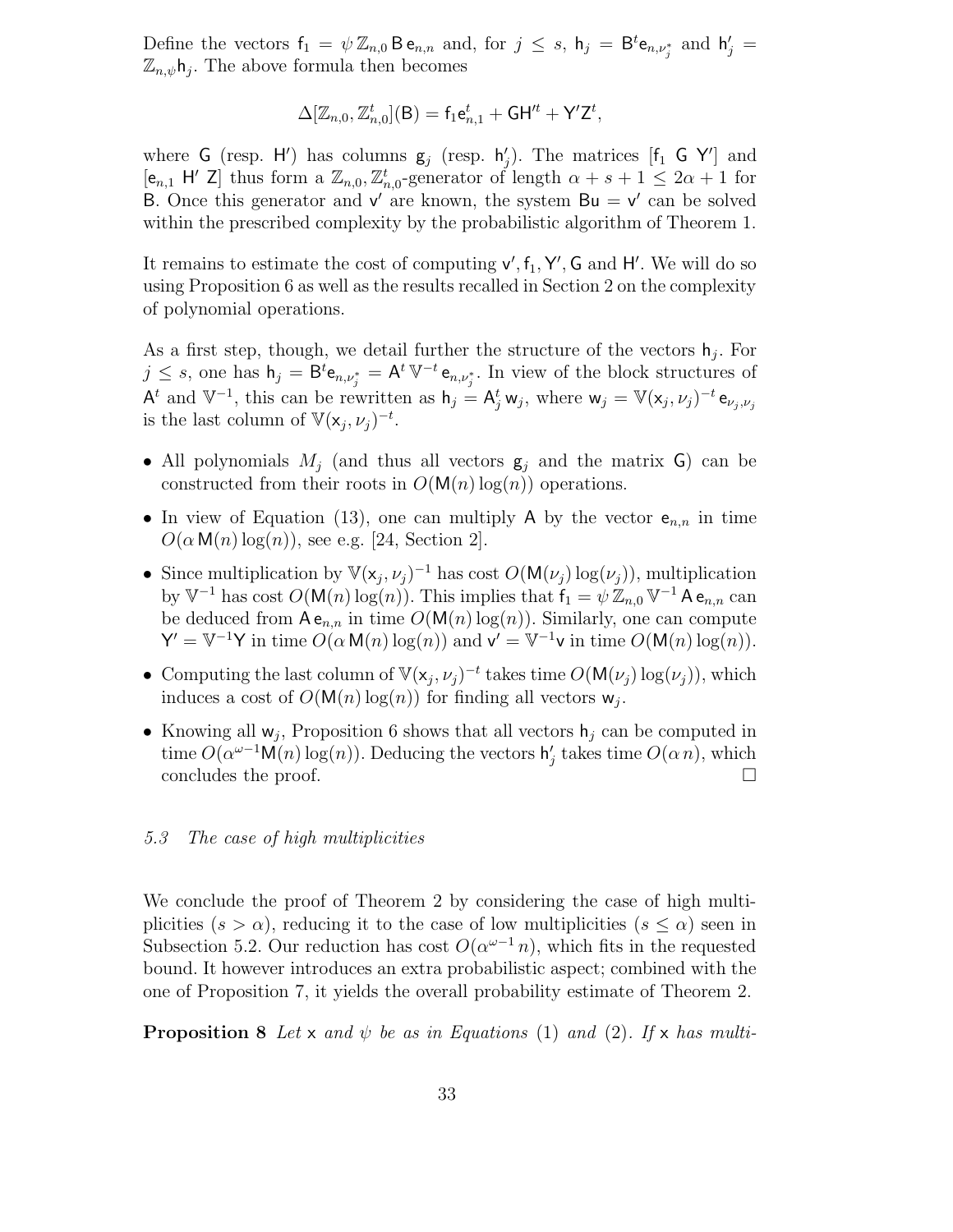Define the vectors $\mathsf{f}_1 = \psi\,\mathbb{Z}_{n,0}\,\mathsf{B}\,\mathsf{e}_{n,n}$ and, for $j \le s$, $\mathsf{h}_j = \mathsf{B}^t\mathsf{e}_{n,\nu_j^*}$ and $\mathsf{h}'_j = \mathbb{Z}_{n,\psi}\mathsf{h}_j$. The above formula then becomes

$$\Delta[\mathbb{Z}_{n,0}, \mathbb{Z}_{n,0}^t](\mathsf{B}) = \mathsf{f}_1\mathsf{e}_{n,1}^t + \mathsf{G}\mathsf{H}'^t + \mathsf{Y}'\mathsf{Z}^t,$$

where $\mathsf{G}$ (resp. $\mathsf{H}'$) has columns $\mathsf{g}_j$ (resp. $\mathsf{h}'_j$). The matrices $[\mathsf{f}_1\ \mathsf{G}\ \mathsf{Y}']$ and $[\mathsf{e}_{n,1}\ \mathsf{H}'\ \mathsf{Z}]$ thus form a $\mathbb{Z}_{n,0}, \mathbb{Z}_{n,0}^t$-generator of length $\alpha + s + 1 \le 2\alpha + 1$ for $\mathsf{B}$. Once this generator and $\mathsf{v}'$ are known, the system $\mathsf{B}\mathsf{u} = \mathsf{v}'$ can be solved within the prescribed complexity by the probabilistic algorithm of Theorem 1.

It remains to estimate the cost of computing $\mathsf{v}', \mathsf{f}_1, \mathsf{Y}', \mathsf{G}$ and $\mathsf{H}'$. We will do so using Proposition 6 as well as the results recalled in Section 2 on the complexity of polynomial operations.

As a first step, though, we detail further the structure of the vectors $\mathsf{h}_j$. For $j \le s$, one has $\mathsf{h}_j = \mathsf{B}^t\mathsf{e}_{n,\nu_j^*} = \mathsf{A}^t\,\mathbb{V}^{-t}\,\mathsf{e}_{n,\nu_j^*}$. In view of the block structures of $\mathsf{A}^t$ and $\mathbb{V}^{-1}$, this can be rewritten as $\mathsf{h}_j = \mathsf{A}_j^t\,\mathsf{w}_j$, where $\mathsf{w}_j = \mathbb{V}(\mathsf{x}_j, \nu_j)^{-t}\,\mathsf{e}_{\nu_j,\nu_j}$ is the last column of $\mathbb{V}(\mathsf{x}_j, \nu_j)^{-t}$.

- All polynomials $M_j$ (and thus all vectors $\mathsf{g}_j$ and the matrix $\mathsf{G}$) can be constructed from their roots in $O(\mathsf{M}(n)\log(n))$ operations.
- In view of Equation (13), one can multiply $\mathsf{A}$ by the vector $\mathsf{e}_{n,n}$ in time $O(\alpha\,\mathsf{M}(n)\log(n))$, see e.g. [24, Section 2].
- Since multiplication by $\mathbb{V}(\mathsf{x}_j, \nu_j)^{-1}$ has cost $O(\mathsf{M}(\nu_j)\log(\nu_j))$, multiplication by $\mathbb{V}^{-1}$ has cost $O(\mathsf{M}(n)\log(n))$. This implies that $\mathsf{f}_1 = \psi\,\mathbb{Z}_{n,0}\,\mathbb{V}^{-1}\,\mathsf{A}\,\mathsf{e}_{n,n}$ can be deduced from $\mathsf{A}\,\mathsf{e}_{n,n}$ in time $O(\mathsf{M}(n)\log(n))$. Similarly, one can compute $\mathsf{Y}' = \mathbb{V}^{-1}\mathsf{Y}$ in time $O(\alpha\,\mathsf{M}(n)\log(n))$ and $\mathsf{v}' = \mathbb{V}^{-1}\mathsf{v}$ in time $O(\mathsf{M}(n)\log(n))$.
- Computing the last column of $\mathbb{V}(\mathsf{x}_j, \nu_j)^{-t}$ takes time $O(\mathsf{M}(\nu_j)\log(\nu_j))$, which induces a cost of $O(\mathsf{M}(n)\log(n))$ for finding all vectors $\mathsf{w}_j$.
- Knowing all $\mathsf{w}_j$, Proposition 6 shows that all vectors $\mathsf{h}_j$ can be computed in time $O(\alpha^{\omega-1}\mathsf{M}(n)\log(n))$. Deducing the vectors $\mathsf{h}'_j$ takes time $O(\alpha\,n)$, which concludes the proof. □

### 5.3 The case of high multiplicities

We conclude the proof of Theorem 2 by considering the case of high multiplicities ($s > \alpha$), reducing it to the case of low multiplicities ($s \le \alpha$) seen in Subsection 5.2. Our reduction has cost $O(\alpha^{\omega-1}\,n)$, which fits in the requested bound. It however introduces an extra probabilistic aspect; combined with the one of Proposition 7, it yields the overall probability estimate of Theorem 2.

**Proposition 8** *Let* $\mathsf{x}$ *and* $\psi$ *be as in Equations* (1) *and* (2). *If* $\mathsf{x}$ *has multi-*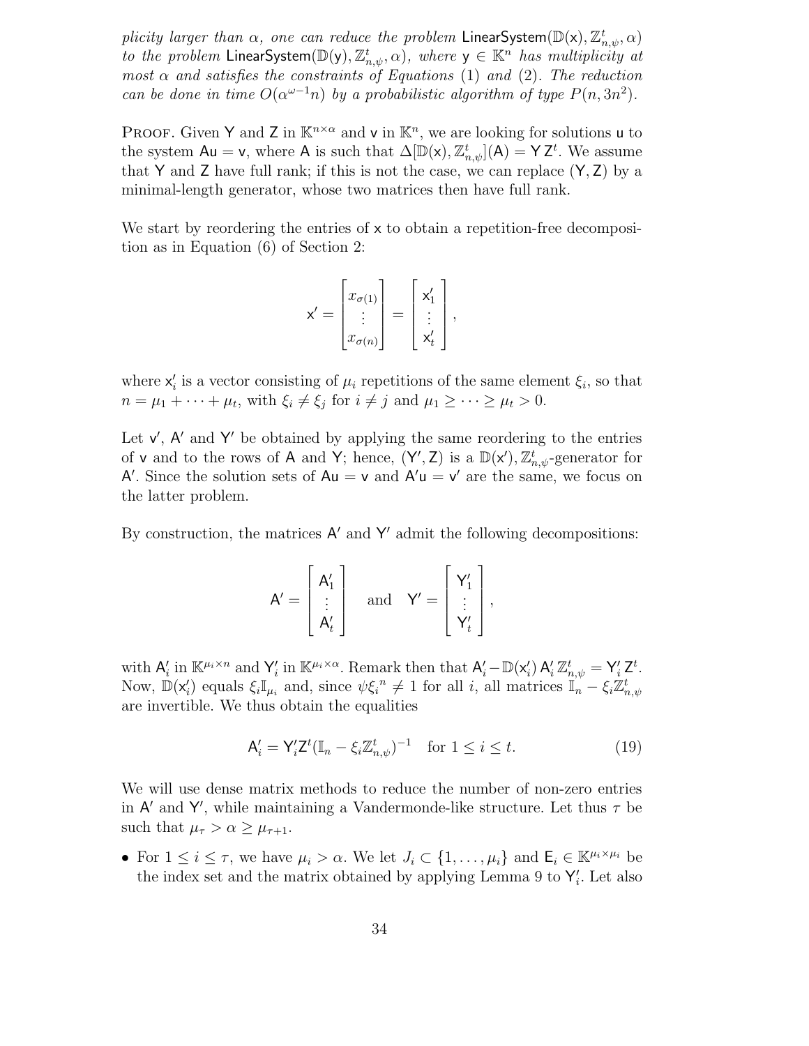*plicity larger than $\alpha$, one can reduce the problem $\mathsf{LinearSystem}(\mathbb{D}(\mathsf{x}), \mathbb{Z}_{n,\psi}^t, \alpha)$ to the problem $\mathsf{LinearSystem}(\mathbb{D}(\mathsf{y}), \mathbb{Z}_{n,\psi}^t, \alpha)$, where $\mathsf{y} \in \mathbb{K}^n$ has multiplicity at most $\alpha$ and satisfies the constraints of Equations* (1) *and* (2)*. The reduction can be done in time $O(\alpha^{\omega-1} n)$ by a probabilistic algorithm of type $P(n, 3n^2)$.*

PROOF. Given $\mathsf{Y}$ and $\mathsf{Z}$ in $\mathbb{K}^{n\times\alpha}$ and $\mathsf{v}$ in $\mathbb{K}^n$, we are looking for solutions $\mathsf{u}$ to the system $\mathsf{A}\mathsf{u} = \mathsf{v}$, where $\mathsf{A}$ is such that $\Delta[\mathbb{D}(\mathsf{x}), \mathbb{Z}_{n,\psi}^t](\mathsf{A}) = \mathsf{Y}\,\mathsf{Z}^t$. We assume that $\mathsf{Y}$ and $\mathsf{Z}$ have full rank; if this is not the case, we can replace $(\mathsf{Y}, \mathsf{Z})$ by a minimal-length generator, whose two matrices then have full rank.

We start by reordering the entries of $\mathsf{x}$ to obtain a repetition-free decomposition as in Equation (6) of Section 2:

$$\mathsf{x}' = \begin{bmatrix} x_{\sigma(1)} \\ \vdots \\ x_{\sigma(n)} \end{bmatrix} = \begin{bmatrix} \mathsf{x}'_1 \\ \vdots \\ \mathsf{x}'_t \end{bmatrix},$$

where $\mathsf{x}'_i$ is a vector consisting of $\mu_i$ repetitions of the same element $\xi_i$, so that $n = \mu_1 + \cdots + \mu_t$, with $\xi_i \neq \xi_j$ for $i \neq j$ and $\mu_1 \geq \cdots \geq \mu_t > 0$.

Let $\mathsf{v}'$, $\mathsf{A}'$ and $\mathsf{Y}'$ be obtained by applying the same reordering to the entries of $\mathsf{v}$ and to the rows of $\mathsf{A}$ and $\mathsf{Y}$; hence, $(\mathsf{Y}', \mathsf{Z})$ is a $\mathbb{D}(\mathsf{x}'), \mathbb{Z}_{n,\psi}^t$-generator for $\mathsf{A}'$. Since the solution sets of $\mathsf{A}\mathsf{u} = \mathsf{v}$ and $\mathsf{A}'\mathsf{u} = \mathsf{v}'$ are the same, we focus on the latter problem.

By construction, the matrices $\mathsf{A}'$ and $\mathsf{Y}'$ admit the following decompositions:

$$\mathsf{A}' = \begin{bmatrix} \mathsf{A}'_1 \\ \vdots \\ \mathsf{A}'_t \end{bmatrix} \quad \text{and} \quad \mathsf{Y}' = \begin{bmatrix} \mathsf{Y}'_1 \\ \vdots \\ \mathsf{Y}'_t \end{bmatrix},$$

with $\mathsf{A}'_i$ in $\mathbb{K}^{\mu_i \times n}$ and $\mathsf{Y}'_i$ in $\mathbb{K}^{\mu_i \times \alpha}$. Remark then that $\mathsf{A}'_i - \mathbb{D}(\mathsf{x}'_i)\,\mathsf{A}'_i\,\mathbb{Z}_{n,\psi}^t = \mathsf{Y}'_i\,\mathsf{Z}^t$. Now, $\mathbb{D}(\mathsf{x}'_i)$ equals $\xi_i \mathbb{I}_{\mu_i}$ and, since $\psi \xi_i{}^n \neq 1$ for all $i$, all matrices $\mathbb{I}_n - \xi_i \mathbb{Z}_{n,\psi}^t$ are invertible. We thus obtain the equalities

$$\mathsf{A}'_i = \mathsf{Y}'_i \mathsf{Z}^t (\mathbb{I}_n - \xi_i \mathbb{Z}_{n,\psi}^t)^{-1} \quad \text{for } 1 \leq i \leq t. \tag{19}$$

We will use dense matrix methods to reduce the number of non-zero entries in $\mathsf{A}'$ and $\mathsf{Y}'$, while maintaining a Vandermonde-like structure. Let thus $\tau$ be such that $\mu_\tau > \alpha \geq \mu_{\tau+1}$.

- For $1 \leq i \leq \tau$, we have $\mu_i > \alpha$. We let $J_i \subset \{1, \ldots, \mu_i\}$ and $\mathsf{E}_i \in \mathbb{K}^{\mu_i \times \mu_i}$ be the index set and the matrix obtained by applying Lemma 9 to $\mathsf{Y}'_i$. Let also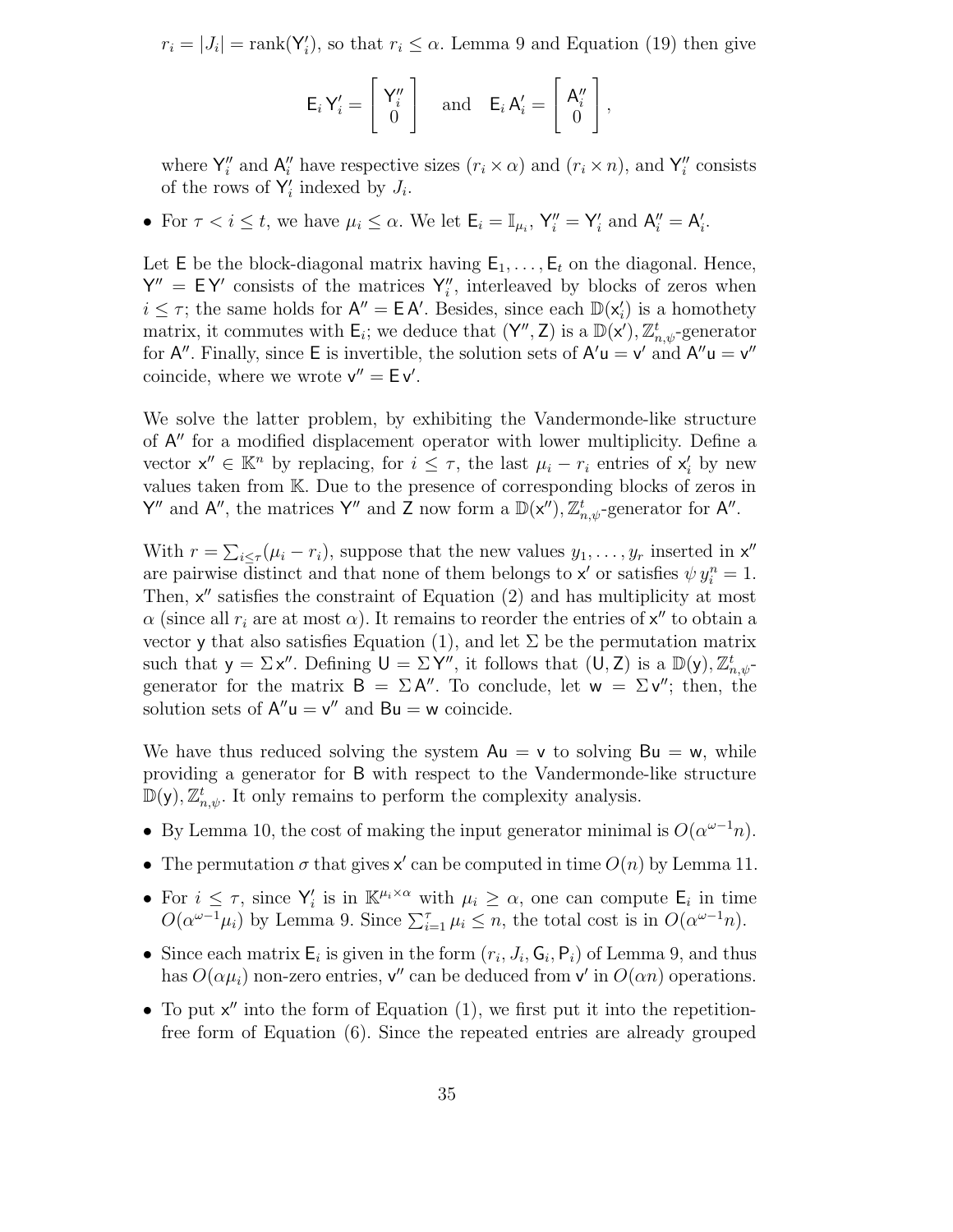$r_i = |J_i| = \operatorname{rank}(\mathsf{Y}'_i)$, so that $r_i \le \alpha$. Lemma 9 and Equation (19) then give

$$\mathsf{E}_i\,\mathsf{Y}'_i = \begin{bmatrix} \mathsf{Y}''_i \\ 0 \end{bmatrix} \quad \text{and} \quad \mathsf{E}_i\,\mathsf{A}'_i = \begin{bmatrix} \mathsf{A}''_i \\ 0 \end{bmatrix},$$

where $\mathsf{Y}''_i$ and $\mathsf{A}''_i$ have respective sizes $(r_i \times \alpha)$ and $(r_i \times n)$, and $\mathsf{Y}''_i$ consists of the rows of $\mathsf{Y}'_i$ indexed by $J_i$.

- For $\tau < i \le t$, we have $\mu_i \le \alpha$. We let $\mathsf{E}_i = \mathbb{I}_{\mu_i}$, $\mathsf{Y}''_i = \mathsf{Y}'_i$ and $\mathsf{A}''_i = \mathsf{A}'_i$.

Let $\mathsf{E}$ be the block-diagonal matrix having $\mathsf{E}_1, \ldots, \mathsf{E}_t$ on the diagonal. Hence, $\mathsf{Y}'' = \mathsf{E}\,\mathsf{Y}'$ consists of the matrices $\mathsf{Y}''_i$, interleaved by blocks of zeros when $i \le \tau$; the same holds for $\mathsf{A}'' = \mathsf{E}\,\mathsf{A}'$. Besides, since each $\mathbb{D}(\mathsf{x}'_i)$ is a homothety matrix, it commutes with $\mathsf{E}_i$; we deduce that $(\mathsf{Y}'', \mathsf{Z})$ is a $\mathbb{D}(\mathsf{x}'), \mathbb{Z}^t_{n,\psi}$-generator for $\mathsf{A}''$. Finally, since $\mathsf{E}$ is invertible, the solution sets of $\mathsf{A}'\mathsf{u} = \mathsf{v}'$ and $\mathsf{A}''\mathsf{u} = \mathsf{v}''$ coincide, where we wrote $\mathsf{v}'' = \mathsf{E}\,\mathsf{v}'$.

We solve the latter problem, by exhibiting the Vandermonde-like structure of $\mathsf{A}''$ for a modified displacement operator with lower multiplicity. Define a vector $\mathsf{x}'' \in \mathbb{K}^n$ by replacing, for $i \le \tau$, the last $\mu_i - r_i$ entries of $\mathsf{x}'_i$ by new values taken from $\mathbb{K}$. Due to the presence of corresponding blocks of zeros in $\mathsf{Y}''$ and $\mathsf{A}''$, the matrices $\mathsf{Y}''$ and $\mathsf{Z}$ now form a $\mathbb{D}(\mathsf{x}''), \mathbb{Z}^t_{n,\psi}$-generator for $\mathsf{A}''$.

With $r = \sum_{i \le \tau}(\mu_i - r_i)$, suppose that the new values $y_1, \ldots, y_r$ inserted in $\mathsf{x}''$ are pairwise distinct and that none of them belongs to $\mathsf{x}'$ or satisfies $\psi\, y_i^n = 1$. Then, $\mathsf{x}''$ satisfies the constraint of Equation (2) and has multiplicity at most $\alpha$ (since all $r_i$ are at most $\alpha$). It remains to reorder the entries of $\mathsf{x}''$ to obtain a vector $\mathsf{y}$ that also satisfies Equation (1), and let $\Sigma$ be the permutation matrix such that $\mathsf{y} = \Sigma\,\mathsf{x}''$. Defining $\mathsf{U} = \Sigma\,\mathsf{Y}''$, it follows that $(\mathsf{U}, \mathsf{Z})$ is a $\mathbb{D}(\mathsf{y}), \mathbb{Z}^t_{n,\psi}$-generator for the matrix $\mathsf{B} = \Sigma\,\mathsf{A}''$. To conclude, let $\mathsf{w} = \Sigma\,\mathsf{v}''$; then, the solution sets of $\mathsf{A}''\mathsf{u} = \mathsf{v}''$ and $\mathsf{B}\mathsf{u} = \mathsf{w}$ coincide.

We have thus reduced solving the system $\mathsf{A}\mathsf{u} = \mathsf{v}$ to solving $\mathsf{B}\mathsf{u} = \mathsf{w}$, while providing a generator for $\mathsf{B}$ with respect to the Vandermonde-like structure $\mathbb{D}(\mathsf{y}), \mathbb{Z}^t_{n,\psi}$. It only remains to perform the complexity analysis.

- By Lemma 10, the cost of making the input generator minimal is $O(\alpha^{\omega-1}n)$.
- The permutation $\sigma$ that gives $\mathsf{x}'$ can be computed in time $O(n)$ by Lemma 11.
- For $i \le \tau$, since $\mathsf{Y}'_i$ is in $\mathbb{K}^{\mu_i \times \alpha}$ with $\mu_i \ge \alpha$, one can compute $\mathsf{E}_i$ in time $O(\alpha^{\omega-1}\mu_i)$ by Lemma 9. Since $\sum_{i=1}^{\tau} \mu_i \le n$, the total cost is in $O(\alpha^{\omega-1}n)$.
- Since each matrix $\mathsf{E}_i$ is given in the form $(r_i, J_i, \mathsf{G}_i, \mathsf{P}_i)$ of Lemma 9, and thus has $O(\alpha\mu_i)$ non-zero entries, $\mathsf{v}''$ can be deduced from $\mathsf{v}'$ in $O(\alpha n)$ operations.
- To put $\mathsf{x}''$ into the form of Equation (1), we first put it into the repetition-free form of Equation (6). Since the repeated entries are already grouped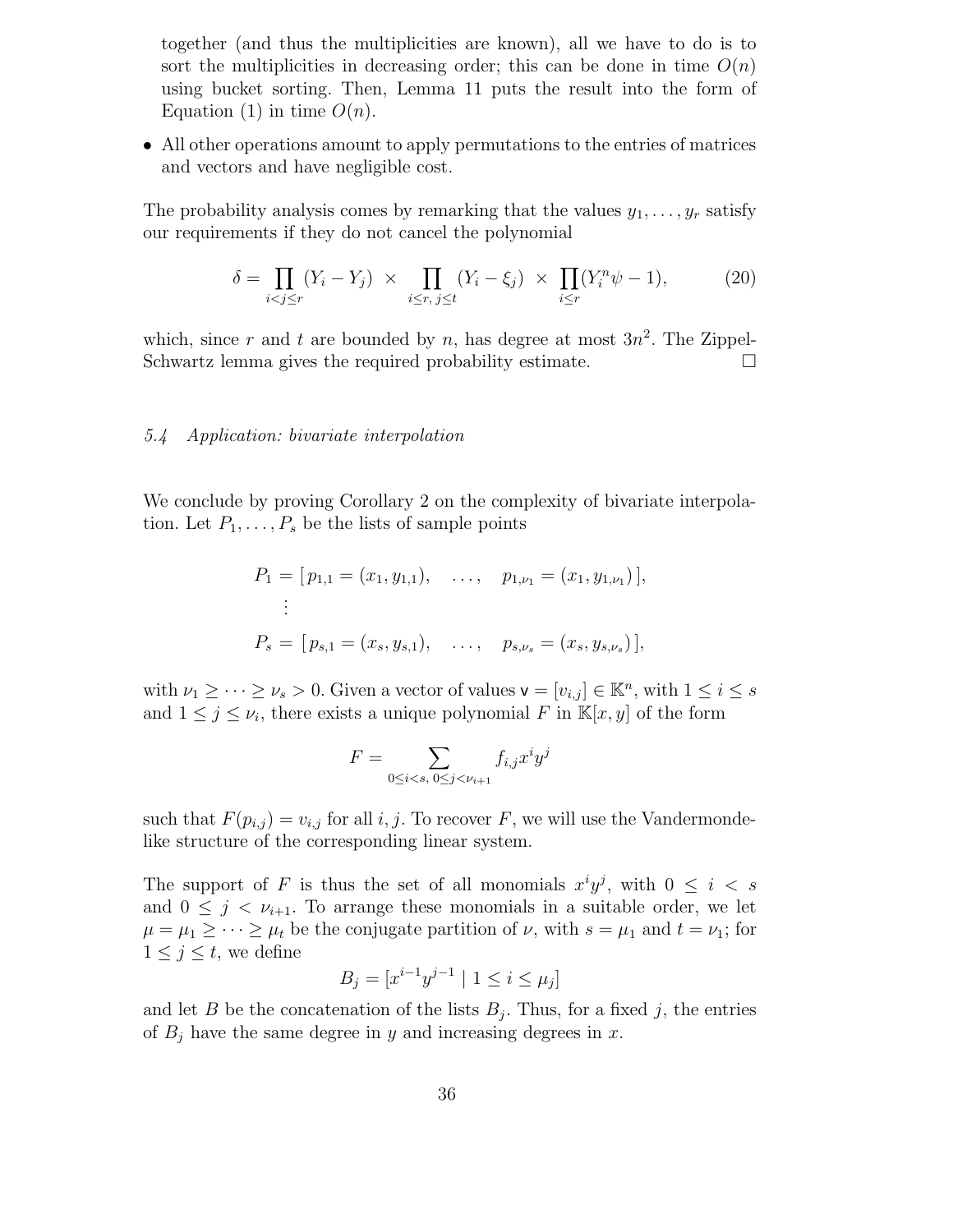together (and thus the multiplicities are known), all we have to do is to sort the multiplicities in decreasing order; this can be done in time $O(n)$ using bucket sorting. Then, Lemma 11 puts the result into the form of Equation (1) in time $O(n)$.

- All other operations amount to apply permutations to the entries of matrices and vectors and have negligible cost.

The probability analysis comes by remarking that the values $y_1, \ldots, y_r$ satisfy our requirements if they do not cancel the polynomial

$$\delta = \prod_{i<j\leq r} (Y_i - Y_j) \;\times \prod_{i\leq r,\, j\leq t} (Y_i - \xi_j) \;\times\; \prod_{i\leq r} (Y_i^n \psi - 1), \tag{20}$$

which, since $r$ and $t$ are bounded by $n$, has degree at most $3n^2$. The Zippel-Schwartz lemma gives the required probability estimate. □

### 5.4 Application: bivariate interpolation

We conclude by proving Corollary 2 on the complexity of bivariate interpolation. Let $P_1, \ldots, P_s$ be the lists of sample points

$$
\begin{aligned}
P_1 &= [\, p_{1,1} = (x_1, y_{1,1}), \quad \ldots, \quad p_{1,\nu_1} = (x_1, y_{1,\nu_1})\,], \\
&\;\;\vdots \\
P_s &= [\, p_{s,1} = (x_s, y_{s,1}), \quad \ldots, \quad p_{s,\nu_s} = (x_s, y_{s,\nu_s})\,],
\end{aligned}
$$

with $\nu_1 \geq \cdots \geq \nu_s > 0$. Given a vector of values $\mathsf{v} = [v_{i,j}] \in \mathbb{K}^n$, with $1 \leq i \leq s$ and $1 \leq j \leq \nu_i$, there exists a unique polynomial $F$ in $\mathbb{K}[x, y]$ of the form

$$F = \sum_{0\leq i<s,\; 0\leq j<\nu_{i+1}} f_{i,j} x^i y^j$$

such that $F(p_{i,j}) = v_{i,j}$ for all $i, j$. To recover $F$, we will use the Vandermonde-like structure of the corresponding linear system.

The support of $F$ is thus the set of all monomials $x^i y^j$, with $0 \leq i < s$ and $0 \leq j < \nu_{i+1}$. To arrange these monomials in a suitable order, we let $\mu = \mu_1 \geq \cdots \geq \mu_t$ be the conjugate partition of $\nu$, with $s = \mu_1$ and $t = \nu_1$; for $1 \leq j \leq t$, we define

$$B_j = [x^{i-1} y^{j-1} \mid 1 \leq i \leq \mu_j]$$

and let $B$ be the concatenation of the lists $B_j$. Thus, for a fixed $j$, the entries of $B_j$ have the same degree in $y$ and increasing degrees in $x$.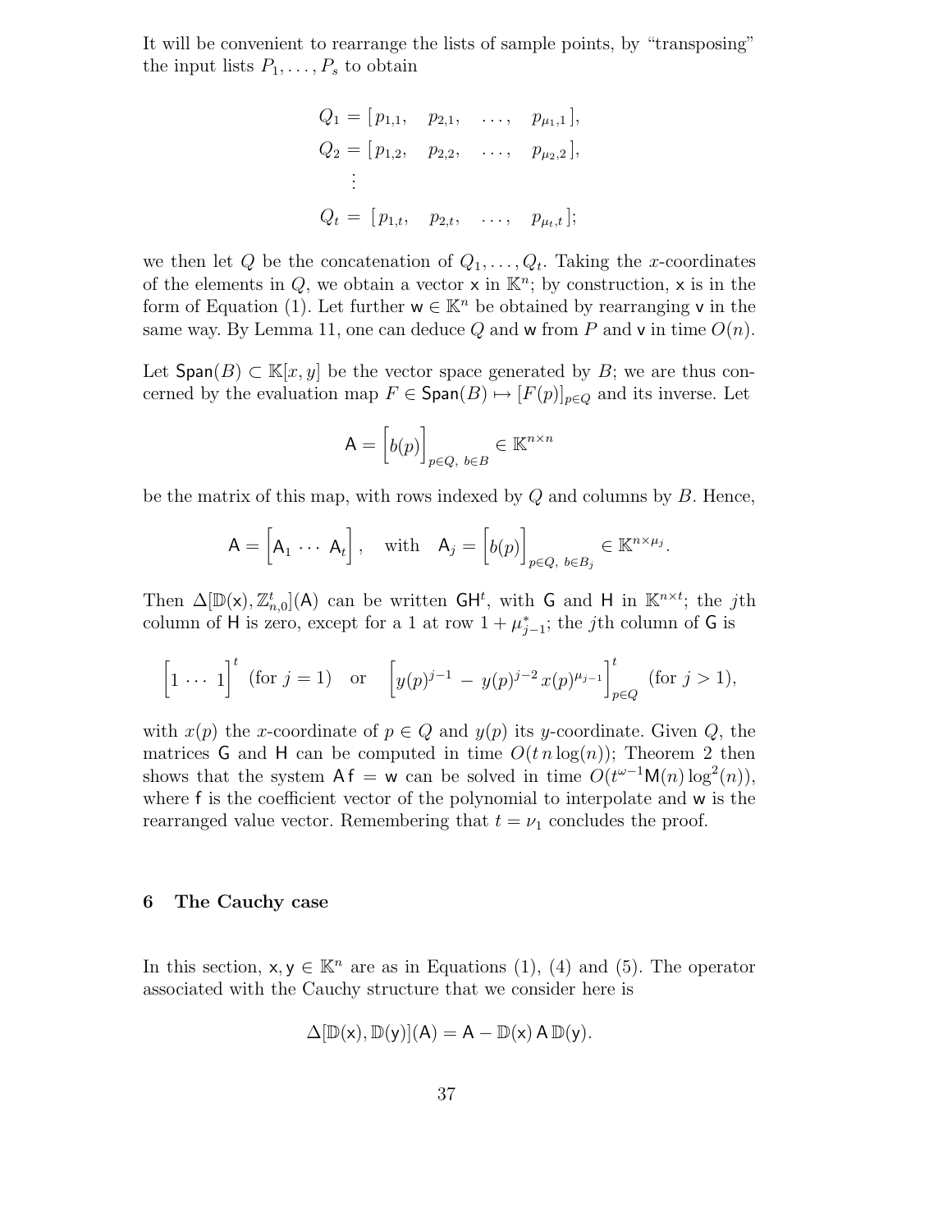It will be convenient to rearrange the lists of sample points, by "transposing" the input lists $P_1, \dots, P_s$ to obtain

$$
\begin{aligned}
Q_1 &= [\, p_{1,1}, \quad p_{2,1}, \quad \dots, \quad p_{\mu_1,1} \,], \\
Q_2 &= [\, p_{1,2}, \quad p_{2,2}, \quad \dots, \quad p_{\mu_2,2} \,], \\
&\;\;\vdots \\
Q_t &= [\, p_{1,t}, \quad p_{2,t}, \quad \dots, \quad p_{\mu_t,t} \,];
\end{aligned}
$$

we then let $Q$ be the concatenation of $Q_1, \dots, Q_t$. Taking the $x$-coordinates of the elements in $Q$, we obtain a vector $\mathsf{x}$ in $\mathbb{K}^n$; by construction, $\mathsf{x}$ is in the form of Equation (1). Let further $\mathsf{w} \in \mathbb{K}^n$ be obtained by rearranging $\mathsf{v}$ in the same way. By Lemma 11, one can deduce $Q$ and $\mathsf{w}$ from $P$ and $\mathsf{v}$ in time $O(n)$.

Let $\mathsf{Span}(B) \subset \mathbb{K}[x, y]$ be the vector space generated by $B$; we are thus concerned by the evaluation map $F \in \mathsf{Span}(B) \mapsto [F(p)]_{p \in Q}$ and its inverse. Let

$$
\mathsf{A} = \Big[ b(p) \Big]_{p \in Q,\ b \in B} \in \mathbb{K}^{n \times n}
$$

be the matrix of this map, with rows indexed by $Q$ and columns by $B$. Hence,

$$
\mathsf{A} = \Big[ \mathsf{A}_1 \; \cdots \; \mathsf{A}_t \Big], \quad \text{with} \quad \mathsf{A}_j = \Big[ b(p) \Big]_{p \in Q,\ b \in B_j} \in \mathbb{K}^{n \times \mu_j}.
$$

Then $\Delta[\mathbb{D}(\mathsf{x}), \mathbb{Z}^t_{n,0}](\mathsf{A})$ can be written $\mathsf{G}\mathsf{H}^t$, with $\mathsf{G}$ and $\mathsf{H}$ in $\mathbb{K}^{n \times t}$; the $j$th column of $\mathsf{H}$ is zero, except for a 1 at row $1 + \mu^*_{j-1}$; the $j$th column of $\mathsf{G}$ is

$$
\Big[ 1 \cdots 1 \Big]^t \ \text{(for } j = 1\text{)} \quad \text{or} \quad \Big[ y(p)^{j-1} - y(p)^{j-2}\, x(p)^{\mu_{j-1}} \Big]^t_{p \in Q} \ \text{(for } j > 1\text{)},
$$

with $x(p)$ the $x$-coordinate of $p \in Q$ and $y(p)$ its $y$-coordinate. Given $Q$, the matrices $\mathsf{G}$ and $\mathsf{H}$ can be computed in time $O(t\, n \log(n))$; Theorem 2 then shows that the system $\mathsf{A}\,\mathsf{f} = \mathsf{w}$ can be solved in time $O(t^{\omega-1}\mathsf{M}(n)\log^2(n))$, where $\mathsf{f}$ is the coefficient vector of the polynomial to interpolate and $\mathsf{w}$ is the rearranged value vector. Remembering that $t = \nu_1$ concludes the proof.

## 6 The Cauchy case

In this section, $\mathsf{x}, \mathsf{y} \in \mathbb{K}^n$ are as in Equations (1), (4) and (5). The operator associated with the Cauchy structure that we consider here is

$$
\Delta[\mathbb{D}(\mathsf{x}), \mathbb{D}(\mathsf{y})](\mathsf{A}) = \mathsf{A} - \mathbb{D}(\mathsf{x})\, \mathsf{A}\, \mathbb{D}(\mathsf{y}).
$$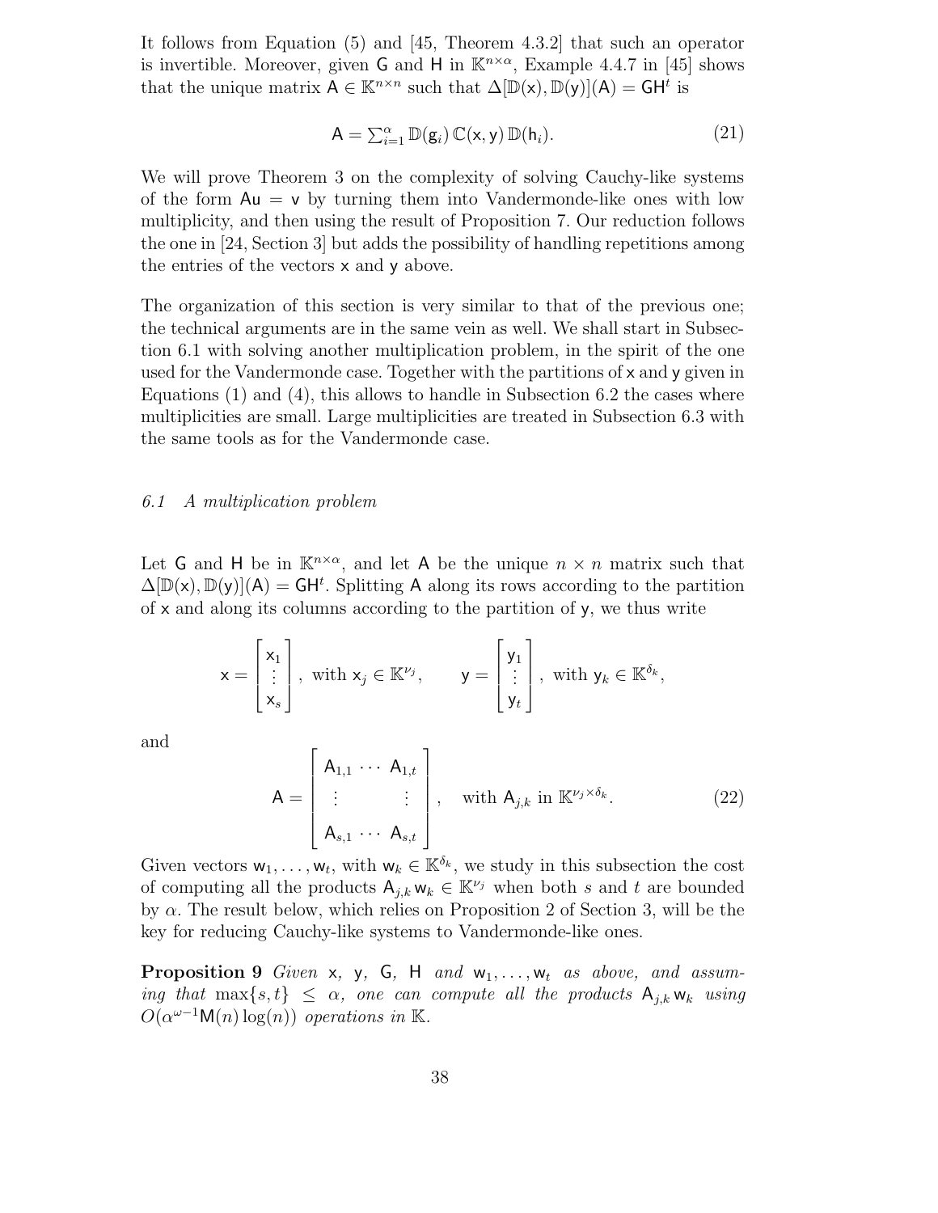It follows from Equation (5) and [45, Theorem 4.3.2] that such an operator is invertible. Moreover, given $\mathsf{G}$ and $\mathsf{H}$ in $\mathbb{K}^{n\times\alpha}$, Example 4.4.7 in [45] shows that the unique matrix $\mathsf{A} \in \mathbb{K}^{n\times n}$ such that $\Delta[\mathbb{D}(\mathsf{x}), \mathbb{D}(\mathsf{y})](\mathsf{A}) = \mathsf{G}\mathsf{H}^t$ is

$$\mathsf{A} = \textstyle\sum_{i=1}^{\alpha} \mathbb{D}(\mathsf{g}_i)\, \mathbb{C}(\mathsf{x}, \mathsf{y})\, \mathbb{D}(\mathsf{h}_i). \tag{21}$$

We will prove Theorem 3 on the complexity of solving Cauchy-like systems of the form $\mathsf{A}\mathsf{u} = \mathsf{v}$ by turning them into Vandermonde-like ones with low multiplicity, and then using the result of Proposition 7. Our reduction follows the one in [24, Section 3] but adds the possibility of handling repetitions among the entries of the vectors $\mathsf{x}$ and $\mathsf{y}$ above.

The organization of this section is very similar to that of the previous one; the technical arguments are in the same vein as well. We shall start in Subsection 6.1 with solving another multiplication problem, in the spirit of the one used for the Vandermonde case. Together with the partitions of $\mathsf{x}$ and $\mathsf{y}$ given in Equations (1) and (4), this allows to handle in Subsection 6.2 the cases where multiplicities are small. Large multiplicities are treated in Subsection 6.3 with the same tools as for the Vandermonde case.

### 6.1 A multiplication problem

Let $\mathsf{G}$ and $\mathsf{H}$ be in $\mathbb{K}^{n\times\alpha}$, and let $\mathsf{A}$ be the unique $n \times n$ matrix such that $\Delta[\mathbb{D}(\mathsf{x}), \mathbb{D}(\mathsf{y})](\mathsf{A}) = \mathsf{G}\mathsf{H}^t$. Splitting $\mathsf{A}$ along its rows according to the partition of $\mathsf{x}$ and along its columns according to the partition of $\mathsf{y}$, we thus write

$$\mathsf{x} = \begin{bmatrix} \mathsf{x}_1 \\ \vdots \\ \mathsf{x}_s \end{bmatrix}, \text{ with } \mathsf{x}_j \in \mathbb{K}^{\nu_j}, \qquad \mathsf{y} = \begin{bmatrix} \mathsf{y}_1 \\ \vdots \\ \mathsf{y}_t \end{bmatrix}, \text{ with } \mathsf{y}_k \in \mathbb{K}^{\delta_k},$$

and

$$\mathsf{A} = \begin{bmatrix} \mathsf{A}_{1,1} & \cdots & \mathsf{A}_{1,t} \\ \vdots & & \vdots \\ \mathsf{A}_{s,1} & \cdots & \mathsf{A}_{s,t} \end{bmatrix}, \quad \text{with } \mathsf{A}_{j,k} \text{ in } \mathbb{K}^{\nu_j \times \delta_k}. \tag{22}$$

Given vectors $\mathsf{w}_1, \ldots, \mathsf{w}_t$, with $\mathsf{w}_k \in \mathbb{K}^{\delta_k}$, we study in this subsection the cost of computing all the products $\mathsf{A}_{j,k}\,\mathsf{w}_k \in \mathbb{K}^{\nu_j}$ when both $s$ and $t$ are bounded by $\alpha$. The result below, which relies on Proposition 2 of Section 3, will be the key for reducing Cauchy-like systems to Vandermonde-like ones.

**Proposition 9** *Given $\mathsf{x}$, $\mathsf{y}$, $\mathsf{G}$, $\mathsf{H}$ and $\mathsf{w}_1, \ldots, \mathsf{w}_t$ as above, and assuming that $\max\{s, t\} \le \alpha$, one can compute all the products $\mathsf{A}_{j,k}\,\mathsf{w}_k$ using $O(\alpha^{\omega-1}\mathsf{M}(n)\log(n))$ operations in $\mathbb{K}$.*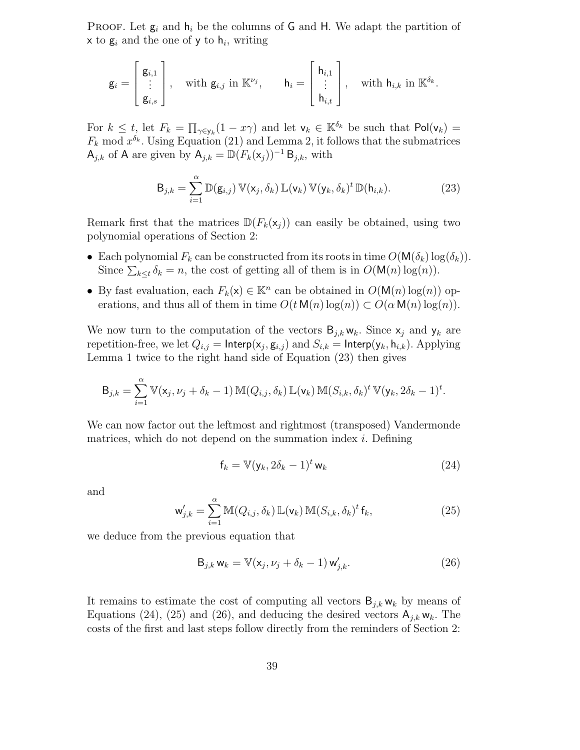PROOF. Let $\mathsf{g}_i$ and $\mathsf{h}_i$ be the columns of $\mathsf{G}$ and $\mathsf{H}$. We adapt the partition of $\mathsf{x}$ to $\mathsf{g}_i$ and the one of $\mathsf{y}$ to $\mathsf{h}_i$, writing

$$\mathsf{g}_i = \begin{bmatrix} \mathsf{g}_{i,1} \\ \vdots \\ \mathsf{g}_{i,s} \end{bmatrix}, \quad \text{with } \mathsf{g}_{i,j} \text{ in } \mathbb{K}^{\nu_j}, \qquad \mathsf{h}_i = \begin{bmatrix} \mathsf{h}_{i,1} \\ \vdots \\ \mathsf{h}_{i,t} \end{bmatrix}, \quad \text{with } \mathsf{h}_{i,k} \text{ in } \mathbb{K}^{\delta_k}.$$

For $k \le t$, let $F_k = \prod_{\gamma \in \mathsf{y}_k}(1 - x\gamma)$ and let $\mathsf{v}_k \in \mathbb{K}^{\delta_k}$ be such that $\mathsf{Pol}(\mathsf{v}_k) = F_k \bmod x^{\delta_k}$. Using Equation (21) and Lemma 2, it follows that the submatrices $\mathsf{A}_{j,k}$ of $\mathsf{A}$ are given by $\mathsf{A}_{j,k} = \mathbb{D}(F_k(\mathsf{x}_j))^{-1}\,\mathsf{B}_{j,k}$, with

$$\mathsf{B}_{j,k} = \sum_{i=1}^{\alpha} \mathbb{D}(\mathsf{g}_{i,j})\,\mathbb{V}(\mathsf{x}_j, \delta_k)\,\mathbb{L}(\mathsf{v}_k)\,\mathbb{V}(\mathsf{y}_k, \delta_k)^t\,\mathbb{D}(\mathsf{h}_{i,k}). \tag{23}$$

Remark first that the matrices $\mathbb{D}(F_k(\mathsf{x}_j))$ can easily be obtained, using two polynomial operations of Section 2:

- Each polynomial $F_k$ can be constructed from its roots in time $O(\mathsf{M}(\delta_k)\log(\delta_k))$. Since $\sum_{k \le t}\delta_k = n$, the cost of getting all of them is in $O(\mathsf{M}(n)\log(n))$.
- By fast evaluation, each $F_k(\mathsf{x}) \in \mathbb{K}^n$ can be obtained in $O(\mathsf{M}(n)\log(n))$ operations, and thus all of them in time $O(t\,\mathsf{M}(n)\log(n)) \subset O(\alpha\,\mathsf{M}(n)\log(n))$.

We now turn to the computation of the vectors $\mathsf{B}_{j,k}\,\mathsf{w}_k$. Since $\mathsf{x}_j$ and $\mathsf{y}_k$ are repetition-free, we let $Q_{i,j} = \mathsf{Interp}(\mathsf{x}_j, \mathsf{g}_{i,j})$ and $S_{i,k} = \mathsf{Interp}(\mathsf{y}_k, \mathsf{h}_{i,k})$. Applying Lemma 1 twice to the right hand side of Equation (23) then gives

$$\mathsf{B}_{j,k} = \sum_{i=1}^{\alpha} \mathbb{V}(\mathsf{x}_j, \nu_j + \delta_k - 1)\,\mathbb{M}(Q_{i,j}, \delta_k)\,\mathbb{L}(\mathsf{v}_k)\,\mathbb{M}(S_{i,k}, \delta_k)^t\,\mathbb{V}(\mathsf{y}_k, 2\delta_k - 1)^t.$$

We can now factor out the leftmost and rightmost (transposed) Vandermonde matrices, which do not depend on the summation index $i$. Defining

$$\mathsf{f}_k = \mathbb{V}(\mathsf{y}_k, 2\delta_k - 1)^t\,\mathsf{w}_k \tag{24}$$

and

$$\mathsf{w}'_{j,k} = \sum_{i=1}^{\alpha} \mathbb{M}(Q_{i,j}, \delta_k)\,\mathbb{L}(\mathsf{v}_k)\,\mathbb{M}(S_{i,k}, \delta_k)^t\,\mathsf{f}_k, \tag{25}$$

we deduce from the previous equation that

$$\mathsf{B}_{j,k}\,\mathsf{w}_k = \mathbb{V}(\mathsf{x}_j, \nu_j + \delta_k - 1)\,\mathsf{w}'_{j,k}. \tag{26}$$

It remains to estimate the cost of computing all vectors $\mathsf{B}_{j,k}\,\mathsf{w}_k$ by means of Equations (24), (25) and (26), and deducing the desired vectors $\mathsf{A}_{j,k}\,\mathsf{w}_k$. The costs of the first and last steps follow directly from the reminders of Section 2: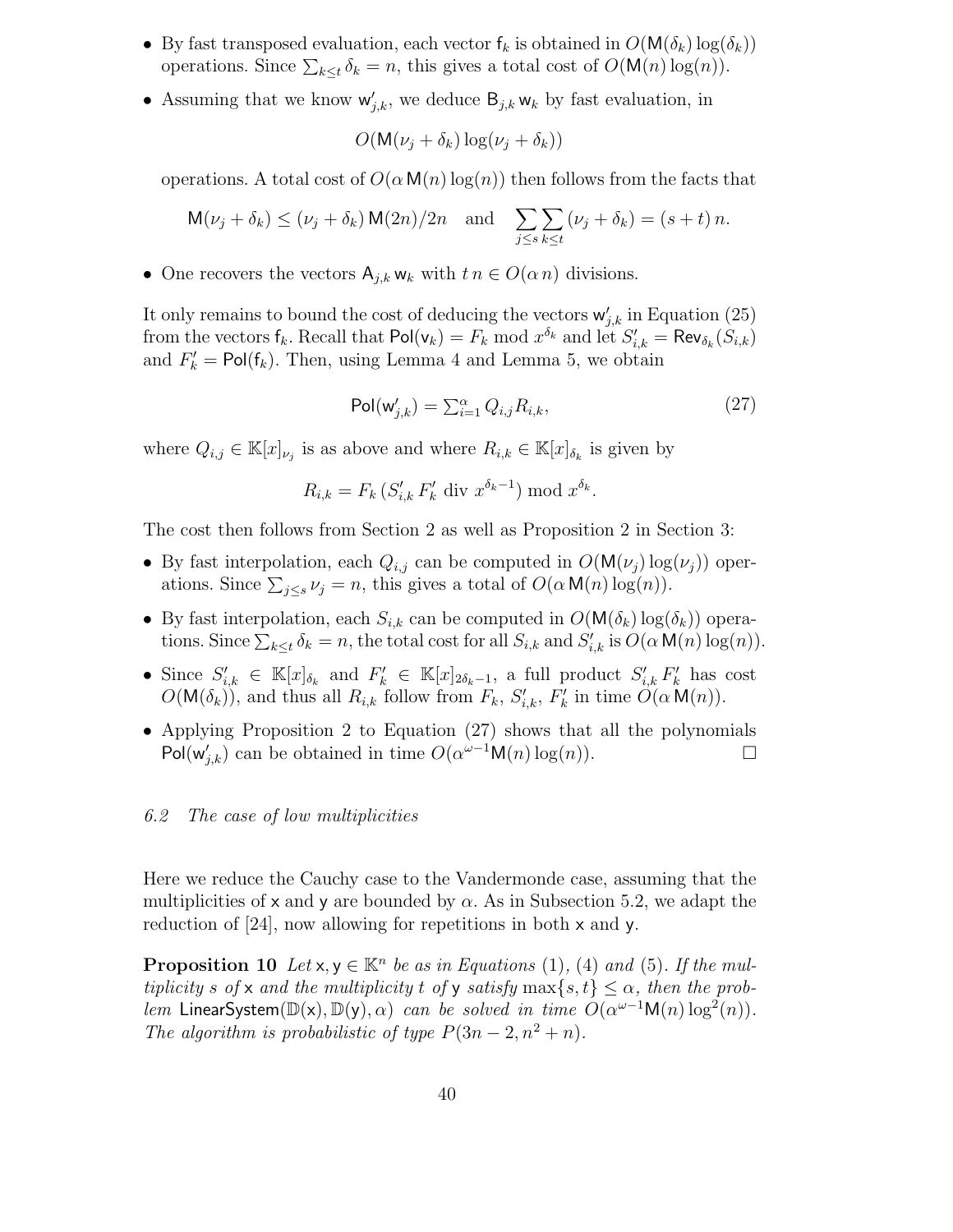- By fast transposed evaluation, each vector $\mathsf{f}_k$ is obtained in $O(\mathsf{M}(\delta_k)\log(\delta_k))$ operations. Since $\sum_{k\le t}\delta_k = n$, this gives a total cost of $O(\mathsf{M}(n)\log(n))$.
- Assuming that we know $\mathsf{w}'_{j,k}$, we deduce $\mathsf{B}_{j,k}\,\mathsf{w}_k$ by fast evaluation, in

$$O(\mathsf{M}(\nu_j+\delta_k)\log(\nu_j+\delta_k))$$

  operations. A total cost of $O(\alpha\,\mathsf{M}(n)\log(n))$ then follows from the facts that

$$\mathsf{M}(\nu_j+\delta_k) \le (\nu_j+\delta_k)\,\mathsf{M}(2n)/2n \quad \text{and} \quad \sum_{j\le s}\sum_{k\le t}(\nu_j+\delta_k) = (s+t)\,n.$$

- One recovers the vectors $\mathsf{A}_{j,k}\,\mathsf{w}_k$ with $t\,n \in O(\alpha\,n)$ divisions.

It only remains to bound the cost of deducing the vectors $\mathsf{w}'_{j,k}$ in Equation (25) from the vectors $\mathsf{f}_k$. Recall that $\mathsf{Pol}(\mathsf{v}_k) = F_k \bmod x^{\delta_k}$ and let $S'_{i,k} = \mathsf{Rev}_{\delta_k}(S_{i,k})$ and $F'_k = \mathsf{Pol}(\mathsf{f}_k)$. Then, using Lemma 4 and Lemma 5, we obtain

$$\mathsf{Pol}(\mathsf{w}'_{j,k}) = \textstyle\sum_{i=1}^{\alpha} Q_{i,j}R_{i,k}, \tag{27}$$

where $Q_{i,j} \in \mathbb{K}[x]_{\nu_j}$ is as above and where $R_{i,k} \in \mathbb{K}[x]_{\delta_k}$ is given by

$$R_{i,k} = F_k\,(S'_{i,k}\,F'_k \text{ div } x^{\delta_k-1}) \bmod x^{\delta_k}.$$

The cost then follows from Section 2 as well as Proposition 2 in Section 3:

- By fast interpolation, each $Q_{i,j}$ can be computed in $O(\mathsf{M}(\nu_j)\log(\nu_j))$ operations. Since $\sum_{j\le s}\nu_j = n$, this gives a total of $O(\alpha\,\mathsf{M}(n)\log(n))$.
- By fast interpolation, each $S_{i,k}$ can be computed in $O(\mathsf{M}(\delta_k)\log(\delta_k))$ operations. Since $\sum_{k\le t}\delta_k = n$, the total cost for all $S_{i,k}$ and $S'_{i,k}$ is $O(\alpha\,\mathsf{M}(n)\log(n))$.
- Since $S'_{i,k} \in \mathbb{K}[x]_{\delta_k}$ and $F'_k \in \mathbb{K}[x]_{2\delta_k-1}$, a full product $S'_{i,k}\,F'_k$ has cost $O(\mathsf{M}(\delta_k))$, and thus all $R_{i,k}$ follow from $F_k$, $S'_{i,k}$, $F'_k$ in time $O(\alpha\,\mathsf{M}(n))$.
- Applying Proposition 2 to Equation (27) shows that all the polynomials $\mathsf{Pol}(\mathsf{w}'_{j,k})$ can be obtained in time $O(\alpha^{\omega-1}\mathsf{M}(n)\log(n))$. □

### 6.2 The case of low multiplicities

Here we reduce the Cauchy case to the Vandermonde case, assuming that the multiplicities of $\mathsf{x}$ and $\mathsf{y}$ are bounded by $\alpha$. As in Subsection 5.2, we adapt the reduction of [24], now allowing for repetitions in both $\mathsf{x}$ and $\mathsf{y}$.

**Proposition 10** *Let $\mathsf{x}, \mathsf{y} \in \mathbb{K}^n$ be as in Equations* (1), (4) *and* (5). *If the multiplicity $s$ of $\mathsf{x}$ and the multiplicity $t$ of $\mathsf{y}$ satisfy $\max\{s,t\} \le \alpha$, then the problem $\mathsf{LinearSystem}(\mathbb{D}(\mathsf{x}), \mathbb{D}(\mathsf{y}), \alpha)$ can be solved in time $O(\alpha^{\omega-1}\mathsf{M}(n)\log^2(n))$. The algorithm is probabilistic of type $P(3n-2, n^2+n)$.*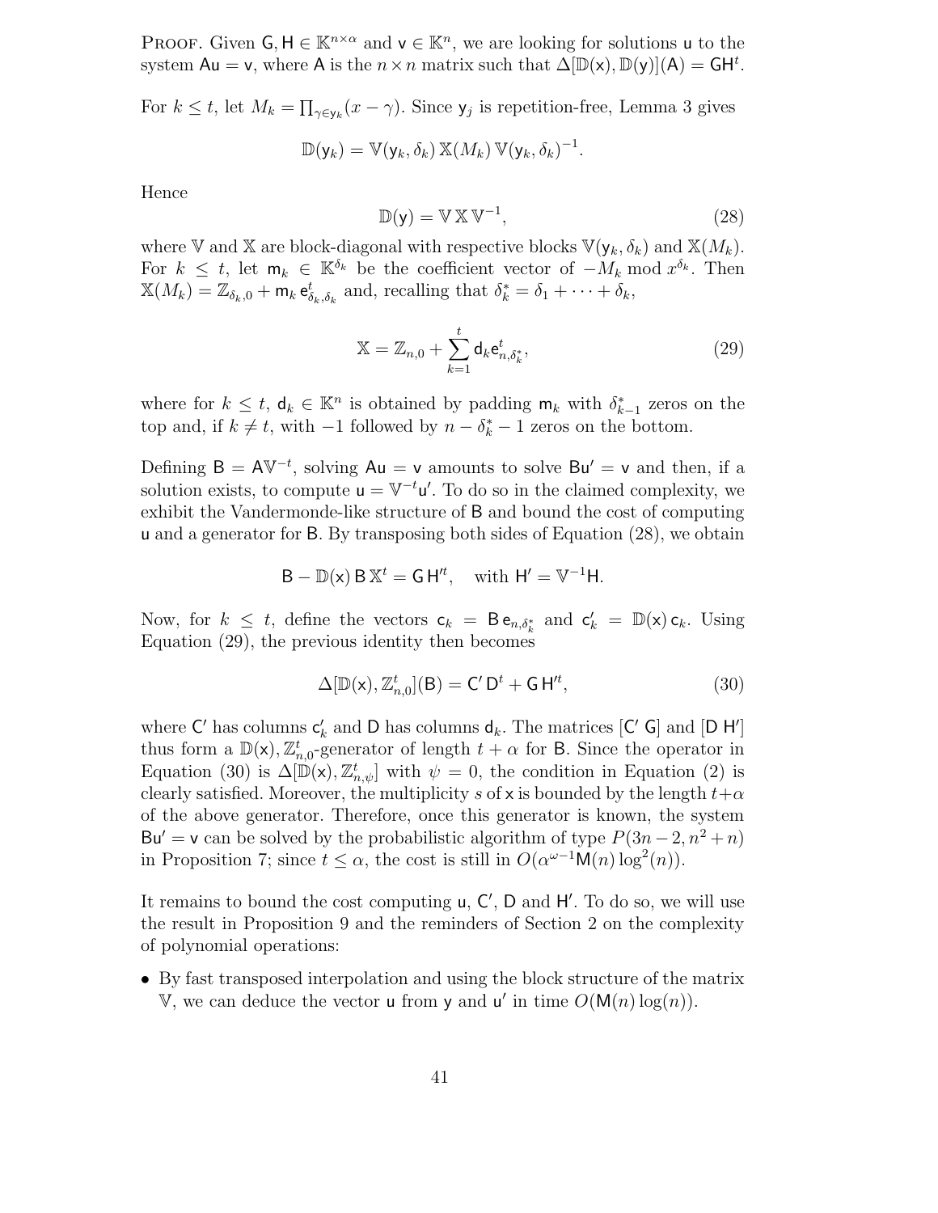PROOF. Given $\mathsf{G}, \mathsf{H} \in \mathbb{K}^{n\times\alpha}$ and $\mathsf{v} \in \mathbb{K}^n$, we are looking for solutions $\mathsf{u}$ to the system $\mathsf{A}\mathsf{u} = \mathsf{v}$, where $\mathsf{A}$ is the $n \times n$ matrix such that $\Delta[\mathbb{D}(\mathsf{x}), \mathbb{D}(\mathsf{y})](\mathsf{A}) = \mathsf{G}\mathsf{H}^t$.

For $k \le t$, let $M_k = \prod_{\gamma \in \mathsf{y}_k}(x - \gamma)$. Since $\mathsf{y}_j$ is repetition-free, Lemma 3 gives

$$\mathbb{D}(\mathsf{y}_k) = \mathbb{V}(\mathsf{y}_k, \delta_k)\,\mathbb{X}(M_k)\,\mathbb{V}(\mathsf{y}_k, \delta_k)^{-1}.$$

Hence

$$\mathbb{D}(\mathsf{y}) = \mathbb{V}\,\mathbb{X}\,\mathbb{V}^{-1}, \tag{28}$$

where $\mathbb{V}$ and $\mathbb{X}$ are block-diagonal with respective blocks $\mathbb{V}(\mathsf{y}_k, \delta_k)$ and $\mathbb{X}(M_k)$. For $k \le t$, let $\mathsf{m}_k \in \mathbb{K}^{\delta_k}$ be the coefficient vector of $-M_k \bmod x^{\delta_k}$. Then $\mathbb{X}(M_k) = \mathbb{Z}_{\delta_k,0} + \mathsf{m}_k\,\mathsf{e}^t_{\delta_k,\delta_k}$ and, recalling that $\delta^*_k = \delta_1 + \cdots + \delta_k$,

$$\mathbb{X} = \mathbb{Z}_{n,0} + \sum_{k=1}^{t} \mathsf{d}_k \mathsf{e}^t_{n,\delta^*_k}, \tag{29}$$

where for $k \le t$, $\mathsf{d}_k \in \mathbb{K}^n$ is obtained by padding $\mathsf{m}_k$ with $\delta^*_{k-1}$ zeros on the top and, if $k \ne t$, with $-1$ followed by $n - \delta^*_k - 1$ zeros on the bottom.

Defining $\mathsf{B} = \mathsf{A}\mathbb{V}^{-t}$, solving $\mathsf{A}\mathsf{u} = \mathsf{v}$ amounts to solve $\mathsf{B}\mathsf{u}' = \mathsf{v}$ and then, if a solution exists, to compute $\mathsf{u} = \mathbb{V}^{-t}\mathsf{u}'$. To do so in the claimed complexity, we exhibit the Vandermonde-like structure of $\mathsf{B}$ and bound the cost of computing $\mathsf{u}$ and a generator for $\mathsf{B}$. By transposing both sides of Equation (28), we obtain

$$\mathsf{B} - \mathbb{D}(\mathsf{x})\,\mathsf{B}\,\mathbb{X}^t = \mathsf{G}\,\mathsf{H}'^t, \quad \text{with } \mathsf{H}' = \mathbb{V}^{-1}\mathsf{H}.$$

Now, for $k \le t$, define the vectors $\mathsf{c}_k = \mathsf{B}\,\mathsf{e}_{n,\delta^*_k}$ and $\mathsf{c}'_k = \mathbb{D}(\mathsf{x})\,\mathsf{c}_k$. Using Equation (29), the previous identity then becomes

$$\Delta[\mathbb{D}(\mathsf{x}), \mathbb{Z}^t_{n,0}](\mathsf{B}) = \mathsf{C}'\,\mathsf{D}^t + \mathsf{G}\,\mathsf{H}'^t, \tag{30}$$

where $\mathsf{C}'$ has columns $\mathsf{c}'_k$ and $\mathsf{D}$ has columns $\mathsf{d}_k$. The matrices $[\mathsf{C}'\ \mathsf{G}]$ and $[\mathsf{D}\ \mathsf{H}']$ thus form a $\mathbb{D}(\mathsf{x}), \mathbb{Z}^t_{n,0}$-generator of length $t + \alpha$ for $\mathsf{B}$. Since the operator in Equation (30) is $\Delta[\mathbb{D}(\mathsf{x}), \mathbb{Z}^t_{n,\psi}]$ with $\psi = 0$, the condition in Equation (2) is clearly satisfied. Moreover, the multiplicity $s$ of $\mathsf{x}$ is bounded by the length $t+\alpha$ of the above generator. Therefore, once this generator is known, the system $\mathsf{B}\mathsf{u}' = \mathsf{v}$ can be solved by the probabilistic algorithm of type $P(3n-2, n^2+n)$ in Proposition 7; since $t \le \alpha$, the cost is still in $O(\alpha^{\omega-1}\mathsf{M}(n)\log^2(n))$.

It remains to bound the cost computing $\mathsf{u}$, $\mathsf{C}'$, $\mathsf{D}$ and $\mathsf{H}'$. To do so, we will use the result in Proposition 9 and the reminders of Section 2 on the complexity of polynomial operations:

- By fast transposed interpolation and using the block structure of the matrix $\mathbb{V}$, we can deduce the vector $\mathsf{u}$ from $\mathsf{y}$ and $\mathsf{u}'$ in time $O(\mathsf{M}(n)\log(n))$.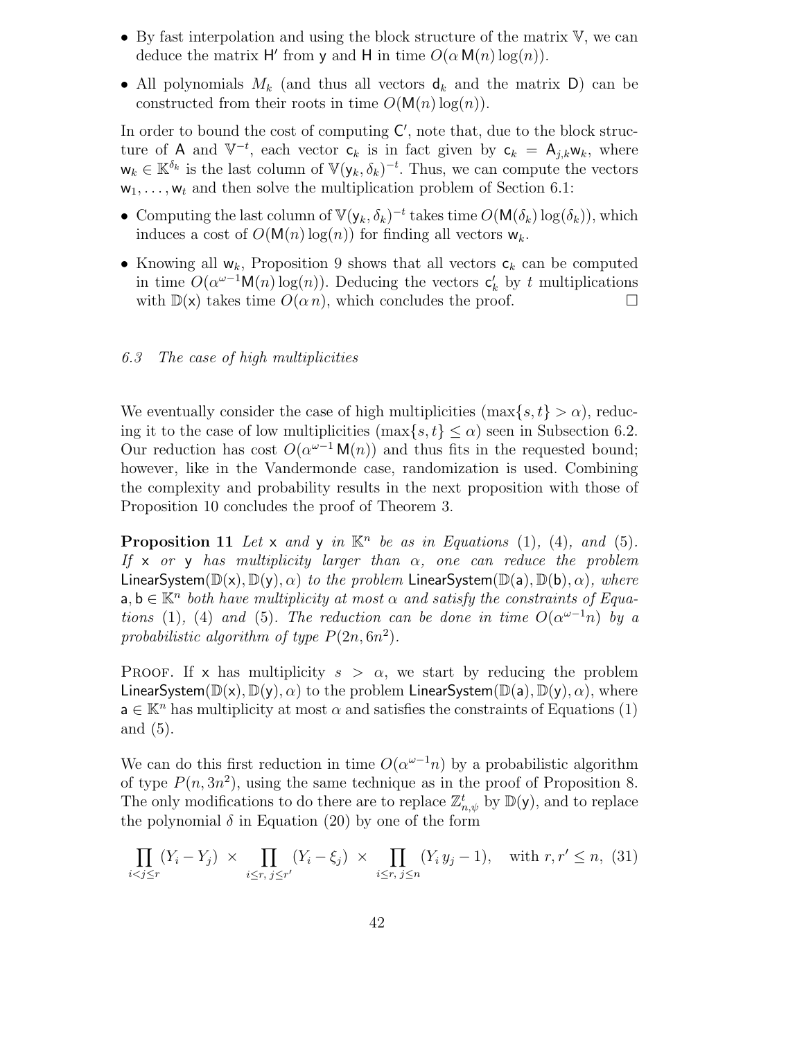- By fast interpolation and using the block structure of the matrix $\mathbb{V}$, we can deduce the matrix $\mathsf{H}'$ from $\mathsf{y}$ and $\mathsf{H}$ in time $O(\alpha\, \mathsf{M}(n)\log(n))$.
- All polynomials $M_k$ (and thus all vectors $\mathsf{d}_k$ and the matrix $\mathsf{D}$) can be constructed from their roots in time $O(\mathsf{M}(n)\log(n))$.

In order to bound the cost of computing $\mathsf{C}'$, note that, due to the block structure of $\mathsf{A}$ and $\mathbb{V}^{-t}$, each vector $\mathsf{c}_k$ is in fact given by $\mathsf{c}_k = \mathsf{A}_{j,k}\mathsf{w}_k$, where $\mathsf{w}_k \in \mathbb{K}^{\delta_k}$ is the last column of $\mathbb{V}(\mathsf{y}_k, \delta_k)^{-t}$. Thus, we can compute the vectors $\mathsf{w}_1, \ldots, \mathsf{w}_t$ and then solve the multiplication problem of Section 6.1:

- Computing the last column of $\mathbb{V}(\mathsf{y}_k, \delta_k)^{-t}$ takes time $O(\mathsf{M}(\delta_k)\log(\delta_k))$, which induces a cost of $O(\mathsf{M}(n)\log(n))$ for finding all vectors $\mathsf{w}_k$.
- Knowing all $\mathsf{w}_k$, Proposition 9 shows that all vectors $\mathsf{c}_k$ can be computed in time $O(\alpha^{\omega-1}\mathsf{M}(n)\log(n))$. Deducing the vectors $\mathsf{c}'_k$ by $t$ multiplications with $\mathbb{D}(\mathsf{x})$ takes time $O(\alpha\, n)$, which concludes the proof. □

### 6.3 The case of high multiplicities

We eventually consider the case of high multiplicities ($\max\{s, t\} > \alpha$), reducing it to the case of low multiplicities ($\max\{s, t\} \leq \alpha$) seen in Subsection 6.2. Our reduction has cost $O(\alpha^{\omega-1}\,\mathsf{M}(n))$ and thus fits in the requested bound; however, like in the Vandermonde case, randomization is used. Combining the complexity and probability results in the next proposition with those of Proposition 10 concludes the proof of Theorem 3.

**Proposition 11** *Let $\mathsf{x}$ and $\mathsf{y}$ in $\mathbb{K}^n$ be as in Equations (1), (4), and (5). If $\mathsf{x}$ or $\mathsf{y}$ has multiplicity larger than $\alpha$, one can reduce the problem $\mathsf{LinearSystem}(\mathbb{D}(\mathsf{x}), \mathbb{D}(\mathsf{y}), \alpha)$ to the problem $\mathsf{LinearSystem}(\mathbb{D}(\mathsf{a}), \mathbb{D}(\mathsf{b}), \alpha)$, where $\mathsf{a}, \mathsf{b} \in \mathbb{K}^n$ both have multiplicity at most $\alpha$ and satisfy the constraints of Equations (1), (4) and (5). The reduction can be done in time $O(\alpha^{\omega-1}n)$ by a probabilistic algorithm of type $P(2n, 6n^2)$.*

Proof. If $\mathsf{x}$ has multiplicity $s > \alpha$, we start by reducing the problem $\mathsf{LinearSystem}(\mathbb{D}(\mathsf{x}), \mathbb{D}(\mathsf{y}), \alpha)$ to the problem $\mathsf{LinearSystem}(\mathbb{D}(\mathsf{a}), \mathbb{D}(\mathsf{y}), \alpha)$, where $\mathsf{a} \in \mathbb{K}^n$ has multiplicity at most $\alpha$ and satisfies the constraints of Equations (1) and (5).

We can do this first reduction in time $O(\alpha^{\omega-1}n)$ by a probabilistic algorithm of type $P(n, 3n^2)$, using the same technique as in the proof of Proposition 8. The only modifications to do there are to replace $\mathbb{Z}^t_{n,\psi}$ by $\mathbb{D}(\mathsf{y})$, and to replace the polynomial $\delta$ in Equation (20) by one of the form

$$\prod_{i<j\leq r}(Y_i - Y_j) \;\times \prod_{i\leq r,\, j\leq r'}(Y_i - \xi_j) \;\times \prod_{i\leq r,\, j\leq n}(Y_i\, y_j - 1), \quad \text{with } r, r' \leq n, \tag{31}$$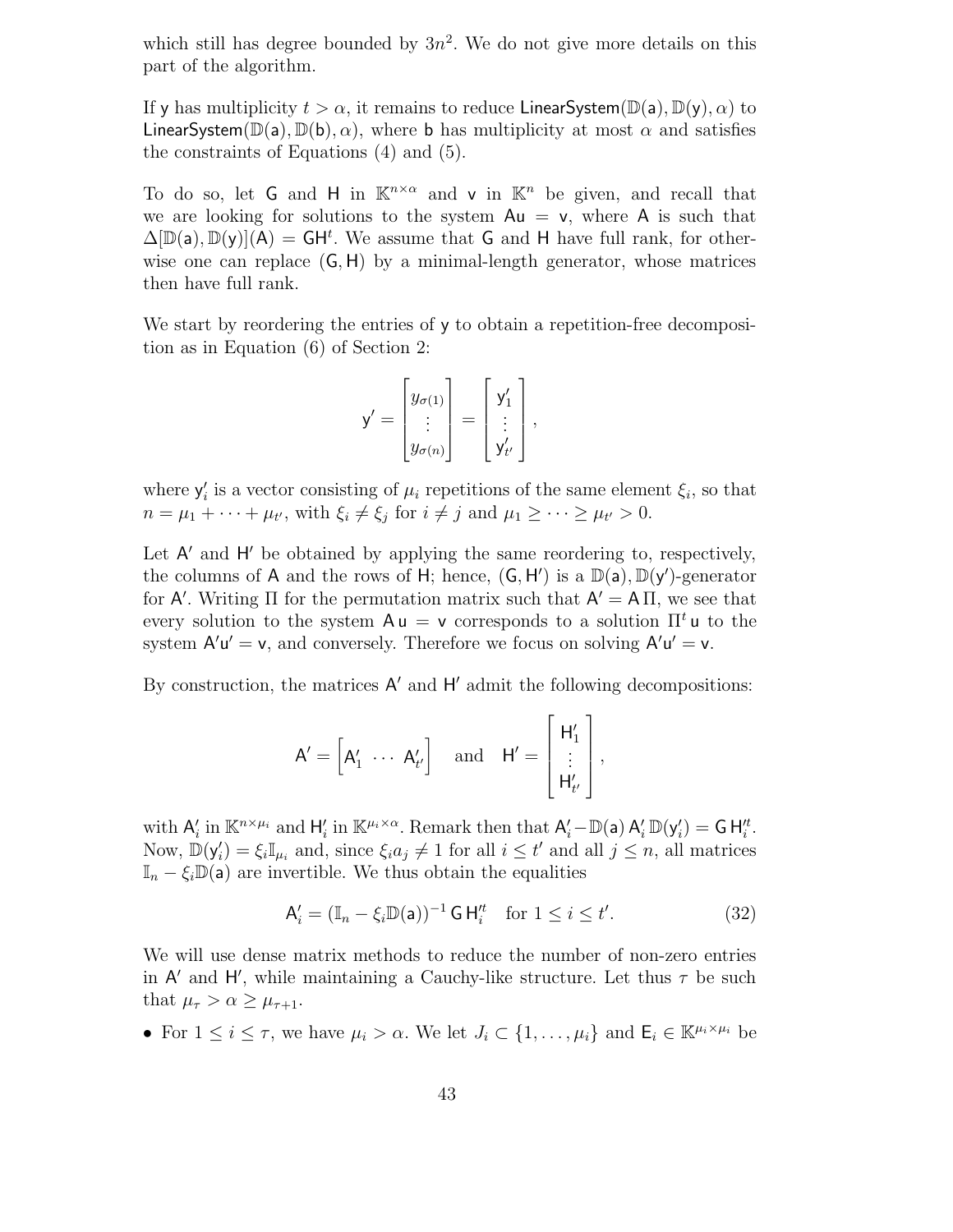which still has degree bounded by $3n^2$. We do not give more details on this part of the algorithm.

If $\mathsf{y}$ has multiplicity $t > \alpha$, it remains to reduce $\mathsf{LinearSystem}(\mathbb{D}(\mathsf{a}), \mathbb{D}(\mathsf{y}), \alpha)$ to $\mathsf{LinearSystem}(\mathbb{D}(\mathsf{a}), \mathbb{D}(\mathsf{b}), \alpha)$, where $\mathsf{b}$ has multiplicity at most $\alpha$ and satisfies the constraints of Equations (4) and (5).

To do so, let $\mathsf{G}$ and $\mathsf{H}$ in $\mathbb{K}^{n \times \alpha}$ and $\mathsf{v}$ in $\mathbb{K}^n$ be given, and recall that we are looking for solutions to the system $\mathsf{A}\mathsf{u} = \mathsf{v}$, where $\mathsf{A}$ is such that $\Delta[\mathbb{D}(\mathsf{a}), \mathbb{D}(\mathsf{y})](\mathsf{A}) = \mathsf{G}\mathsf{H}^t$. We assume that $\mathsf{G}$ and $\mathsf{H}$ have full rank, for otherwise one can replace $(\mathsf{G}, \mathsf{H})$ by a minimal-length generator, whose matrices then have full rank.

We start by reordering the entries of $\mathsf{y}$ to obtain a repetition-free decomposition as in Equation (6) of Section 2:

$$\mathsf{y}' = \begin{bmatrix} y_{\sigma(1)} \\ \vdots \\ y_{\sigma(n)} \end{bmatrix} = \begin{bmatrix} \mathsf{y}'_1 \\ \vdots \\ \mathsf{y}'_{t'} \end{bmatrix},$$

where $\mathsf{y}'_i$ is a vector consisting of $\mu_i$ repetitions of the same element $\xi_i$, so that $n = \mu_1 + \cdots + \mu_{t'}$, with $\xi_i \neq \xi_j$ for $i \neq j$ and $\mu_1 \geq \cdots \geq \mu_{t'} > 0$.

Let $\mathsf{A}'$ and $\mathsf{H}'$ be obtained by applying the same reordering to, respectively, the columns of $\mathsf{A}$ and the rows of $\mathsf{H}$; hence, $(\mathsf{G}, \mathsf{H}')$ is a $\mathbb{D}(\mathsf{a}), \mathbb{D}(\mathsf{y}')$-generator for $\mathsf{A}'$. Writing $\Pi$ for the permutation matrix such that $\mathsf{A}' = \mathsf{A}\,\Pi$, we see that every solution to the system $\mathsf{A}\,\mathsf{u} = \mathsf{v}$ corresponds to a solution $\Pi^t\,\mathsf{u}$ to the system $\mathsf{A}'\mathsf{u}' = \mathsf{v}$, and conversely. Therefore we focus on solving $\mathsf{A}'\mathsf{u}' = \mathsf{v}$.

By construction, the matrices $\mathsf{A}'$ and $\mathsf{H}'$ admit the following decompositions:

$$\mathsf{A}' = \begin{bmatrix} \mathsf{A}'_1 & \cdots & \mathsf{A}'_{t'} \end{bmatrix} \quad \text{and} \quad \mathsf{H}' = \begin{bmatrix} \mathsf{H}'_1 \\ \vdots \\ \mathsf{H}'_{t'} \end{bmatrix},$$

with $\mathsf{A}'_i$ in $\mathbb{K}^{n \times \mu_i}$ and $\mathsf{H}'_i$ in $\mathbb{K}^{\mu_i \times \alpha}$. Remark then that $\mathsf{A}'_i - \mathbb{D}(\mathsf{a})\,\mathsf{A}'_i\,\mathbb{D}(\mathsf{y}'_i) = \mathsf{G}\,\mathsf{H}'^t_i$. Now, $\mathbb{D}(\mathsf{y}'_i) = \xi_i \mathbb{I}_{\mu_i}$ and, since $\xi_i a_j \neq 1$ for all $i \leq t'$ and all $j \leq n$, all matrices $\mathbb{I}_n - \xi_i \mathbb{D}(\mathsf{a})$ are invertible. We thus obtain the equalities

$$\mathsf{A}'_i = (\mathbb{I}_n - \xi_i \mathbb{D}(\mathsf{a}))^{-1}\,\mathsf{G}\,\mathsf{H}'^t_i \quad \text{for } 1 \leq i \leq t'. \tag{32}$$

We will use dense matrix methods to reduce the number of non-zero entries in $\mathsf{A}'$ and $\mathsf{H}'$, while maintaining a Cauchy-like structure. Let thus $\tau$ be such that $\mu_\tau > \alpha \geq \mu_{\tau+1}$.

- For $1 \leq i \leq \tau$, we have $\mu_i > \alpha$. We let $J_i \subset \{1, \ldots, \mu_i\}$ and $\mathsf{E}_i \in \mathbb{K}^{\mu_i \times \mu_i}$ be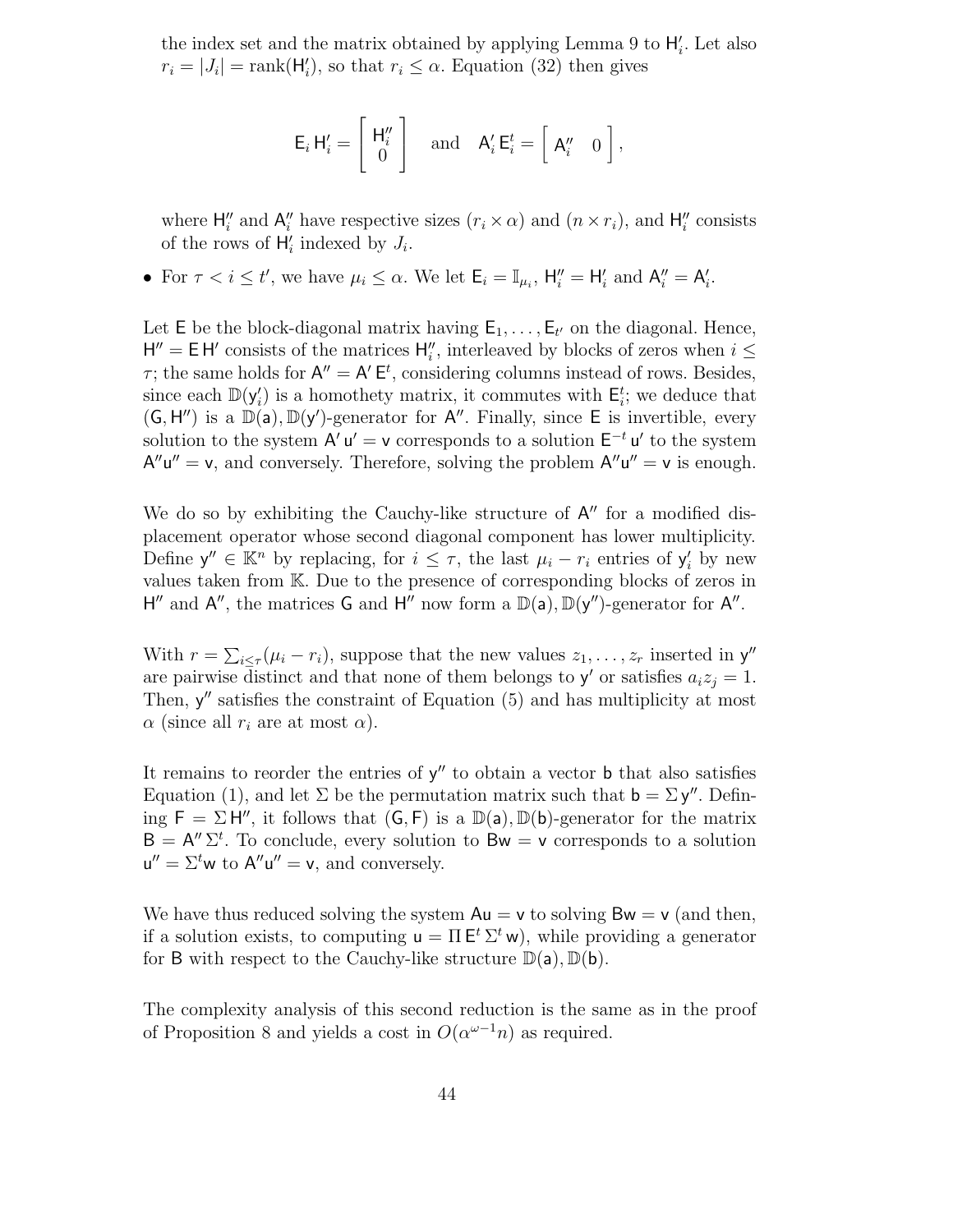the index set and the matrix obtained by applying Lemma 9 to $\mathsf{H}'_i$. Let also $r_i = |J_i| = \operatorname{rank}(\mathsf{H}'_i)$, so that $r_i \le \alpha$. Equation (32) then gives

$$\mathsf{E}_i\,\mathsf{H}'_i = \begin{bmatrix} \mathsf{H}''_i \\ 0 \end{bmatrix} \quad \text{and} \quad \mathsf{A}'_i\,\mathsf{E}_i^t = \begin{bmatrix} \mathsf{A}''_i & 0 \end{bmatrix},$$

where $\mathsf{H}''_i$ and $\mathsf{A}''_i$ have respective sizes $(r_i \times \alpha)$ and $(n \times r_i)$, and $\mathsf{H}''_i$ consists of the rows of $\mathsf{H}'_i$ indexed by $J_i$.

- For $\tau < i \le t'$, we have $\mu_i \le \alpha$. We let $\mathsf{E}_i = \mathbb{I}_{\mu_i}$, $\mathsf{H}''_i = \mathsf{H}'_i$ and $\mathsf{A}''_i = \mathsf{A}'_i$.

Let $\mathsf{E}$ be the block-diagonal matrix having $\mathsf{E}_1, \dots, \mathsf{E}_{t'}$ on the diagonal. Hence, $\mathsf{H}'' = \mathsf{E}\,\mathsf{H}'$ consists of the matrices $\mathsf{H}''_i$, interleaved by blocks of zeros when $i \le \tau$; the same holds for $\mathsf{A}'' = \mathsf{A}'\,\mathsf{E}^t$, considering columns instead of rows. Besides, since each $\mathbb{D}(\mathsf{y}'_i)$ is a homothety matrix, it commutes with $\mathsf{E}_i^t$; we deduce that $(\mathsf{G}, \mathsf{H}'')$ is a $\mathbb{D}(\mathsf{a}), \mathbb{D}(\mathsf{y}')$-generator for $\mathsf{A}''$. Finally, since $\mathsf{E}$ is invertible, every solution to the system $\mathsf{A}'\,\mathsf{u}' = \mathsf{v}$ corresponds to a solution $\mathsf{E}^{-t}\,\mathsf{u}'$ to the system $\mathsf{A}''\mathsf{u}'' = \mathsf{v}$, and conversely. Therefore, solving the problem $\mathsf{A}''\mathsf{u}'' = \mathsf{v}$ is enough.

We do so by exhibiting the Cauchy-like structure of $\mathsf{A}''$ for a modified displacement operator whose second diagonal component has lower multiplicity. Define $\mathsf{y}'' \in \mathbb{K}^n$ by replacing, for $i \le \tau$, the last $\mu_i - r_i$ entries of $\mathsf{y}'_i$ by new values taken from $\mathbb{K}$. Due to the presence of corresponding blocks of zeros in $\mathsf{H}''$ and $\mathsf{A}''$, the matrices $\mathsf{G}$ and $\mathsf{H}''$ now form a $\mathbb{D}(\mathsf{a}), \mathbb{D}(\mathsf{y}'')$-generator for $\mathsf{A}''$.

With $r = \sum_{i \le \tau}(\mu_i - r_i)$, suppose that the new values $z_1, \dots, z_r$ inserted in $\mathsf{y}''$ are pairwise distinct and that none of them belongs to $\mathsf{y}'$ or satisfies $a_i z_j = 1$. Then, $\mathsf{y}''$ satisfies the constraint of Equation (5) and has multiplicity at most $\alpha$ (since all $r_i$ are at most $\alpha$).

It remains to reorder the entries of $\mathsf{y}''$ to obtain a vector $\mathsf{b}$ that also satisfies Equation (1), and let $\Sigma$ be the permutation matrix such that $\mathsf{b} = \Sigma\,\mathsf{y}''$. Defining $\mathsf{F} = \Sigma\,\mathsf{H}''$, it follows that $(\mathsf{G}, \mathsf{F})$ is a $\mathbb{D}(\mathsf{a}), \mathbb{D}(\mathsf{b})$-generator for the matrix $\mathsf{B} = \mathsf{A}''\,\Sigma^t$. To conclude, every solution to $\mathsf{B}\mathsf{w} = \mathsf{v}$ corresponds to a solution $\mathsf{u}'' = \Sigma^t \mathsf{w}$ to $\mathsf{A}''\mathsf{u}'' = \mathsf{v}$, and conversely.

We have thus reduced solving the system $\mathsf{A}\mathsf{u} = \mathsf{v}$ to solving $\mathsf{B}\mathsf{w} = \mathsf{v}$ (and then, if a solution exists, to computing $\mathsf{u} = \Pi\,\mathsf{E}^t\,\Sigma^t\,\mathsf{w}$), while providing a generator for $\mathsf{B}$ with respect to the Cauchy-like structure $\mathbb{D}(\mathsf{a}), \mathbb{D}(\mathsf{b})$.

The complexity analysis of this second reduction is the same as in the proof of Proposition 8 and yields a cost in $O(\alpha^{\omega-1} n)$ as required.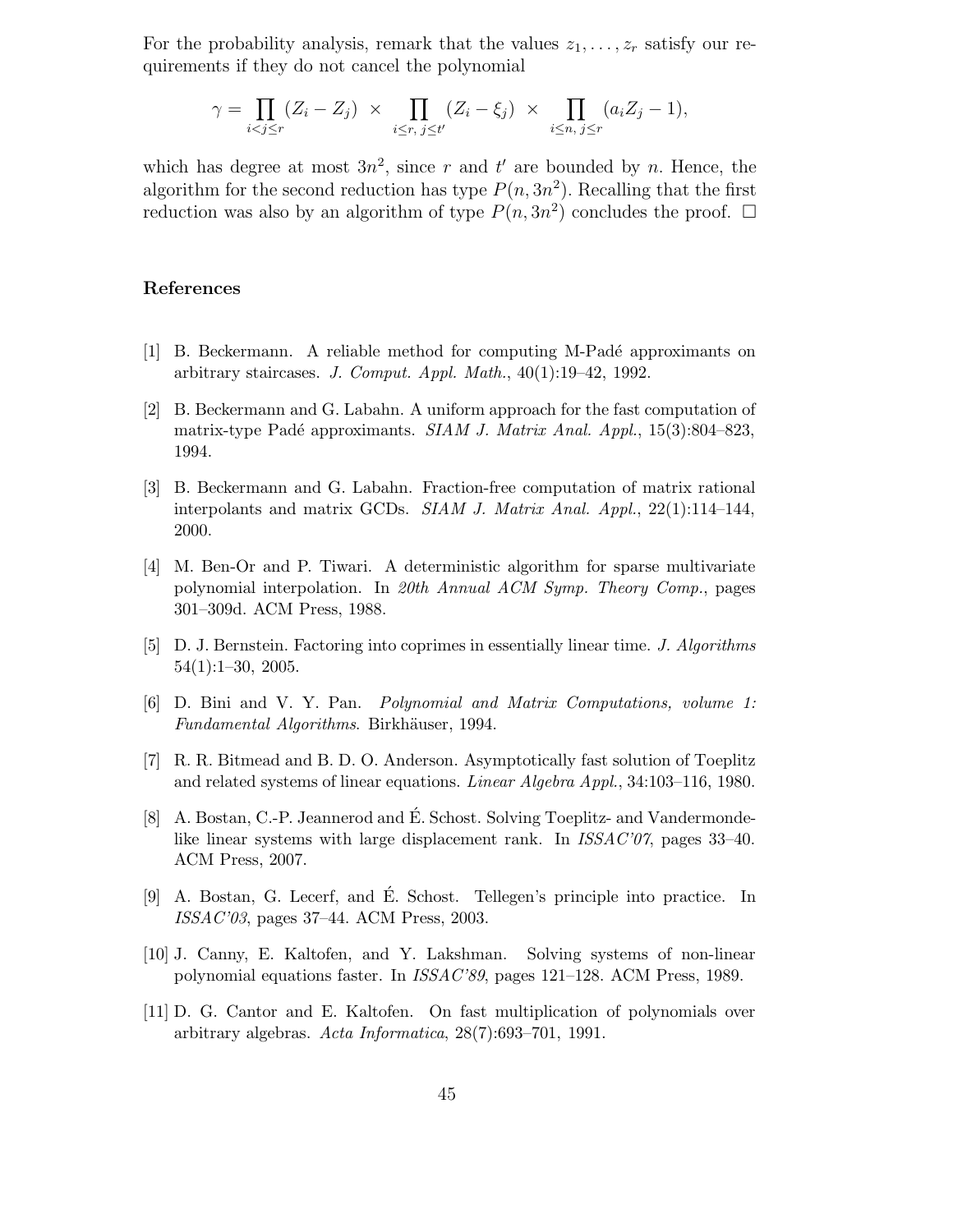For the probability analysis, remark that the values $z_1, \ldots, z_r$ satisfy our requirements if they do not cancel the polynomial

$$\gamma = \prod_{i<j\leq r} (Z_i - Z_j) \times \prod_{i\leq r,\, j\leq t'} (Z_i - \xi_j) \times \prod_{i\leq n,\, j\leq r} (a_i Z_j - 1),$$

which has degree at most $3n^2$, since $r$ and $t'$ are bounded by $n$. Hence, the algorithm for the second reduction has type $P(n, 3n^2)$. Recalling that the first reduction was also by an algorithm of type $P(n, 3n^2)$ concludes the proof. □

## References

[1] B. Beckermann. A reliable method for computing M-Padé approximants on arbitrary staircases. *J. Comput. Appl. Math.*, 40(1):19–42, 1992.

[2] B. Beckermann and G. Labahn. A uniform approach for the fast computation of matrix-type Padé approximants. *SIAM J. Matrix Anal. Appl.*, 15(3):804–823, 1994.

[3] B. Beckermann and G. Labahn. Fraction-free computation of matrix rational interpolants and matrix GCDs. *SIAM J. Matrix Anal. Appl.*, 22(1):114–144, 2000.

[4] M. Ben-Or and P. Tiwari. A deterministic algorithm for sparse multivariate polynomial interpolation. In *20th Annual ACM Symp. Theory Comp.*, pages 301–309d. ACM Press, 1988.

[5] D. J. Bernstein. Factoring into coprimes in essentially linear time. *J. Algorithms* 54(1):1–30, 2005.

[6] D. Bini and V. Y. Pan. *Polynomial and Matrix Computations, volume 1: Fundamental Algorithms*. Birkhäuser, 1994.

[7] R. R. Bitmead and B. D. O. Anderson. Asymptotically fast solution of Toeplitz and related systems of linear equations. *Linear Algebra Appl.*, 34:103–116, 1980.

[8] A. Bostan, C.-P. Jeannerod and É. Schost. Solving Toeplitz- and Vandermonde-like linear systems with large displacement rank. In *ISSAC'07*, pages 33–40. ACM Press, 2007.

[9] A. Bostan, G. Lecerf, and É. Schost. Tellegen's principle into practice. In *ISSAC'03*, pages 37–44. ACM Press, 2003.

[10] J. Canny, E. Kaltofen, and Y. Lakshman. Solving systems of non-linear polynomial equations faster. In *ISSAC'89*, pages 121–128. ACM Press, 1989.

[11] D. G. Cantor and E. Kaltofen. On fast multiplication of polynomials over arbitrary algebras. *Acta Informatica*, 28(7):693–701, 1991.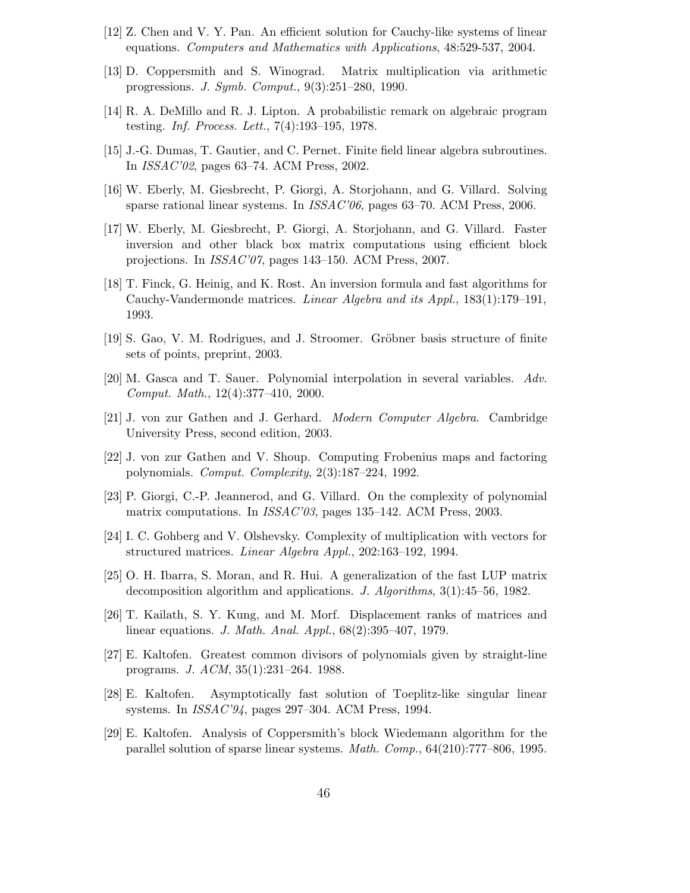[12] Z. Chen and V. Y. Pan. An efficient solution for Cauchy-like systems of linear equations. *Computers and Mathematics with Applications*, 48:529-537, 2004.

[13] D. Coppersmith and S. Winograd. Matrix multiplication via arithmetic progressions. *J. Symb. Comput.*, 9(3):251–280, 1990.

[14] R. A. DeMillo and R. J. Lipton. A probabilistic remark on algebraic program testing. *Inf. Process. Lett.*, 7(4):193–195, 1978.

[15] J.-G. Dumas, T. Gautier, and C. Pernet. Finite field linear algebra subroutines. In *ISSAC'02*, pages 63–74. ACM Press, 2002.

[16] W. Eberly, M. Giesbrecht, P. Giorgi, A. Storjohann, and G. Villard. Solving sparse rational linear systems. In *ISSAC'06*, pages 63–70. ACM Press, 2006.

[17] W. Eberly, M. Giesbrecht, P. Giorgi, A. Storjohann, and G. Villard. Faster inversion and other black box matrix computations using efficient block projections. In *ISSAC'07*, pages 143–150. ACM Press, 2007.

[18] T. Finck, G. Heinig, and K. Rost. An inversion formula and fast algorithms for Cauchy-Vandermonde matrices. *Linear Algebra and its Appl.*, 183(1):179–191, 1993.

[19] S. Gao, V. M. Rodrigues, and J. Stroomer. Gröbner basis structure of finite sets of points, preprint, 2003.

[20] M. Gasca and T. Sauer. Polynomial interpolation in several variables. *Adv. Comput. Math.*, 12(4):377–410, 2000.

[21] J. von zur Gathen and J. Gerhard. *Modern Computer Algebra*. Cambridge University Press, second edition, 2003.

[22] J. von zur Gathen and V. Shoup. Computing Frobenius maps and factoring polynomials. *Comput. Complexity*, 2(3):187–224, 1992.

[23] P. Giorgi, C.-P. Jeannerod, and G. Villard. On the complexity of polynomial matrix computations. In *ISSAC'03*, pages 135–142. ACM Press, 2003.

[24] I. C. Gohberg and V. Olshevsky. Complexity of multiplication with vectors for structured matrices. *Linear Algebra Appl.*, 202:163–192, 1994.

[25] O. H. Ibarra, S. Moran, and R. Hui. A generalization of the fast LUP matrix decomposition algorithm and applications. *J. Algorithms*, 3(1):45–56, 1982.

[26] T. Kailath, S. Y. Kung, and M. Morf. Displacement ranks of matrices and linear equations. *J. Math. Anal. Appl.*, 68(2):395–407, 1979.

[27] E. Kaltofen. Greatest common divisors of polynomials given by straight-line programs. *J. ACM*, 35(1):231–264. 1988.

[28] E. Kaltofen. Asymptotically fast solution of Toeplitz-like singular linear systems. In *ISSAC'94*, pages 297–304. ACM Press, 1994.

[29] E. Kaltofen. Analysis of Coppersmith's block Wiedemann algorithm for the parallel solution of sparse linear systems. *Math. Comp.*, 64(210):777–806, 1995.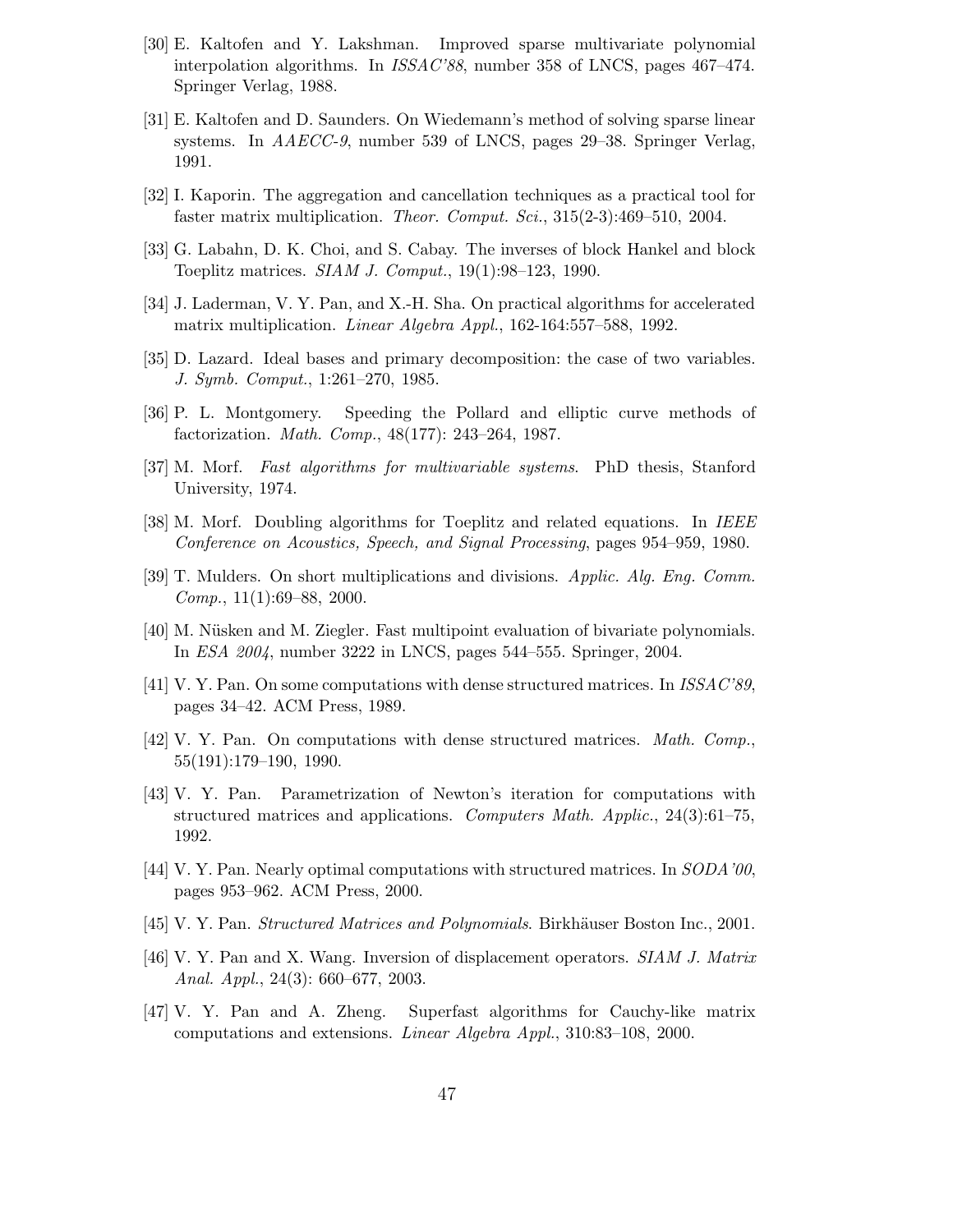[30] E. Kaltofen and Y. Lakshman. Improved sparse multivariate polynomial interpolation algorithms. In *ISSAC'88*, number 358 of LNCS, pages 467–474. Springer Verlag, 1988.

[31] E. Kaltofen and D. Saunders. On Wiedemann's method of solving sparse linear systems. In *AAECC-9*, number 539 of LNCS, pages 29–38. Springer Verlag, 1991.

[32] I. Kaporin. The aggregation and cancellation techniques as a practical tool for faster matrix multiplication. *Theor. Comput. Sci.*, 315(2-3):469–510, 2004.

[33] G. Labahn, D. K. Choi, and S. Cabay. The inverses of block Hankel and block Toeplitz matrices. *SIAM J. Comput.*, 19(1):98–123, 1990.

[34] J. Laderman, V. Y. Pan, and X.-H. Sha. On practical algorithms for accelerated matrix multiplication. *Linear Algebra Appl.*, 162-164:557–588, 1992.

[35] D. Lazard. Ideal bases and primary decomposition: the case of two variables. *J. Symb. Comput.*, 1:261–270, 1985.

[36] P. L. Montgomery. Speeding the Pollard and elliptic curve methods of factorization. *Math. Comp.*, 48(177): 243–264, 1987.

[37] M. Morf. *Fast algorithms for multivariable systems*. PhD thesis, Stanford University, 1974.

[38] M. Morf. Doubling algorithms for Toeplitz and related equations. In *IEEE Conference on Acoustics, Speech, and Signal Processing*, pages 954–959, 1980.

[39] T. Mulders. On short multiplications and divisions. *Applic. Alg. Eng. Comm. Comp.*, 11(1):69–88, 2000.

[40] M. Nüsken and M. Ziegler. Fast multipoint evaluation of bivariate polynomials. In *ESA 2004*, number 3222 in LNCS, pages 544–555. Springer, 2004.

[41] V. Y. Pan. On some computations with dense structured matrices. In *ISSAC'89*, pages 34–42. ACM Press, 1989.

[42] V. Y. Pan. On computations with dense structured matrices. *Math. Comp.*, 55(191):179–190, 1990.

[43] V. Y. Pan. Parametrization of Newton's iteration for computations with structured matrices and applications. *Computers Math. Applic.*, 24(3):61–75, 1992.

[44] V. Y. Pan. Nearly optimal computations with structured matrices. In *SODA'00*, pages 953–962. ACM Press, 2000.

[45] V. Y. Pan. *Structured Matrices and Polynomials*. Birkhäuser Boston Inc., 2001.

[46] V. Y. Pan and X. Wang. Inversion of displacement operators. *SIAM J. Matrix Anal. Appl.*, 24(3): 660–677, 2003.

[47] V. Y. Pan and A. Zheng. Superfast algorithms for Cauchy-like matrix computations and extensions. *Linear Algebra Appl.*, 310:83–108, 2000.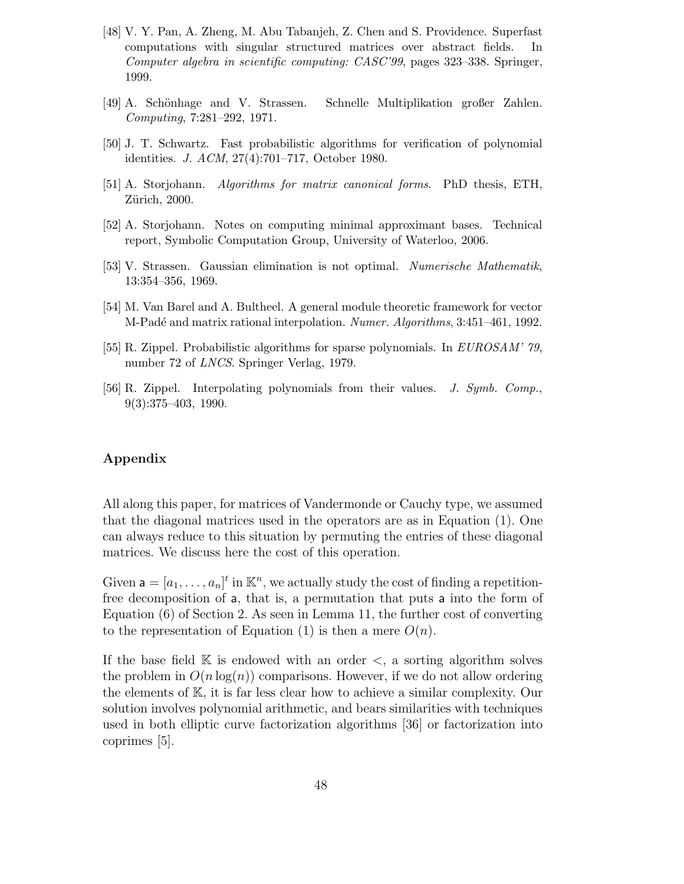[48] V. Y. Pan, A. Zheng, M. Abu Tabanjeh, Z. Chen and S. Providence. Superfast computations with singular structured matrices over abstract fields. In *Computer algebra in scientific computing: CASC'99*, pages 323–338. Springer, 1999.

[49] A. Schönhage and V. Strassen. Schnelle Multiplikation großer Zahlen. *Computing*, 7:281–292, 1971.

[50] J. T. Schwartz. Fast probabilistic algorithms for verification of polynomial identities. *J. ACM*, 27(4):701–717, October 1980.

[51] A. Storjohann. *Algorithms for matrix canonical forms.* PhD thesis, ETH, Zürich, 2000.

[52] A. Storjohann. Notes on computing minimal approximant bases. Technical report, Symbolic Computation Group, University of Waterloo, 2006.

[53] V. Strassen. Gaussian elimination is not optimal. *Numerische Mathematik*, 13:354–356, 1969.

[54] M. Van Barel and A. Bultheel. A general module theoretic framework for vector M-Padé and matrix rational interpolation. *Numer. Algorithms*, 3:451–461, 1992.

[55] R. Zippel. Probabilistic algorithms for sparse polynomials. In *EUROSAM' 79*, number 72 of *LNCS*. Springer Verlag, 1979.

[56] R. Zippel. Interpolating polynomials from their values. *J. Symb. Comp.*, 9(3):375–403, 1990.

## Appendix

All along this paper, for matrices of Vandermonde or Cauchy type, we assumed that the diagonal matrices used in the operators are as in Equation (1). One can always reduce to this situation by permuting the entries of these diagonal matrices. We discuss here the cost of this operation.

Given $\mathsf{a} = [a_1, \ldots, a_n]^t$ in $\mathbb{K}^n$, we actually study the cost of finding a repetition-free decomposition of $\mathsf{a}$, that is, a permutation that puts $\mathsf{a}$ into the form of Equation (6) of Section 2. As seen in Lemma 11, the further cost of converting to the representation of Equation (1) is then a mere $O(n)$.

If the base field $\mathbb{K}$ is endowed with an order $<$, a sorting algorithm solves the problem in $O(n \log(n))$ comparisons. However, if we do not allow ordering the elements of $\mathbb{K}$, it is far less clear how to achieve a similar complexity. Our solution involves polynomial arithmetic, and bears similarities with techniques used in both elliptic curve factorization algorithms [36] or factorization into coprimes [5].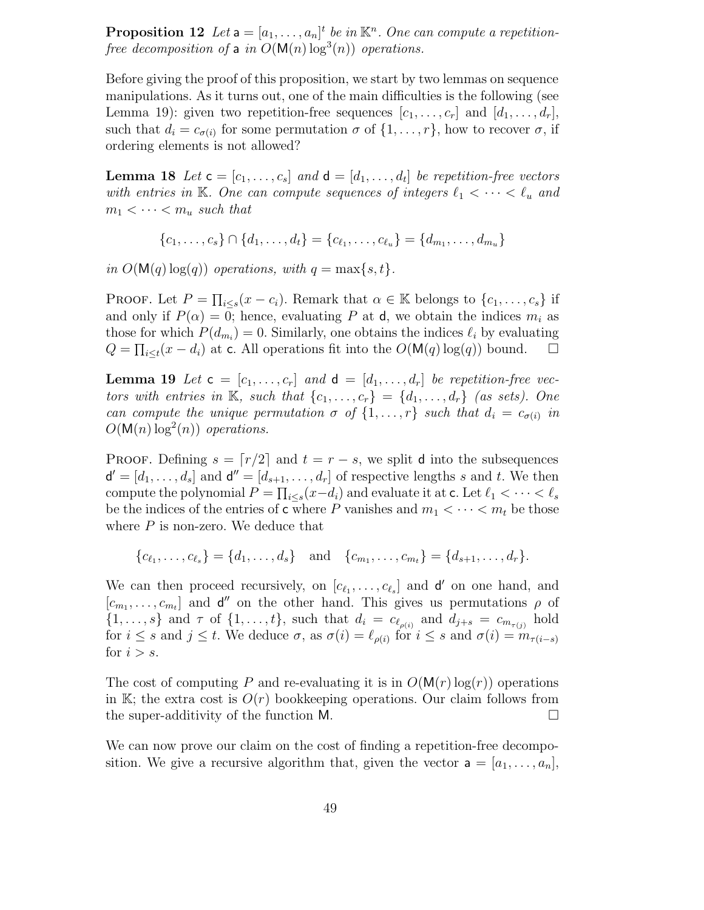**Proposition 12** *Let* $\mathsf{a} = [a_1, \ldots, a_n]^t$ *be in* $\mathbb{K}^n$. *One can compute a repetition-free decomposition of* $\mathsf{a}$ *in* $O(\mathsf{M}(n)\log^3(n))$ *operations.*

Before giving the proof of this proposition, we start by two lemmas on sequence manipulations. As it turns out, one of the main difficulties is the following (see Lemma 19): given two repetition-free sequences $[c_1, \ldots, c_r]$ and $[d_1, \ldots, d_r]$, such that $d_i = c_{\sigma(i)}$ for some permutation $\sigma$ of $\{1, \ldots, r\}$, how to recover $\sigma$, if ordering elements is not allowed?

**Lemma 18** *Let* $\mathsf{c} = [c_1, \ldots, c_s]$ *and* $\mathsf{d} = [d_1, \ldots, d_t]$ *be repetition-free vectors with entries in* $\mathbb{K}$. *One can compute sequences of integers* $\ell_1 < \cdots < \ell_u$ *and* $m_1 < \cdots < m_u$ *such that*

$$\{c_1, \ldots, c_s\} \cap \{d_1, \ldots, d_t\} = \{c_{\ell_1}, \ldots, c_{\ell_u}\} = \{d_{m_1}, \ldots, d_{m_u}\}$$

*in* $O(\mathsf{M}(q)\log(q))$ *operations, with* $q = \max\{s, t\}$.

Proof. Let $P = \prod_{i \le s}(x - c_i)$. Remark that $\alpha \in \mathbb{K}$ belongs to $\{c_1, \ldots, c_s\}$ if and only if $P(\alpha) = 0$; hence, evaluating $P$ at $\mathsf{d}$, we obtain the indices $m_i$ as those for which $P(d_{m_i}) = 0$. Similarly, one obtains the indices $\ell_i$ by evaluating $Q = \prod_{i \le t}(x - d_i)$ at $\mathsf{c}$. All operations fit into the $O(\mathsf{M}(q)\log(q))$ bound. □

**Lemma 19** *Let* $\mathsf{c} = [c_1, \ldots, c_r]$ *and* $\mathsf{d} = [d_1, \ldots, d_r]$ *be repetition-free vectors with entries in* $\mathbb{K}$, *such that* $\{c_1, \ldots, c_r\} = \{d_1, \ldots, d_r\}$ *(as sets). One can compute the unique permutation* $\sigma$ *of* $\{1, \ldots, r\}$ *such that* $d_i = c_{\sigma(i)}$ *in* $O(\mathsf{M}(n)\log^2(n))$ *operations.*

Proof. Defining $s = \lceil r/2 \rceil$ and $t = r - s$, we split $\mathsf{d}$ into the subsequences $\mathsf{d}' = [d_1, \ldots, d_s]$ and $\mathsf{d}'' = [d_{s+1}, \ldots, d_r]$ of respective lengths $s$ and $t$. We then compute the polynomial $P = \prod_{i \le s}(x - d_i)$ and evaluate it at $\mathsf{c}$. Let $\ell_1 < \cdots < \ell_s$ be the indices of the entries of $\mathsf{c}$ where $P$ vanishes and $m_1 < \cdots < m_t$ be those where $P$ is non-zero. We deduce that

$$\{c_{\ell_1}, \ldots, c_{\ell_s}\} = \{d_1, \ldots, d_s\} \quad \text{and} \quad \{c_{m_1}, \ldots, c_{m_t}\} = \{d_{s+1}, \ldots, d_r\}.$$

We can then proceed recursively, on $[c_{\ell_1}, \ldots, c_{\ell_s}]$ and $\mathsf{d}'$ on one hand, and $[c_{m_1}, \ldots, c_{m_t}]$ and $\mathsf{d}''$ on the other hand. This gives us permutations $\rho$ of $\{1, \ldots, s\}$ and $\tau$ of $\{1, \ldots, t\}$, such that $d_i = c_{\ell_{\rho(i)}}$ and $d_{j+s} = c_{m_{\tau(j)}}$ hold for $i \le s$ and $j \le t$. We deduce $\sigma$, as $\sigma(i) = \ell_{\rho(i)}$ for $i \le s$ and $\sigma(i) = m_{\tau(i-s)}$ for $i > s$.

The cost of computing $P$ and re-evaluating it is in $O(\mathsf{M}(r)\log(r))$ operations in $\mathbb{K}$; the extra cost is $O(r)$ bookkeeping operations. Our claim follows from the super-additivity of the function $\mathsf{M}$. □

We can now prove our claim on the cost of finding a repetition-free decomposition. We give a recursive algorithm that, given the vector $\mathsf{a} = [a_1, \ldots, a_n]$,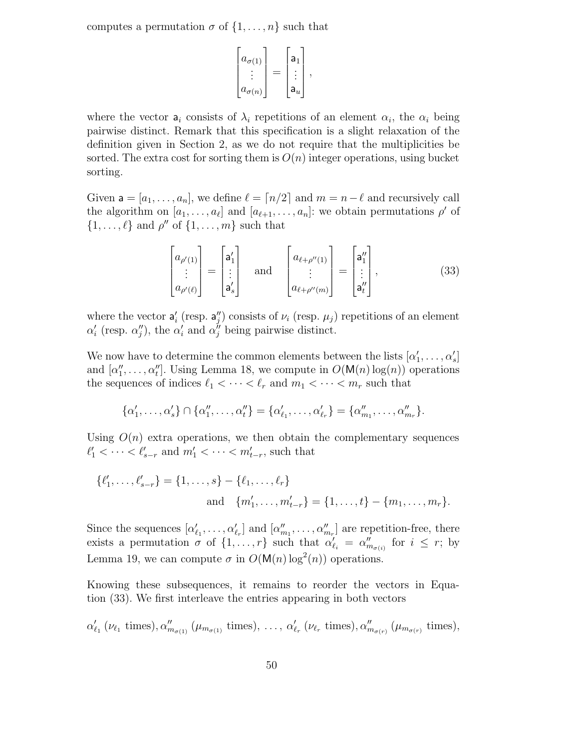computes a permutation $\sigma$ of $\{1, \ldots, n\}$ such that

$$\begin{bmatrix} a_{\sigma(1)} \\ \vdots \\ a_{\sigma(n)} \end{bmatrix} = \begin{bmatrix} \mathsf{a}_1 \\ \vdots \\ \mathsf{a}_u \end{bmatrix},$$

where the vector $\mathsf{a}_i$ consists of $\lambda_i$ repetitions of an element $\alpha_i$, the $\alpha_i$ being pairwise distinct. Remark that this specification is a slight relaxation of the definition given in Section 2, as we do not require that the multiplicities be sorted. The extra cost for sorting them is $O(n)$ integer operations, using bucket sorting.

Given $\mathsf{a} = [a_1, \ldots, a_n]$, we define $\ell = \lceil n/2 \rceil$ and $m = n - \ell$ and recursively call the algorithm on $[a_1, \ldots, a_\ell]$ and $[a_{\ell+1}, \ldots, a_n]$: we obtain permutations $\rho'$ of $\{1, \ldots, \ell\}$ and $\rho''$ of $\{1, \ldots, m\}$ such that

$$\begin{bmatrix} a_{\rho'(1)} \\ \vdots \\ a_{\rho'(\ell)} \end{bmatrix} = \begin{bmatrix} \mathsf{a}'_1 \\ \vdots \\ \mathsf{a}'_s \end{bmatrix} \quad \text{and} \quad \begin{bmatrix} a_{\ell+\rho''(1)} \\ \vdots \\ a_{\ell+\rho''(m)} \end{bmatrix} = \begin{bmatrix} \mathsf{a}''_1 \\ \vdots \\ \mathsf{a}''_t \end{bmatrix}, \tag{33}$$

where the vector $\mathsf{a}'_i$ (resp. $\mathsf{a}''_j$) consists of $\nu_i$ (resp. $\mu_j$) repetitions of an element $\alpha'_i$ (resp. $\alpha''_j$), the $\alpha'_i$ and $\alpha''_j$ being pairwise distinct.

We now have to determine the common elements between the lists $[\alpha'_1, \ldots, \alpha'_s]$ and $[\alpha''_1, \ldots, \alpha''_t]$. Using Lemma 18, we compute in $O(\mathsf{M}(n)\log(n))$ operations the sequences of indices $\ell_1 < \cdots < \ell_r$ and $m_1 < \cdots < m_r$ such that

$$\{\alpha'_1, \ldots, \alpha'_s\} \cap \{\alpha''_1, \ldots, \alpha''_t\} = \{\alpha'_{\ell_1}, \ldots, \alpha'_{\ell_r}\} = \{\alpha''_{m_1}, \ldots, \alpha''_{m_r}\}.$$

Using $O(n)$ extra operations, we then obtain the complementary sequences $\ell'_1 < \cdots < \ell'_{s-r}$ and $m'_1 < \cdots < m'_{t-r}$, such that

$$\{\ell'_1, \ldots, \ell'_{s-r}\} = \{1, \ldots, s\} - \{\ell_1, \ldots, \ell_r\} \quad \text{and} \quad \{m'_1, \ldots, m'_{t-r}\} = \{1, \ldots, t\} - \{m_1, \ldots, m_r\}.$$

Since the sequences $[\alpha'_{\ell_1}, \ldots, \alpha'_{\ell_r}]$ and $[\alpha''_{m_1}, \ldots, \alpha''_{m_r}]$ are repetition-free, there exists a permutation $\sigma$ of $\{1, \ldots, r\}$ such that $\alpha'_{\ell_i} = \alpha''_{m_{\sigma(i)}}$ for $i \leq r$; by Lemma 19, we can compute $\sigma$ in $O(\mathsf{M}(n)\log^2(n))$ operations.

Knowing these subsequences, it remains to reorder the vectors in Equation (33). We first interleave the entries appearing in both vectors

$\alpha'_{\ell_1}$ ($\nu_{\ell_1}$ times), $\alpha''_{m_{\sigma(1)}}$ ($\mu_{m_{\sigma(1)}}$ times), $\ldots$, $\alpha'_{\ell_r}$ ($\nu_{\ell_r}$ times), $\alpha''_{m_{\sigma(r)}}$ ($\mu_{m_{\sigma(r)}}$ times),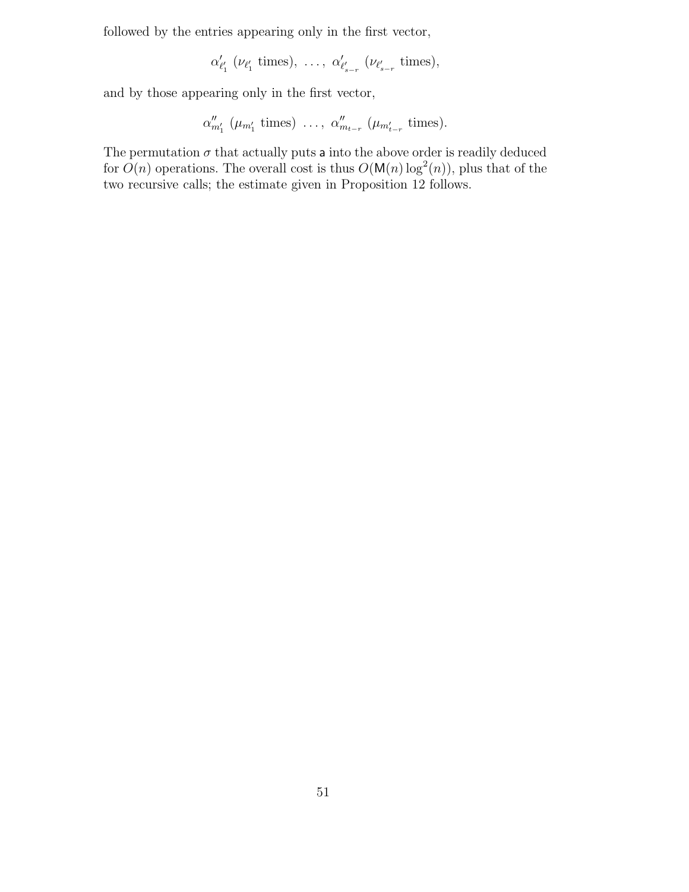followed by the entries appearing only in the first vector,

$$\alpha'_{\ell'_1}\ (\nu_{\ell'_1}\ \text{times}),\ \ldots,\ \alpha'_{\ell'_{s-r}}\ (\nu_{\ell'_{s-r}}\ \text{times}),$$

and by those appearing only in the first vector,

$$\alpha''_{m'_1}\ (\mu_{m'_1}\ \text{times})\ \ldots,\ \alpha''_{m_{t-r}}\ (\mu_{m'_{t-r}}\ \text{times}).$$

The permutation $\sigma$ that actually puts $\mathsf{a}$ into the above order is readily deduced for $O(n)$ operations. The overall cost is thus $O(\mathsf{M}(n)\log^2(n))$, plus that of the two recursive calls; the estimate given in Proposition 12 follows.